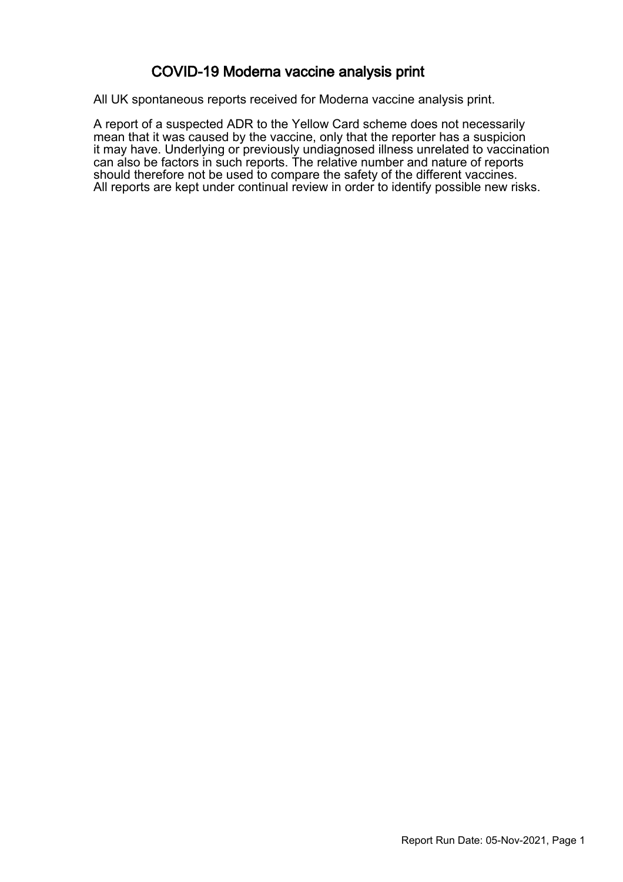# COVID-19 Moderna vaccine analysis print

All UK spontaneous reports received for Moderna vaccine analysis print.

A report of a suspected ADR to the Yellow Card scheme does not necessarily mean that it was caused by the vaccine, only that the reporter has a suspicion it may have. Underlying or previously undiagnosed illness unrelated to vaccination can also be factors in such reports. The relative number and nature of reports should therefore not be used to compare the safety of the different vaccines. All reports are kept under continual review in order to identify possible new risks.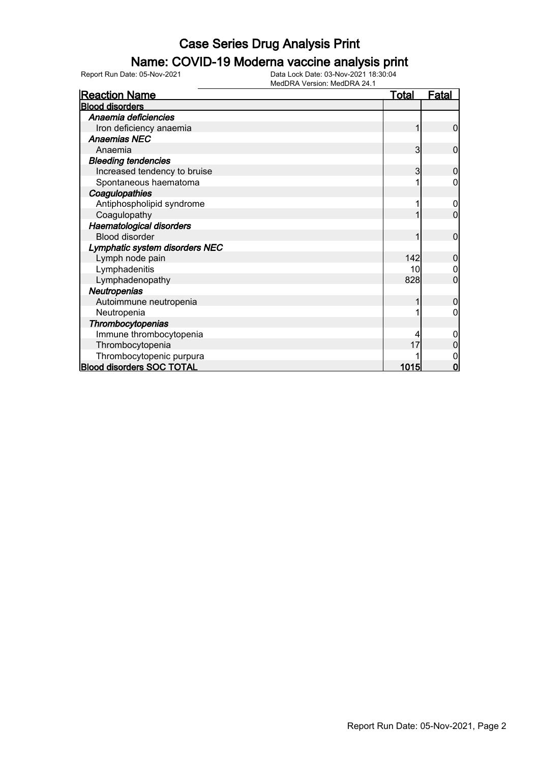# Case Series Drug Analysis Print

## Name: COVID-19 Moderna vaccine analysis print

Report Run Date: 05-Nov-2021

Data Lock Date: 03-Nov-2021 18:30:04

MedDRA Version: MedDRA 24.1

| Reaction Name | Total | Fatal |
|---|---|---|
| **Blood disorders** | | |
| *Anaemia deficiencies* | | |
| Iron deficiency anaemia | 1 | 0 |
| *Anaemias NEC* | | |
| Anaemia | 3 | 0 |
| *Bleeding tendencies* | | |
| Increased tendency to bruise | 3 | 0 |
| Spontaneous haematoma | 1 | 0 |
| *Coagulopathies* | | |
| Antiphospholipid syndrome | 1 | 0 |
| Coagulopathy | 1 | 0 |
| *Haematological disorders* | | |
| Blood disorder | 1 | 0 |
| *Lymphatic system disorders NEC* | | |
| Lymph node pain | 142 | 0 |
| Lymphadenitis | 10 | 0 |
| Lymphadenopathy | 828 | 0 |
| *Neutropenias* | | |
| Autoimmune neutropenia | 1 | 0 |
| Neutropenia | 1 | 0 |
| *Thrombocytopenias* | | |
| Immune thrombocytopenia | 4 | 0 |
| Thrombocytopenia | 17 | 0 |
| Thrombocytopenic purpura | 1 | 0 |
| **Blood disorders SOC TOTAL** | **1015** | **0** |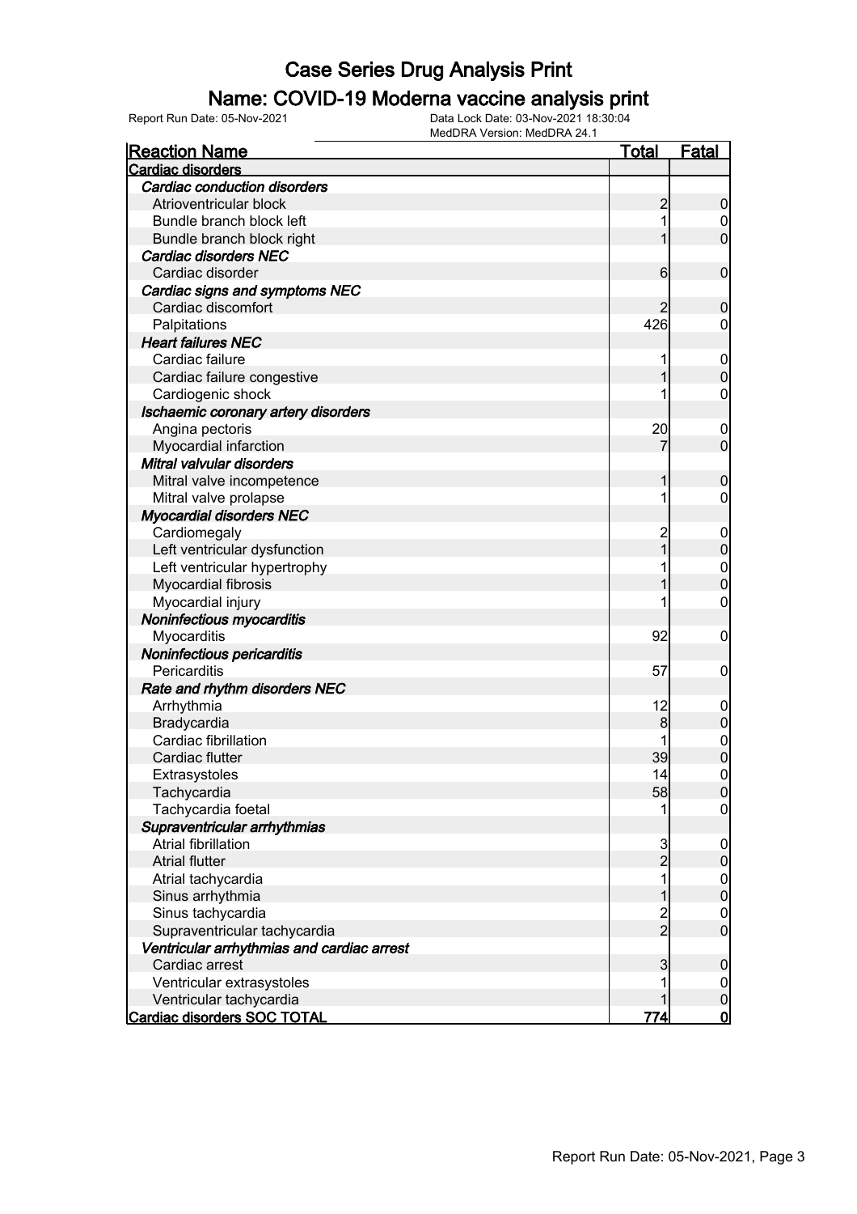# Case Series Drug Analysis Print

## Name: COVID-19 Moderna vaccine analysis print

Report Run Date: 05-Nov-2021 Data Lock Date: 03-Nov-2021 18:30:04
MedDRA Version: MedDRA 24.1

| Reaction Name | Total | Fatal |
|---|---|---|
| **Cardiac disorders** | | |
| ***Cardiac conduction disorders*** | | |
| Atrioventricular block | 2 | 0 |
| Bundle branch block left | 1 | 0 |
| Bundle branch block right | 1 | 0 |
| ***Cardiac disorders NEC*** | | |
| Cardiac disorder | 6 | 0 |
| ***Cardiac signs and symptoms NEC*** | | |
| Cardiac discomfort | 2 | 0 |
| Palpitations | 426 | 0 |
| ***Heart failures NEC*** | | |
| Cardiac failure | 1 | 0 |
| Cardiac failure congestive | 1 | 0 |
| Cardiogenic shock | 1 | 0 |
| ***Ischaemic coronary artery disorders*** | | |
| Angina pectoris | 20 | 0 |
| Myocardial infarction | 7 | 0 |
| ***Mitral valvular disorders*** | | |
| Mitral valve incompetence | 1 | 0 |
| Mitral valve prolapse | 1 | 0 |
| ***Myocardial disorders NEC*** | | |
| Cardiomegaly | 2 | 0 |
| Left ventricular dysfunction | 1 | 0 |
| Left ventricular hypertrophy | 1 | 0 |
| Myocardial fibrosis | 1 | 0 |
| Myocardial injury | 1 | 0 |
| ***Noninfectious myocarditis*** | | |
| Myocarditis | 92 | 0 |
| ***Noninfectious pericarditis*** | | |
| Pericarditis | 57 | 0 |
| ***Rate and rhythm disorders NEC*** | | |
| Arrhythmia | 12 | 0 |
| Bradycardia | 8 | 0 |
| Cardiac fibrillation | 1 | 0 |
| Cardiac flutter | 39 | 0 |
| Extrasystoles | 14 | 0 |
| Tachycardia | 58 | 0 |
| Tachycardia foetal | 1 | 0 |
| ***Supraventricular arrhythmias*** | | |
| Atrial fibrillation | 3 | 0 |
| Atrial flutter | 2 | 0 |
| Atrial tachycardia | 1 | 0 |
| Sinus arrhythmia | 1 | 0 |
| Sinus tachycardia | 2 | 0 |
| Supraventricular tachycardia | 2 | 0 |
| ***Ventricular arrhythmias and cardiac arrest*** | | |
| Cardiac arrest | 3 | 0 |
| Ventricular extrasystoles | 1 | 0 |
| Ventricular tachycardia | 1 | 0 |
| **Cardiac disorders SOC TOTAL** | **774** | **0** |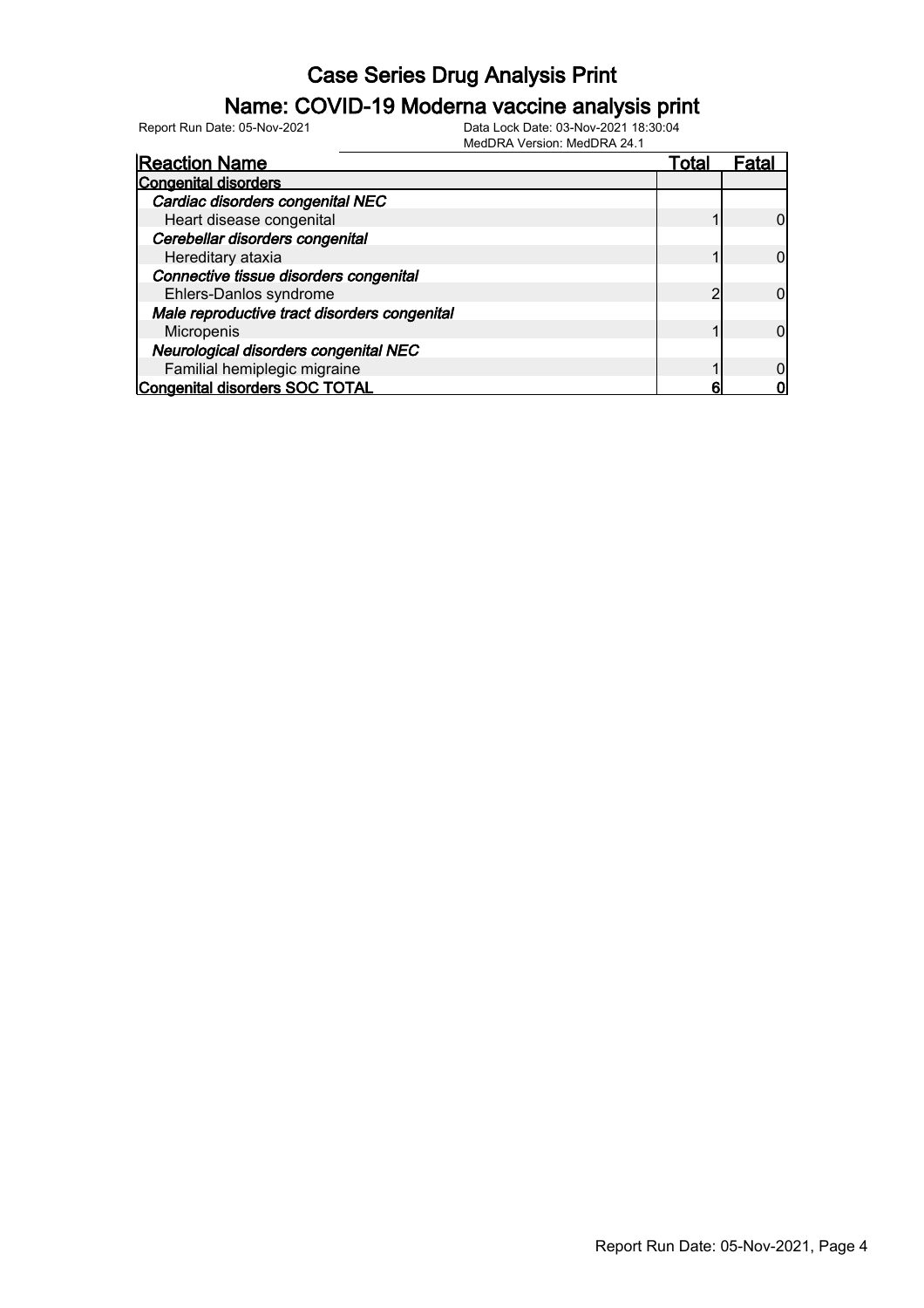# Case Series Drug Analysis Print

## Name: COVID-19 Moderna vaccine analysis print

Report Run Date: 05-Nov-2021

Data Lock Date: 03-Nov-2021 18:30:04
MedDRA Version: MedDRA 24.1

| Reaction Name | Total | Fatal |
|---|---|---|
| **Congenital disorders** | | |
| *Cardiac disorders congenital NEC* | | |
| Heart disease congenital | 1 | 0 |
| *Cerebellar disorders congenital* | | |
| Hereditary ataxia | 1 | 0 |
| *Connective tissue disorders congenital* | | |
| Ehlers-Danlos syndrome | 2 | 0 |
| *Male reproductive tract disorders congenital* | | |
| Micropenis | 1 | 0 |
| *Neurological disorders congenital NEC* | | |
| Familial hemiplegic migraine | 1 | 0 |
| **Congenital disorders SOC TOTAL** | **6** | **0** |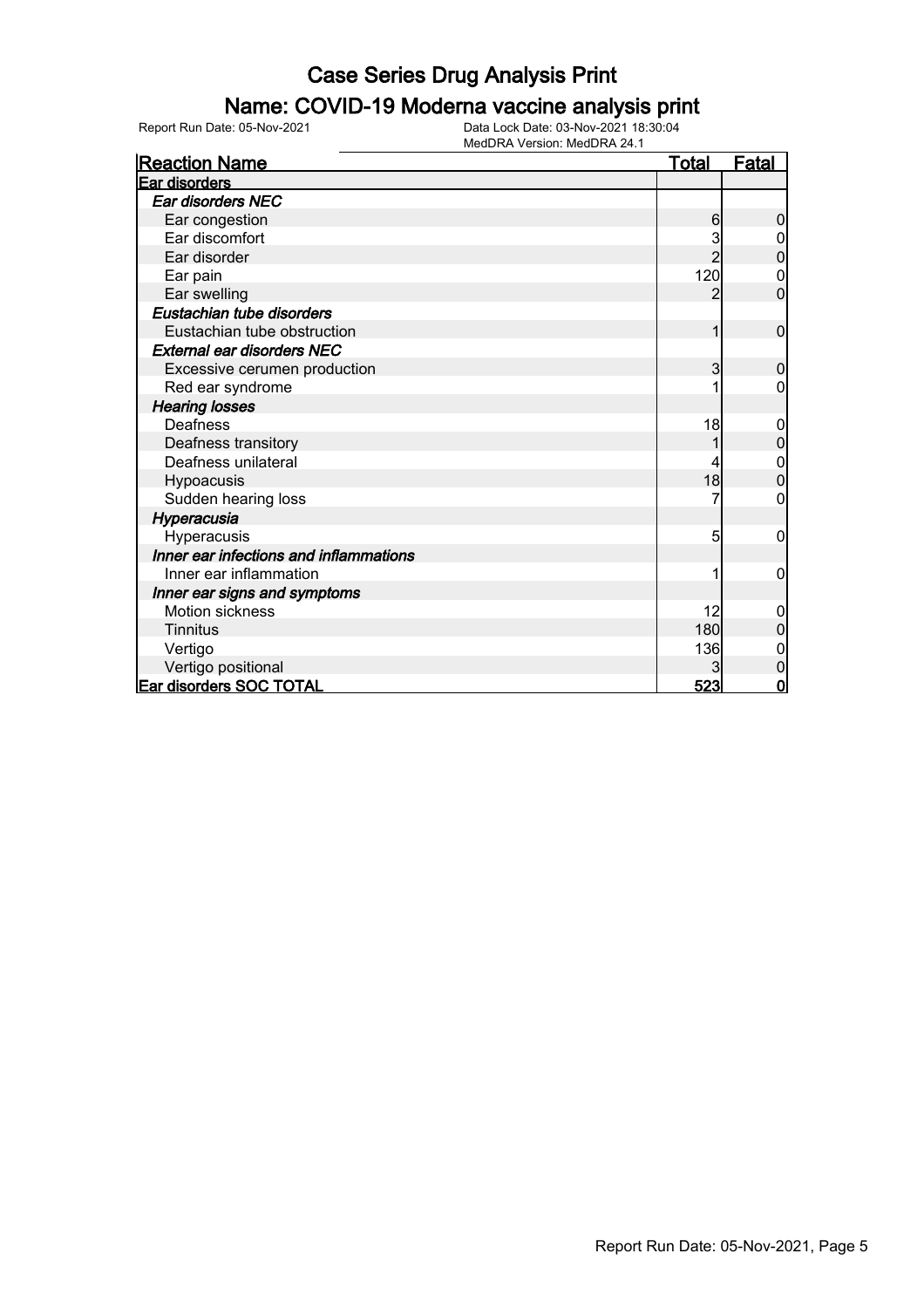# Case Series Drug Analysis Print

## Name: COVID-19 Moderna vaccine analysis print

Report Run Date: 05-Nov-2021

Data Lock Date: 03-Nov-2021 18:30:04

MedDRA Version: MedDRA 24.1

| Reaction Name | Total | Fatal |
|---|---|---|
| **Ear disorders** | | |
| ***Ear disorders NEC*** | | |
| Ear congestion | 6 | 0 |
| Ear discomfort | 3 | 0 |
| Ear disorder | 2 | 0 |
| Ear pain | 120 | 0 |
| Ear swelling | 2 | 0 |
| ***Eustachian tube disorders*** | | |
| Eustachian tube obstruction | 1 | 0 |
| ***External ear disorders NEC*** | | |
| Excessive cerumen production | 3 | 0 |
| Red ear syndrome | 1 | 0 |
| ***Hearing losses*** | | |
| Deafness | 18 | 0 |
| Deafness transitory | 1 | 0 |
| Deafness unilateral | 4 | 0 |
| Hypoacusis | 18 | 0 |
| Sudden hearing loss | 7 | 0 |
| ***Hyperacusia*** | | |
| Hyperacusis | 5 | 0 |
| ***Inner ear infections and inflammations*** | | |
| Inner ear inflammation | 1 | 0 |
| ***Inner ear signs and symptoms*** | | |
| Motion sickness | 12 | 0 |
| Tinnitus | 180 | 0 |
| Vertigo | 136 | 0 |
| Vertigo positional | 3 | 0 |
| **Ear disorders SOC TOTAL** | **523** | **0** |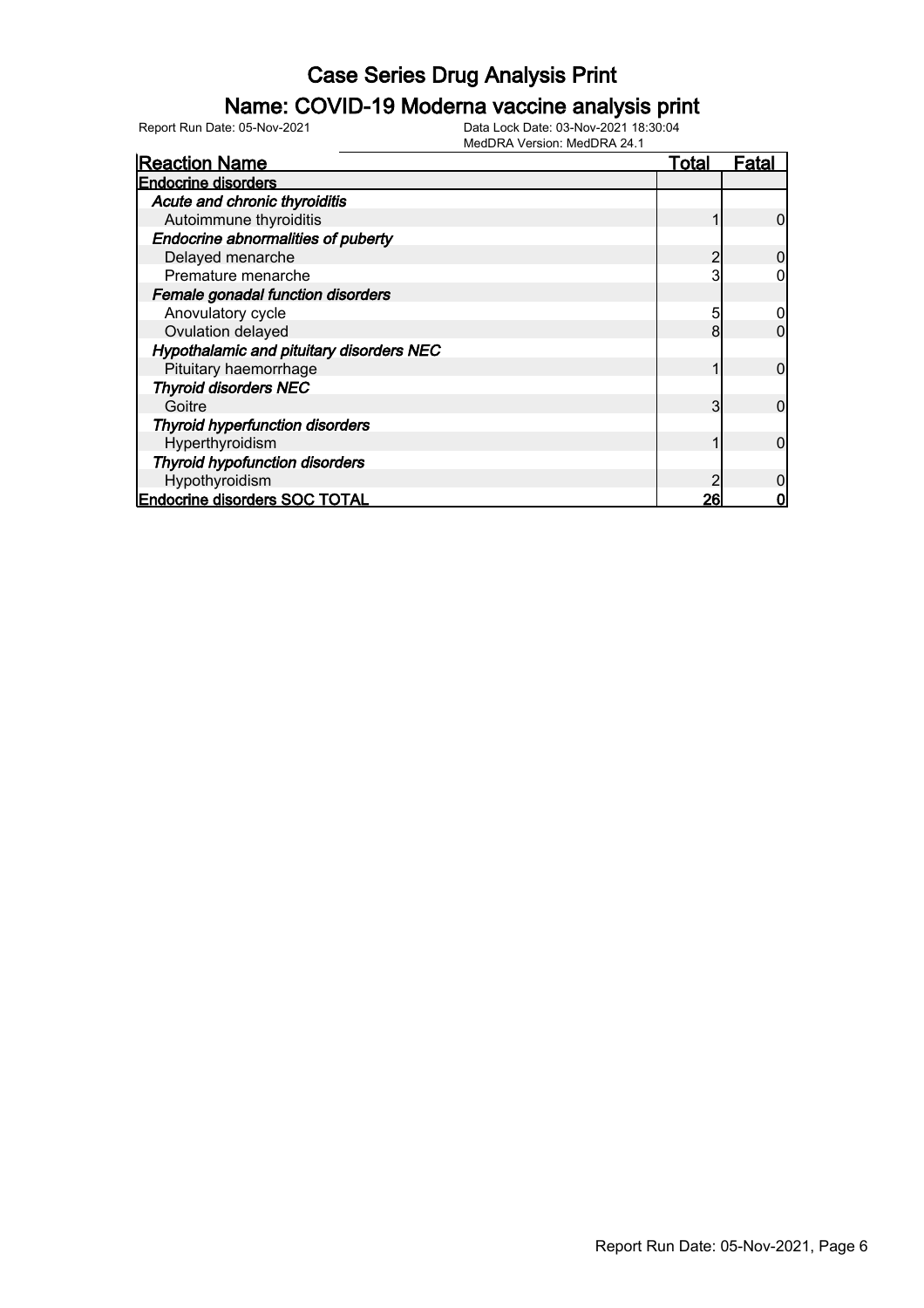# Case Series Drug Analysis Print

## Name: COVID-19 Moderna vaccine analysis print

Report Run Date: 05-Nov-2021

Data Lock Date: 03-Nov-2021 18:30:04
MedDRA Version: MedDRA 24.1

| Reaction Name | Total | Fatal |
|---|---|---|
| **Endocrine disorders** | | |
| ***Acute and chronic thyroiditis*** | | |
| Autoimmune thyroiditis | 1 | 0 |
| ***Endocrine abnormalities of puberty*** | | |
| Delayed menarche | 2 | 0 |
| Premature menarche | 3 | 0 |
| ***Female gonadal function disorders*** | | |
| Anovulatory cycle | 5 | 0 |
| Ovulation delayed | 8 | 0 |
| ***Hypothalamic and pituitary disorders NEC*** | | |
| Pituitary haemorrhage | 1 | 0 |
| ***Thyroid disorders NEC*** | | |
| Goitre | 3 | 0 |
| ***Thyroid hyperfunction disorders*** | | |
| Hyperthyroidism | 1 | 0 |
| ***Thyroid hypofunction disorders*** | | |
| Hypothyroidism | 2 | 0 |
| **Endocrine disorders SOC TOTAL** | **26** | **0** |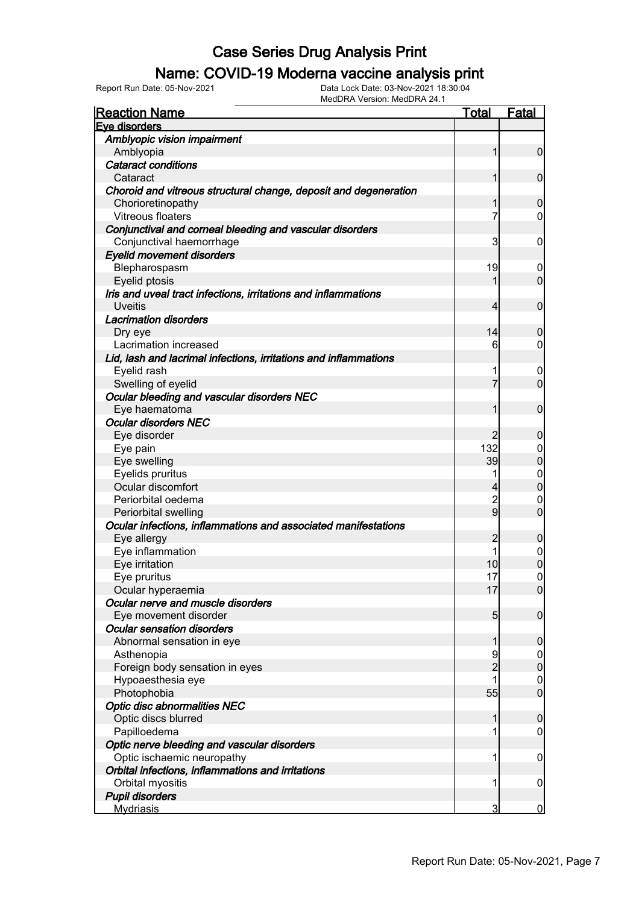# Case Series Drug Analysis Print

## Name: COVID-19 Moderna vaccine analysis print

Report Run Date: 05-Nov-2021

Data Lock Date: 03-Nov-2021 18:30:04

MedDRA Version: MedDRA 24.1

| Reaction Name | Total | Fatal |
|---|---|---|
| **Eye disorders** | | |
| ***Amblyopic vision impairment*** | | |
| Amblyopia | 1 | 0 |
| ***Cataract conditions*** | | |
| Cataract | 1 | 0 |
| ***Choroid and vitreous structural change, deposit and degeneration*** | | |
| Chorioretinopathy | 1 | 0 |
| Vitreous floaters | 7 | 0 |
| ***Conjunctival and corneal bleeding and vascular disorders*** | | |
| Conjunctival haemorrhage | 3 | 0 |
| ***Eyelid movement disorders*** | | |
| Blepharospasm | 19 | 0 |
| Eyelid ptosis | 1 | 0 |
| ***Iris and uveal tract infections, irritations and inflammations*** | | |
| Uveitis | 4 | 0 |
| ***Lacrimation disorders*** | | |
| Dry eye | 14 | 0 |
| Lacrimation increased | 6 | 0 |
| ***Lid, lash and lacrimal infections, irritations and inflammations*** | | |
| Eyelid rash | 1 | 0 |
| Swelling of eyelid | 7 | 0 |
| ***Ocular bleeding and vascular disorders NEC*** | | |
| Eye haematoma | 1 | 0 |
| ***Ocular disorders NEC*** | | |
| Eye disorder | 2 | 0 |
| Eye pain | 132 | 0 |
| Eye swelling | 39 | 0 |
| Eyelids pruritus | 1 | 0 |
| Ocular discomfort | 4 | 0 |
| Periorbital oedema | 2 | 0 |
| Periorbital swelling | 9 | 0 |
| ***Ocular infections, inflammations and associated manifestations*** | | |
| Eye allergy | 2 | 0 |
| Eye inflammation | 1 | 0 |
| Eye irritation | 10 | 0 |
| Eye pruritus | 17 | 0 |
| Ocular hyperaemia | 17 | 0 |
| ***Ocular nerve and muscle disorders*** | | |
| Eye movement disorder | 5 | 0 |
| ***Ocular sensation disorders*** | | |
| Abnormal sensation in eye | 1 | 0 |
| Asthenopia | 9 | 0 |
| Foreign body sensation in eyes | 2 | 0 |
| Hypoaesthesia eye | 1 | 0 |
| Photophobia | 55 | 0 |
| ***Optic disc abnormalities NEC*** | | |
| Optic discs blurred | 1 | 0 |
| Papilloedema | 1 | 0 |
| ***Optic nerve bleeding and vascular disorders*** | | |
| Optic ischaemic neuropathy | 1 | 0 |
| ***Orbital infections, inflammations and irritations*** | | |
| Orbital myositis | 1 | 0 |
| ***Pupil disorders*** | | |
| Mydriasis | 3 | 0 |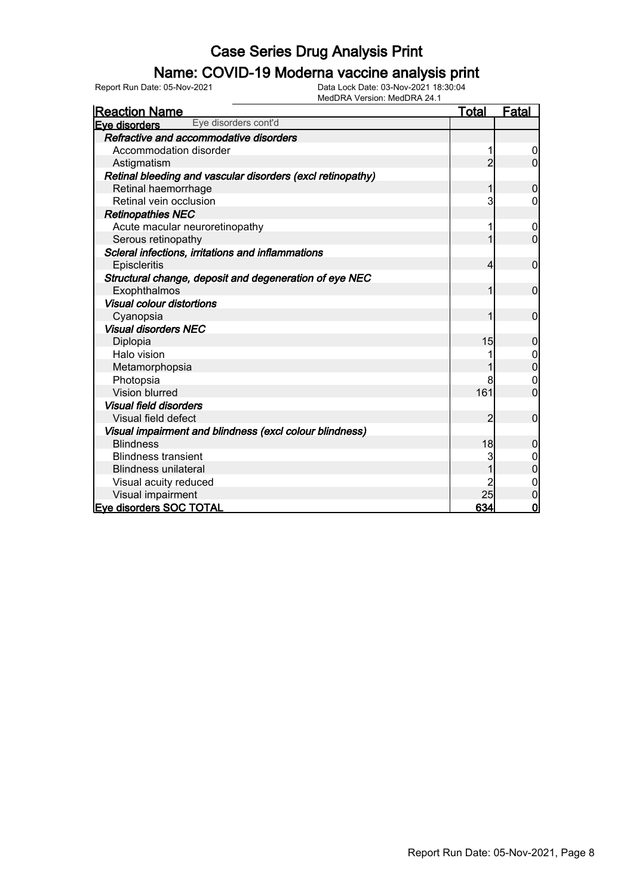# Case Series Drug Analysis Print

## Name: COVID-19 Moderna vaccine analysis print

Report Run Date: 05-Nov-2021
Data Lock Date: 03-Nov-2021 18:30:04
MedDRA Version: MedDRA 24.1

| Reaction Name | Total | Fatal |
|---|---|---|
| **Eye disorders** Eye disorders cont'd | | |
| ***Refractive and accommodative disorders*** | | |
| Accommodation disorder | 1 | 0 |
| Astigmatism | 2 | 0 |
| ***Retinal bleeding and vascular disorders (excl retinopathy)*** | | |
| Retinal haemorrhage | 1 | 0 |
| Retinal vein occlusion | 3 | 0 |
| ***Retinopathies NEC*** | | |
| Acute macular neuroretinopathy | 1 | 0 |
| Serous retinopathy | 1 | 0 |
| ***Scleral infections, irritations and inflammations*** | | |
| Episcleritis | 4 | 0 |
| ***Structural change, deposit and degeneration of eye NEC*** | | |
| Exophthalmos | 1 | 0 |
| ***Visual colour distortions*** | | |
| Cyanopsia | 1 | 0 |
| ***Visual disorders NEC*** | | |
| Diplopia | 15 | 0 |
| Halo vision | 1 | 0 |
| Metamorphopsia | 1 | 0 |
| Photopsia | 8 | 0 |
| Vision blurred | 161 | 0 |
| ***Visual field disorders*** | | |
| Visual field defect | 2 | 0 |
| ***Visual impairment and blindness (excl colour blindness)*** | | |
| Blindness | 18 | 0 |
| Blindness transient | 3 | 0 |
| Blindness unilateral | 1 | 0 |
| Visual acuity reduced | 2 | 0 |
| Visual impairment | 25 | 0 |
| **Eye disorders SOC TOTAL** | **634** | **0** |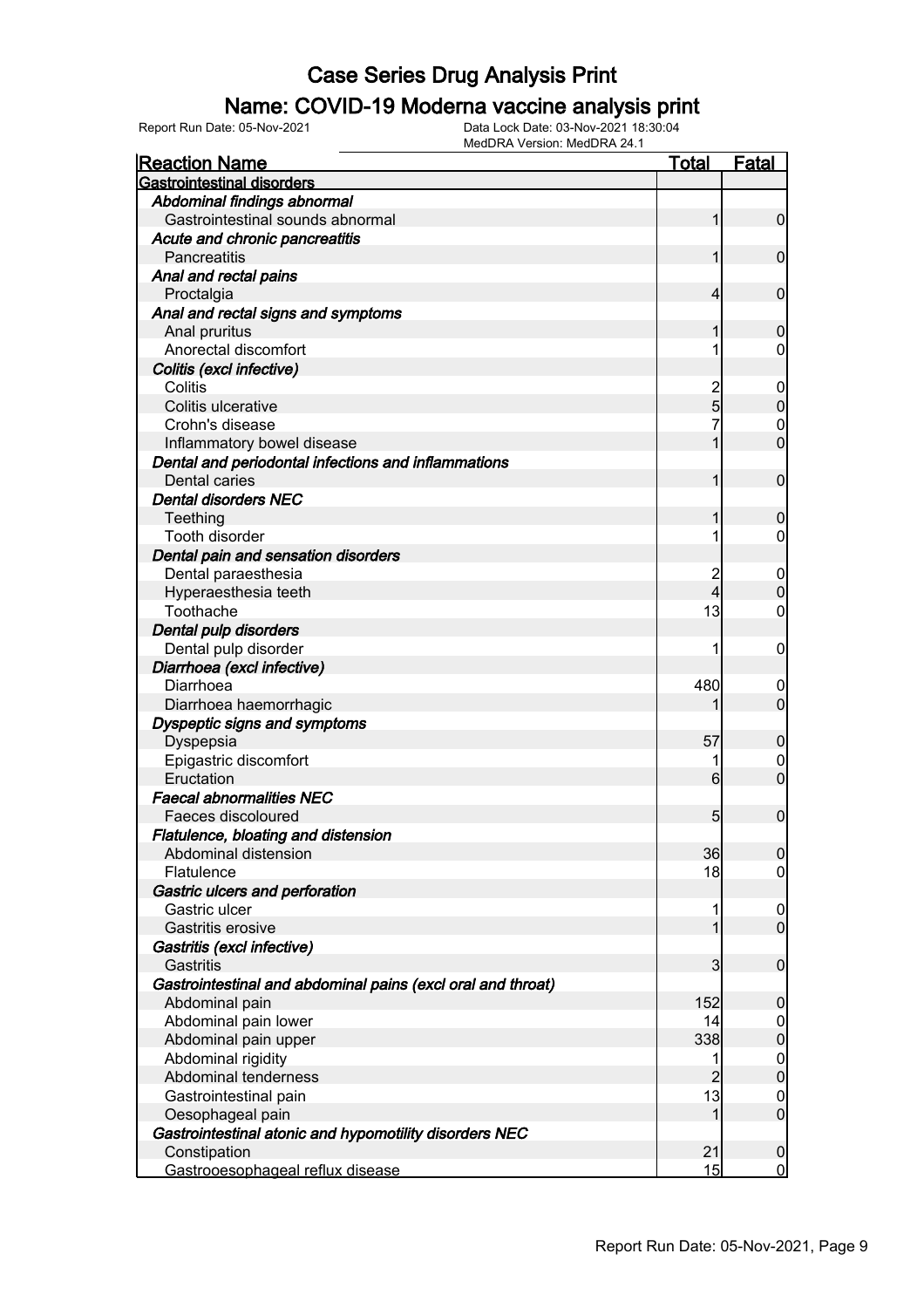# Case Series Drug Analysis Print

## Name: COVID-19 Moderna vaccine analysis print

Report Run Date: 05-Nov-2021 | Data Lock Date: 03-Nov-2021 18:30:04 | MedDRA Version: MedDRA 24.1

| Reaction Name | Total | Fatal |
|---|---|---|
| **Gastrointestinal disorders** | | |
| *Abdominal findings abnormal* | | |
| Gastrointestinal sounds abnormal | 1 | 0 |
| *Acute and chronic pancreatitis* | | |
| Pancreatitis | 1 | 0 |
| *Anal and rectal pains* | | |
| Proctalgia | 4 | 0 |
| *Anal and rectal signs and symptoms* | | |
| Anal pruritus | 1 | 0 |
| Anorectal discomfort | 1 | 0 |
| *Colitis (excl infective)* | | |
| Colitis | 2 | 0 |
| Colitis ulcerative | 5 | 0 |
| Crohn's disease | 7 | 0 |
| Inflammatory bowel disease | 1 | 0 |
| *Dental and periodontal infections and inflammations* | | |
| Dental caries | 1 | 0 |
| *Dental disorders NEC* | | |
| Teething | 1 | 0 |
| Tooth disorder | 1 | 0 |
| *Dental pain and sensation disorders* | | |
| Dental paraesthesia | 2 | 0 |
| Hyperaesthesia teeth | 4 | 0 |
| Toothache | 13 | 0 |
| *Dental pulp disorders* | | |
| Dental pulp disorder | 1 | 0 |
| *Diarrhoea (excl infective)* | | |
| Diarrhoea | 480 | 0 |
| Diarrhoea haemorrhagic | 1 | 0 |
| *Dyspeptic signs and symptoms* | | |
| Dyspepsia | 57 | 0 |
| Epigastric discomfort | 1 | 0 |
| Eructation | 6 | 0 |
| *Faecal abnormalities NEC* | | |
| Faeces discoloured | 5 | 0 |
| *Flatulence, bloating and distension* | | |
| Abdominal distension | 36 | 0 |
| Flatulence | 18 | 0 |
| *Gastric ulcers and perforation* | | |
| Gastric ulcer | 1 | 0 |
| Gastritis erosive | 1 | 0 |
| *Gastritis (excl infective)* | | |
| Gastritis | 3 | 0 |
| *Gastrointestinal and abdominal pains (excl oral and throat)* | | |
| Abdominal pain | 152 | 0 |
| Abdominal pain lower | 14 | 0 |
| Abdominal pain upper | 338 | 0 |
| Abdominal rigidity | 1 | 0 |
| Abdominal tenderness | 2 | 0 |
| Gastrointestinal pain | 13 | 0 |
| Oesophageal pain | 1 | 0 |
| *Gastrointestinal atonic and hypomotility disorders NEC* | | |
| Constipation | 21 | 0 |
| Gastrooesophageal reflux disease | 15 | 0 |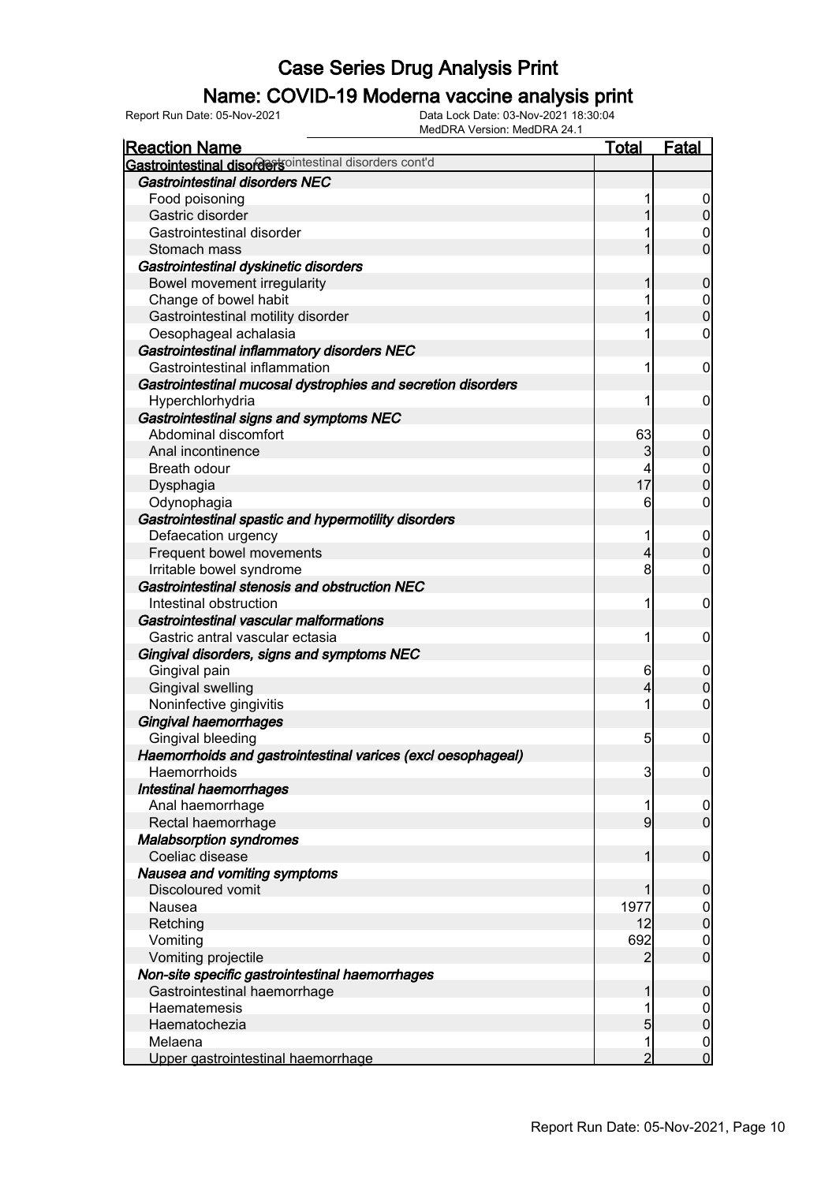# Case Series Drug Analysis Print

## Name: COVID-19 Moderna vaccine analysis print

Report Run Date: 05-Nov-2021 | Data Lock Date: 03-Nov-2021 18:30:04 | MedDRA Version: MedDRA 24.1

| Reaction Name | Total | Fatal |
|---|---|---|
| **Gastrointestinal disorders** Gastrointestinal disorders cont'd | | |
| ***Gastrointestinal disorders NEC*** | | |
| Food poisoning | 1 | 0 |
| Gastric disorder | 1 | 0 |
| Gastrointestinal disorder | 1 | 0 |
| Stomach mass | 1 | 0 |
| ***Gastrointestinal dyskinetic disorders*** | | |
| Bowel movement irregularity | 1 | 0 |
| Change of bowel habit | 1 | 0 |
| Gastrointestinal motility disorder | 1 | 0 |
| Oesophageal achalasia | 1 | 0 |
| ***Gastrointestinal inflammatory disorders NEC*** | | |
| Gastrointestinal inflammation | 1 | 0 |
| ***Gastrointestinal mucosal dystrophies and secretion disorders*** | | |
| Hyperchlorhydria | 1 | 0 |
| ***Gastrointestinal signs and symptoms NEC*** | | |
| Abdominal discomfort | 63 | 0 |
| Anal incontinence | 3 | 0 |
| Breath odour | 4 | 0 |
| Dysphagia | 17 | 0 |
| Odynophagia | 6 | 0 |
| ***Gastrointestinal spastic and hypermotility disorders*** | | |
| Defaecation urgency | 1 | 0 |
| Frequent bowel movements | 4 | 0 |
| Irritable bowel syndrome | 8 | 0 |
| ***Gastrointestinal stenosis and obstruction NEC*** | | |
| Intestinal obstruction | 1 | 0 |
| ***Gastrointestinal vascular malformations*** | | |
| Gastric antral vascular ectasia | 1 | 0 |
| ***Gingival disorders, signs and symptoms NEC*** | | |
| Gingival pain | 6 | 0 |
| Gingival swelling | 4 | 0 |
| Noninfective gingivitis | 1 | 0 |
| ***Gingival haemorrhages*** | | |
| Gingival bleeding | 5 | 0 |
| ***Haemorrhoids and gastrointestinal varices (excl oesophageal)*** | | |
| Haemorrhoids | 3 | 0 |
| ***Intestinal haemorrhages*** | | |
| Anal haemorrhage | 1 | 0 |
| Rectal haemorrhage | 9 | 0 |
| ***Malabsorption syndromes*** | | |
| Coeliac disease | 1 | 0 |
| ***Nausea and vomiting symptoms*** | | |
| Discoloured vomit | 1 | 0 |
| Nausea | 1977 | 0 |
| Retching | 12 | 0 |
| Vomiting | 692 | 0 |
| Vomiting projectile | 2 | 0 |
| ***Non-site specific gastrointestinal haemorrhages*** | | |
| Gastrointestinal haemorrhage | 1 | 0 |
| Haematemesis | 1 | 0 |
| Haematochezia | 5 | 0 |
| Melaena | 1 | 0 |
| Upper gastrointestinal haemorrhage | 2 | 0 |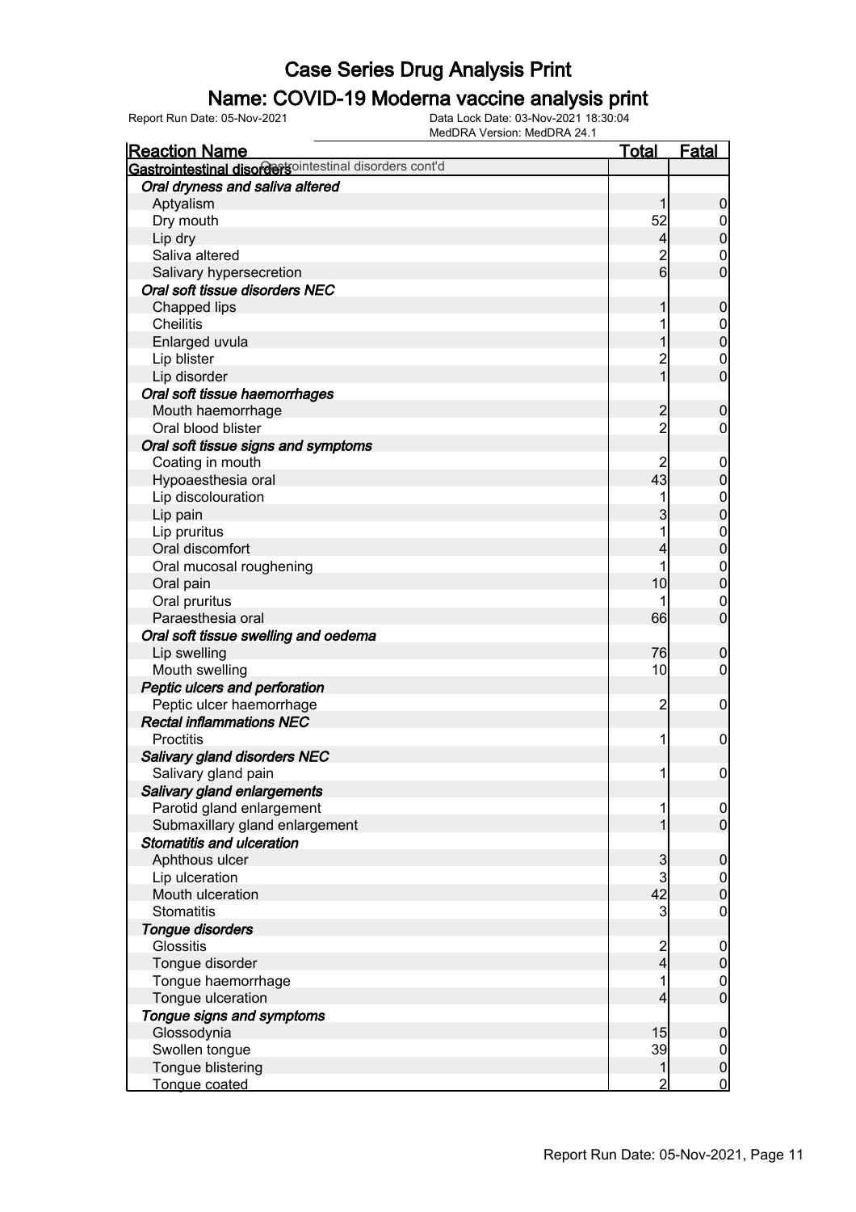# Case Series Drug Analysis Print

## Name: COVID-19 Moderna vaccine analysis print

Report Run Date: 05-Nov-2021    Data Lock Date: 03-Nov-2021 18:30:04
MedDRA Version: MedDRA 24.1

| Reaction Name | Total | Fatal |
|---|---|---|
| **Gastrointestinal disorders** Gastrointestinal disorders cont'd | | |
| ***Oral dryness and saliva altered*** | | |
| Aptyalism | 1 | 0 |
| Dry mouth | 52 | 0 |
| Lip dry | 4 | 0 |
| Saliva altered | 2 | 0 |
| Salivary hypersecretion | 6 | 0 |
| ***Oral soft tissue disorders NEC*** | | |
| Chapped lips | 1 | 0 |
| Cheilitis | 1 | 0 |
| Enlarged uvula | 1 | 0 |
| Lip blister | 2 | 0 |
| Lip disorder | 1 | 0 |
| ***Oral soft tissue haemorrhages*** | | |
| Mouth haemorrhage | 2 | 0 |
| Oral blood blister | 2 | 0 |
| ***Oral soft tissue signs and symptoms*** | | |
| Coating in mouth | 2 | 0 |
| Hypoaesthesia oral | 43 | 0 |
| Lip discolouration | 1 | 0 |
| Lip pain | 3 | 0 |
| Lip pruritus | 1 | 0 |
| Oral discomfort | 4 | 0 |
| Oral mucosal roughening | 1 | 0 |
| Oral pain | 10 | 0 |
| Oral pruritus | 1 | 0 |
| Paraesthesia oral | 66 | 0 |
| ***Oral soft tissue swelling and oedema*** | | |
| Lip swelling | 76 | 0 |
| Mouth swelling | 10 | 0 |
| ***Peptic ulcers and perforation*** | | |
| Peptic ulcer haemorrhage | 2 | 0 |
| ***Rectal inflammations NEC*** | | |
| Proctitis | 1 | 0 |
| ***Salivary gland disorders NEC*** | | |
| Salivary gland pain | 1 | 0 |
| ***Salivary gland enlargements*** | | |
| Parotid gland enlargement | 1 | 0 |
| Submaxillary gland enlargement | 1 | 0 |
| ***Stomatitis and ulceration*** | | |
| Aphthous ulcer | 3 | 0 |
| Lip ulceration | 3 | 0 |
| Mouth ulceration | 42 | 0 |
| Stomatitis | 3 | 0 |
| ***Tongue disorders*** | | |
| Glossitis | 2 | 0 |
| Tongue disorder | 4 | 0 |
| Tongue haemorrhage | 1 | 0 |
| Tongue ulceration | 4 | 0 |
| ***Tongue signs and symptoms*** | | |
| Glossodynia | 15 | 0 |
| Swollen tongue | 39 | 0 |
| Tongue blistering | 1 | 0 |
| Tongue coated | 2 | 0 |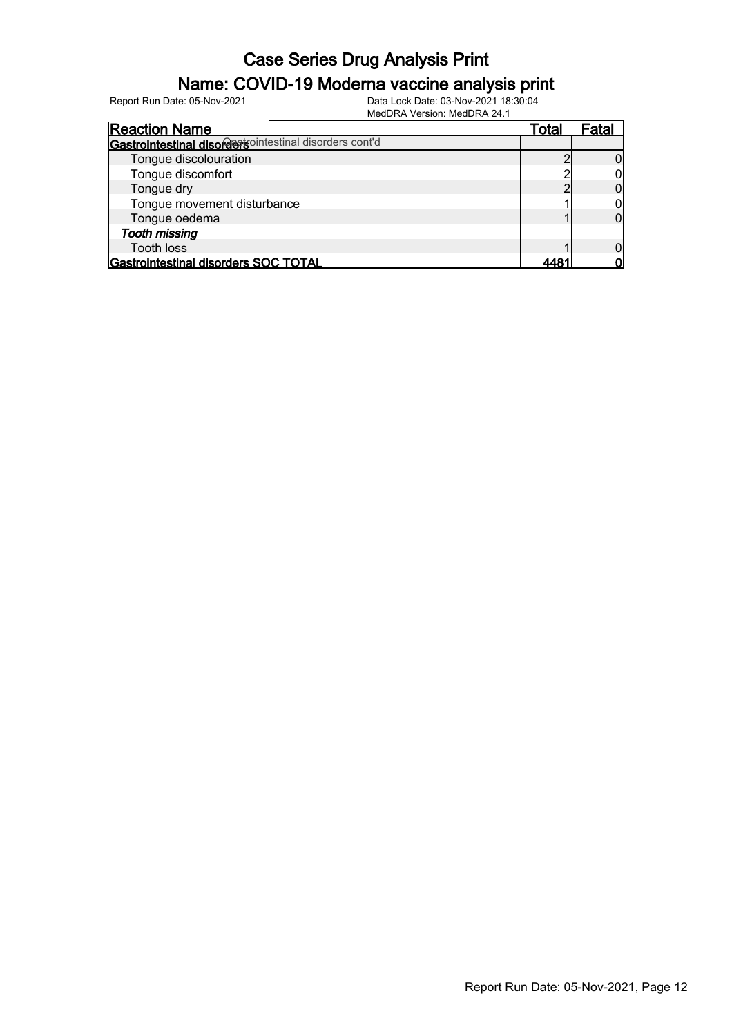# Case Series Drug Analysis Print

## Name: COVID-19 Moderna vaccine analysis print

Report Run Date: 05-Nov-2021

Data Lock Date: 03-Nov-2021 18:30:04

MedDRA Version: MedDRA 24.1

| Reaction Name | Total | Fatal |
|---|---|---|
| **Gastrointestinal disorders** Gastrointestinal disorders cont'd | | |
| Tongue discolouration | 2 | 0 |
| Tongue discomfort | 2 | 0 |
| Tongue dry | 2 | 0 |
| Tongue movement disturbance | 1 | 0 |
| Tongue oedema | 1 | 0 |
| ***Tooth missing*** | | |
| Tooth loss | 1 | 0 |
| **Gastrointestinal disorders SOC TOTAL** | **4481** | **0** |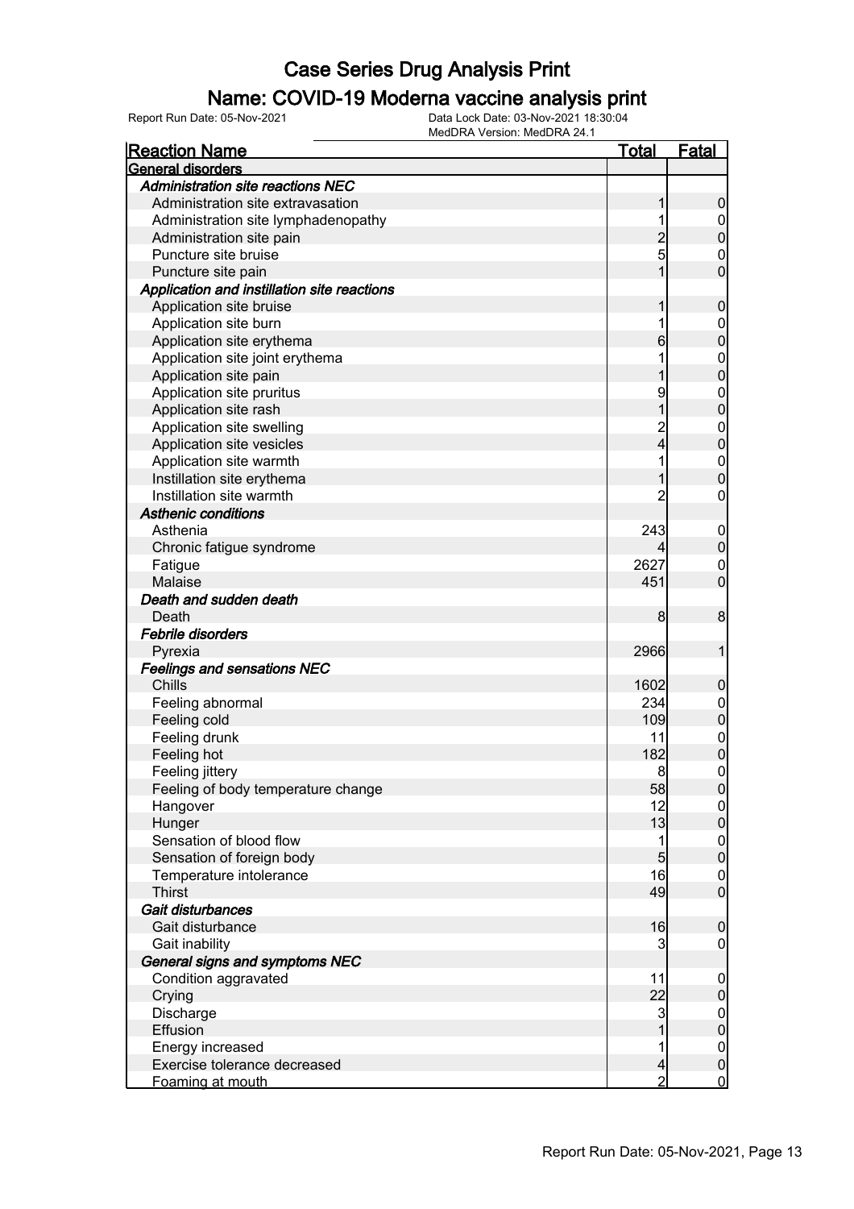# Case Series Drug Analysis Print

## Name: COVID-19 Moderna vaccine analysis print

Report Run Date: 05-Nov-2021    Data Lock Date: 03-Nov-2021 18:30:04
MedDRA Version: MedDRA 24.1

| Reaction Name | Total | Fatal |
|---|---|---|
| **General disorders** | | |
| ***Administration site reactions NEC*** | | |
| Administration site extravasation | 1 | 0 |
| Administration site lymphadenopathy | 1 | 0 |
| Administration site pain | 2 | 0 |
| Puncture site bruise | 5 | 0 |
| Puncture site pain | 1 | 0 |
| ***Application and instillation site reactions*** | | |
| Application site bruise | 1 | 0 |
| Application site burn | 1 | 0 |
| Application site erythema | 6 | 0 |
| Application site joint erythema | 1 | 0 |
| Application site pain | 1 | 0 |
| Application site pruritus | 9 | 0 |
| Application site rash | 1 | 0 |
| Application site swelling | 2 | 0 |
| Application site vesicles | 4 | 0 |
| Application site warmth | 1 | 0 |
| Instillation site erythema | 1 | 0 |
| Instillation site warmth | 2 | 0 |
| ***Asthenic conditions*** | | |
| Asthenia | 243 | 0 |
| Chronic fatigue syndrome | 4 | 0 |
| Fatigue | 2627 | 0 |
| Malaise | 451 | 0 |
| ***Death and sudden death*** | | |
| Death | 8 | 8 |
| ***Febrile disorders*** | | |
| Pyrexia | 2966 | 1 |
| ***Feelings and sensations NEC*** | | |
| Chills | 1602 | 0 |
| Feeling abnormal | 234 | 0 |
| Feeling cold | 109 | 0 |
| Feeling drunk | 11 | 0 |
| Feeling hot | 182 | 0 |
| Feeling jittery | 8 | 0 |
| Feeling of body temperature change | 58 | 0 |
| Hangover | 12 | 0 |
| Hunger | 13 | 0 |
| Sensation of blood flow | 1 | 0 |
| Sensation of foreign body | 5 | 0 |
| Temperature intolerance | 16 | 0 |
| Thirst | 49 | 0 |
| ***Gait disturbances*** | | |
| Gait disturbance | 16 | 0 |
| Gait inability | 3 | 0 |
| ***General signs and symptoms NEC*** | | |
| Condition aggravated | 11 | 0 |
| Crying | 22 | 0 |
| Discharge | 3 | 0 |
| Effusion | 1 | 0 |
| Energy increased | 1 | 0 |
| Exercise tolerance decreased | 4 | 0 |
| Foaming at mouth | 2 | 0 |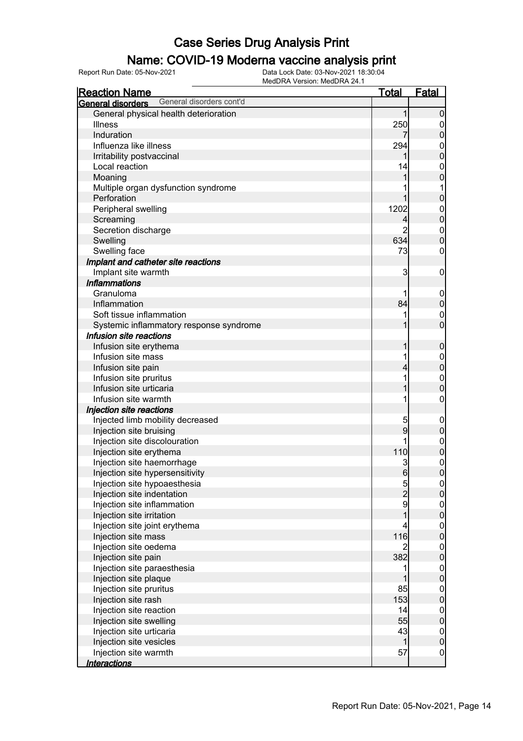# Case Series Drug Analysis Print

## Name: COVID-19 Moderna vaccine analysis print

Report Run Date: 05-Nov-2021 | Data Lock Date: 03-Nov-2021 18:30:04 | MedDRA Version: MedDRA 24.1

| Reaction Name | Total | Fatal |
|---|---|---|
| **General disorders** General disorders cont'd | | |
| General physical health deterioration | 1 | 0 |
| Illness | 250 | 0 |
| Induration | 7 | 0 |
| Influenza like illness | 294 | 0 |
| Irritability postvaccinal | 1 | 0 |
| Local reaction | 14 | 0 |
| Moaning | 1 | 0 |
| Multiple organ dysfunction syndrome | 1 | 1 |
| Perforation | 1 | 0 |
| Peripheral swelling | 1202 | 0 |
| Screaming | 4 | 0 |
| Secretion discharge | 2 | 0 |
| Swelling | 634 | 0 |
| Swelling face | 73 | 0 |
| ***Implant and catheter site reactions*** | | |
| Implant site warmth | 3 | 0 |
| ***Inflammations*** | | |
| Granuloma | 1 | 0 |
| Inflammation | 84 | 0 |
| Soft tissue inflammation | 1 | 0 |
| Systemic inflammatory response syndrome | 1 | 0 |
| ***Infusion site reactions*** | | |
| Infusion site erythema | 1 | 0 |
| Infusion site mass | 1 | 0 |
| Infusion site pain | 4 | 0 |
| Infusion site pruritus | 1 | 0 |
| Infusion site urticaria | 1 | 0 |
| Infusion site warmth | 1 | 0 |
| ***Injection site reactions*** | | |
| Injected limb mobility decreased | 5 | 0 |
| Injection site bruising | 9 | 0 |
| Injection site discolouration | 1 | 0 |
| Injection site erythema | 110 | 0 |
| Injection site haemorrhage | 3 | 0 |
| Injection site hypersensitivity | 6 | 0 |
| Injection site hypoaesthesia | 5 | 0 |
| Injection site indentation | 2 | 0 |
| Injection site inflammation | 9 | 0 |
| Injection site irritation | 1 | 0 |
| Injection site joint erythema | 4 | 0 |
| Injection site mass | 116 | 0 |
| Injection site oedema | 2 | 0 |
| Injection site pain | 382 | 0 |
| Injection site paraesthesia | 1 | 0 |
| Injection site plaque | 1 | 0 |
| Injection site pruritus | 85 | 0 |
| Injection site rash | 153 | 0 |
| Injection site reaction | 14 | 0 |
| Injection site swelling | 55 | 0 |
| Injection site urticaria | 43 | 0 |
| Injection site vesicles | 1 | 0 |
| Injection site warmth | 57 | 0 |
| ***Interactions*** | | |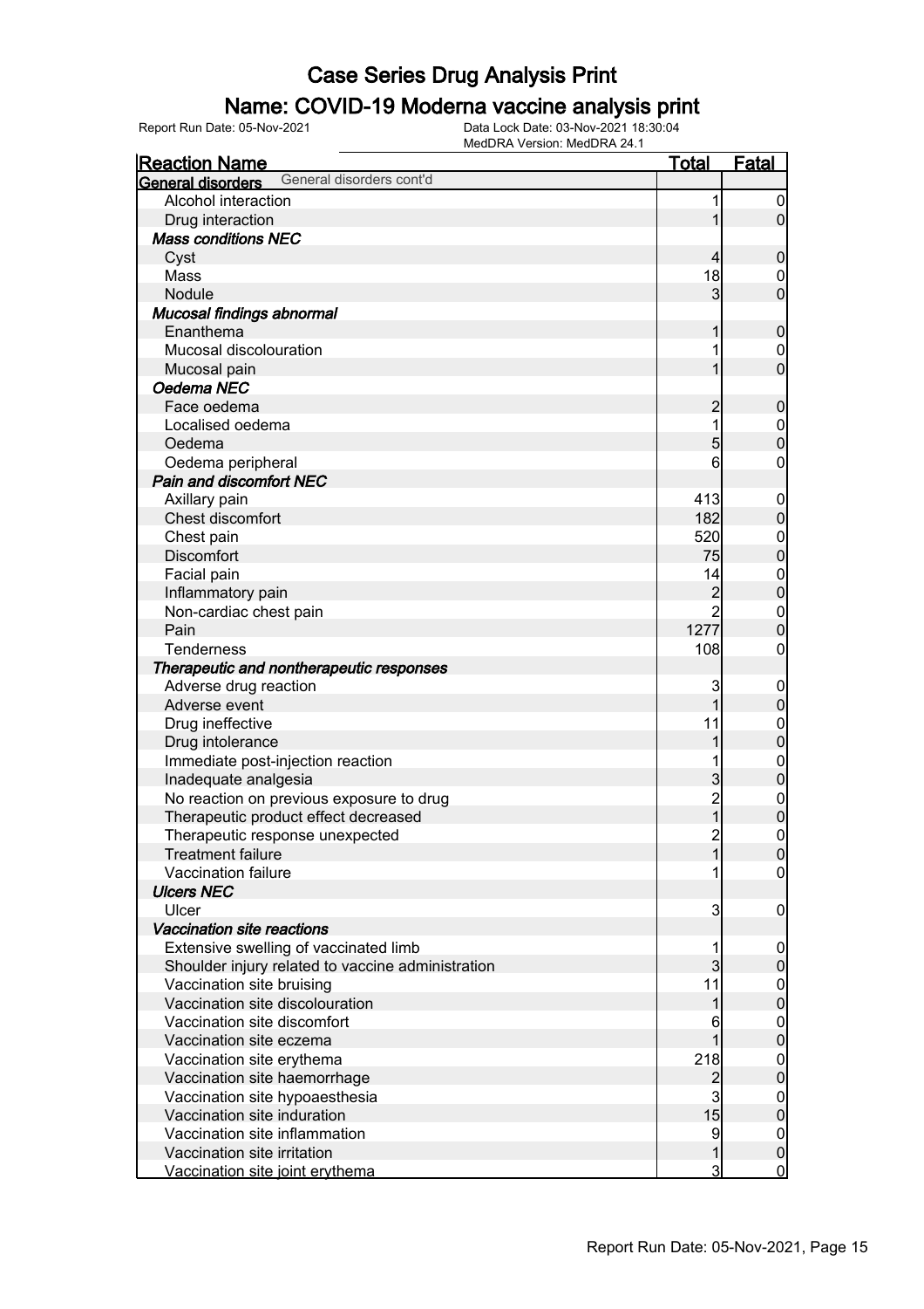# Case Series Drug Analysis Print

## Name: COVID-19 Moderna vaccine analysis print

Report Run Date: 05-Nov-2021

Data Lock Date: 03-Nov-2021 18:30:04

MedDRA Version: MedDRA 24.1

| Reaction Name | Total | Fatal |
|---|---|---|
| **General disorders** General disorders cont'd | | |
| Alcohol interaction | 1 | 0 |
| Drug interaction | 1 | 0 |
| ***Mass conditions NEC*** | | |
| Cyst | 4 | 0 |
| Mass | 18 | 0 |
| Nodule | 3 | 0 |
| ***Mucosal findings abnormal*** | | |
| Enanthema | 1 | 0 |
| Mucosal discolouration | 1 | 0 |
| Mucosal pain | 1 | 0 |
| ***Oedema NEC*** | | |
| Face oedema | 2 | 0 |
| Localised oedema | 1 | 0 |
| Oedema | 5 | 0 |
| Oedema peripheral | 6 | 0 |
| ***Pain and discomfort NEC*** | | |
| Axillary pain | 413 | 0 |
| Chest discomfort | 182 | 0 |
| Chest pain | 520 | 0 |
| Discomfort | 75 | 0 |
| Facial pain | 14 | 0 |
| Inflammatory pain | 2 | 0 |
| Non-cardiac chest pain | 2 | 0 |
| Pain | 1277 | 0 |
| Tenderness | 108 | 0 |
| ***Therapeutic and nontherapeutic responses*** | | |
| Adverse drug reaction | 3 | 0 |
| Adverse event | 1 | 0 |
| Drug ineffective | 11 | 0 |
| Drug intolerance | 1 | 0 |
| Immediate post-injection reaction | 1 | 0 |
| Inadequate analgesia | 3 | 0 |
| No reaction on previous exposure to drug | 2 | 0 |
| Therapeutic product effect decreased | 1 | 0 |
| Therapeutic response unexpected | 2 | 0 |
| Treatment failure | 1 | 0 |
| Vaccination failure | 1 | 0 |
| ***Ulcers NEC*** | | |
| Ulcer | 3 | 0 |
| ***Vaccination site reactions*** | | |
| Extensive swelling of vaccinated limb | 1 | 0 |
| Shoulder injury related to vaccine administration | 3 | 0 |
| Vaccination site bruising | 11 | 0 |
| Vaccination site discolouration | 1 | 0 |
| Vaccination site discomfort | 6 | 0 |
| Vaccination site eczema | 1 | 0 |
| Vaccination site erythema | 218 | 0 |
| Vaccination site haemorrhage | 2 | 0 |
| Vaccination site hypoaesthesia | 3 | 0 |
| Vaccination site induration | 15 | 0 |
| Vaccination site inflammation | 9 | 0 |
| Vaccination site irritation | 1 | 0 |
| Vaccination site joint erythema | 3 | 0 |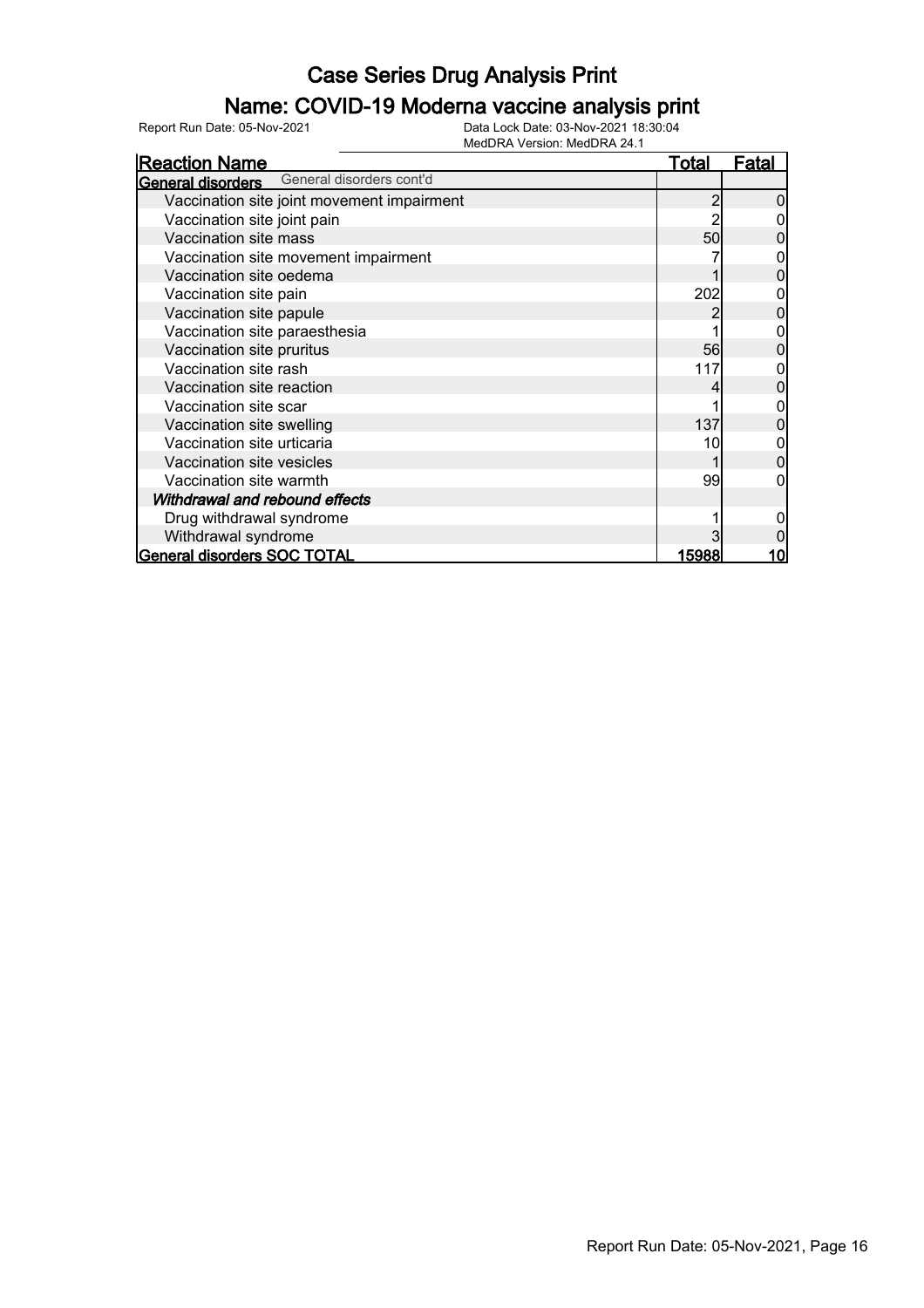# Case Series Drug Analysis Print

## Name: COVID-19 Moderna vaccine analysis print

Report Run Date: 05-Nov-2021

Data Lock Date: 03-Nov-2021 18:30:04

MedDRA Version: MedDRA 24.1

| Reaction Name | Total | Fatal |
|---|---|---|
| **General disorders** General disorders cont'd | | |
| Vaccination site joint movement impairment | 2 | 0 |
| Vaccination site joint pain | 2 | 0 |
| Vaccination site mass | 50 | 0 |
| Vaccination site movement impairment | 7 | 0 |
| Vaccination site oedema | 1 | 0 |
| Vaccination site pain | 202 | 0 |
| Vaccination site papule | 2 | 0 |
| Vaccination site paraesthesia | 1 | 0 |
| Vaccination site pruritus | 56 | 0 |
| Vaccination site rash | 117 | 0 |
| Vaccination site reaction | 4 | 0 |
| Vaccination site scar | 1 | 0 |
| Vaccination site swelling | 137 | 0 |
| Vaccination site urticaria | 10 | 0 |
| Vaccination site vesicles | 1 | 0 |
| Vaccination site warmth | 99 | 0 |
| ***Withdrawal and rebound effects*** | | |
| Drug withdrawal syndrome | 1 | 0 |
| Withdrawal syndrome | 3 | 0 |
| **General disorders SOC TOTAL** | **15988** | **10** |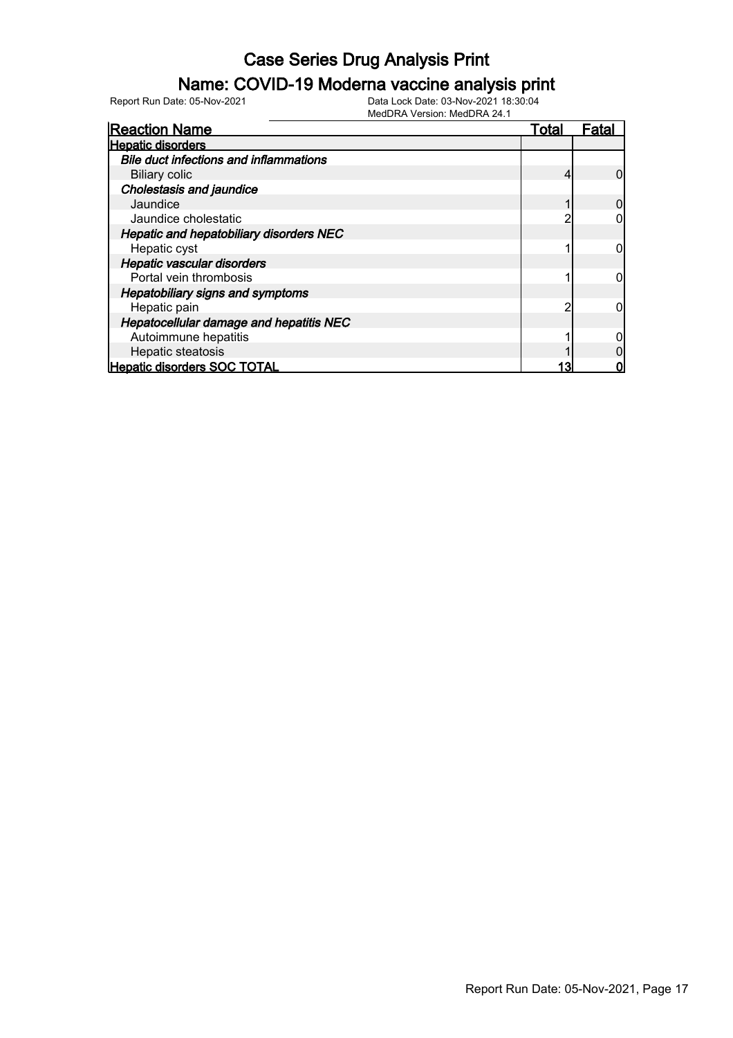# Case Series Drug Analysis Print

## Name: COVID-19 Moderna vaccine analysis print

Report Run Date: 05-Nov-2021

Data Lock Date: 03-Nov-2021 18:30:04

MedDRA Version: MedDRA 24.1

| Reaction Name | Total | Fatal |
| --- | --- | --- |
| **Hepatic disorders** | | |
| ***Bile duct infections and inflammations*** | | |
| Biliary colic | 4 | 0 |
| ***Cholestasis and jaundice*** | | |
| Jaundice | 1 | 0 |
| Jaundice cholestatic | 2 | 0 |
| ***Hepatic and hepatobiliary disorders NEC*** | | |
| Hepatic cyst | 1 | 0 |
| ***Hepatic vascular disorders*** | | |
| Portal vein thrombosis | 1 | 0 |
| ***Hepatobiliary signs and symptoms*** | | |
| Hepatic pain | 2 | 0 |
| ***Hepatocellular damage and hepatitis NEC*** | | |
| Autoimmune hepatitis | 1 | 0 |
| Hepatic steatosis | 1 | 0 |
| **Hepatic disorders SOC TOTAL** | **13** | **0** |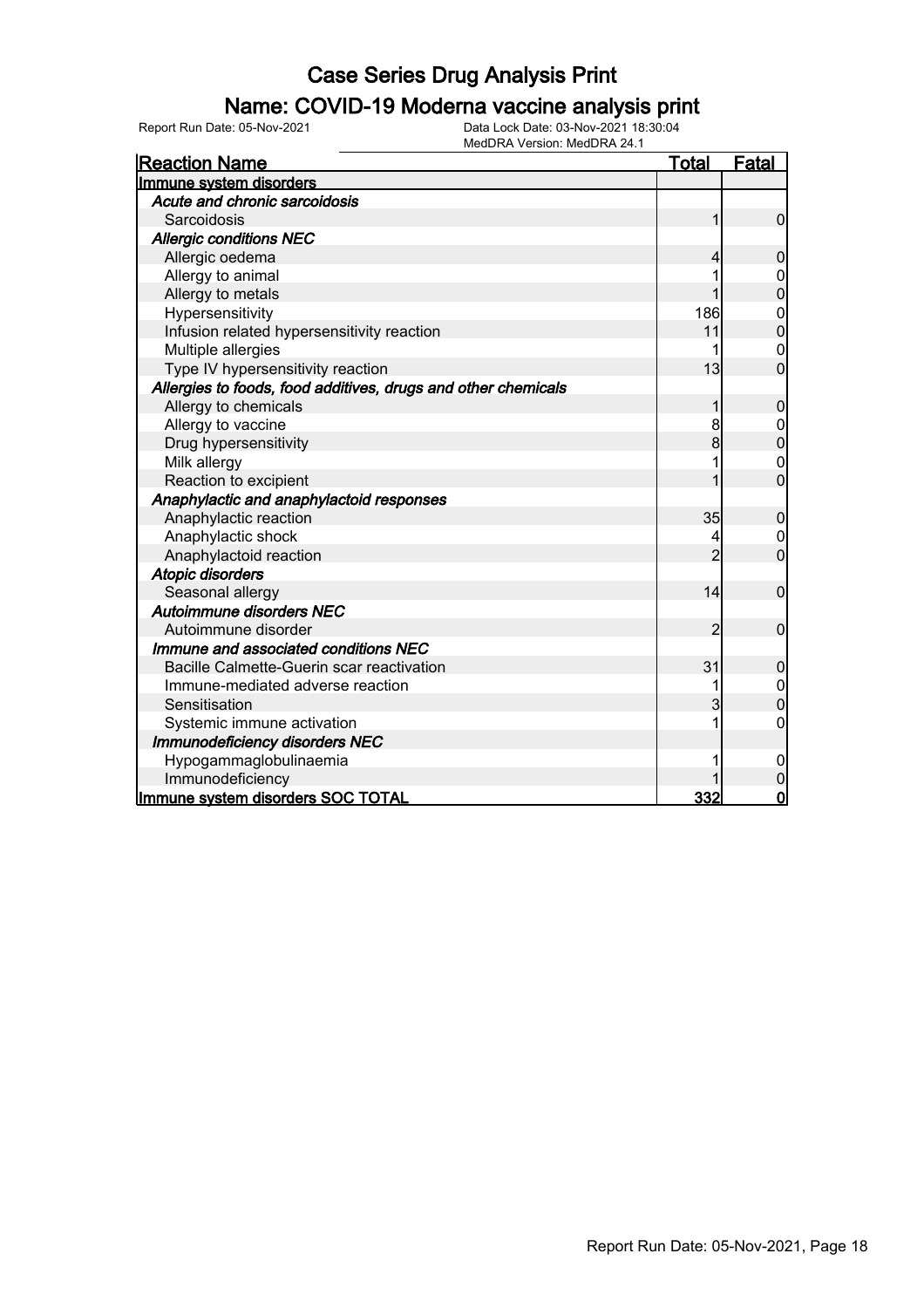# Case Series Drug Analysis Print

## Name: COVID-19 Moderna vaccine analysis print

Report Run Date: 05-Nov-2021

Data Lock Date: 03-Nov-2021 18:30:04

MedDRA Version: MedDRA 24.1

| Reaction Name | Total | Fatal |
|---|---|---|
| **Immune system disorders** | | |
| *Acute and chronic sarcoidosis* | | |
| Sarcoidosis | 1 | 0 |
| *Allergic conditions NEC* | | |
| Allergic oedema | 4 | 0 |
| Allergy to animal | 1 | 0 |
| Allergy to metals | 1 | 0 |
| Hypersensitivity | 186 | 0 |
| Infusion related hypersensitivity reaction | 11 | 0 |
| Multiple allergies | 1 | 0 |
| Type IV hypersensitivity reaction | 13 | 0 |
| *Allergies to foods, food additives, drugs and other chemicals* | | |
| Allergy to chemicals | 1 | 0 |
| Allergy to vaccine | 8 | 0 |
| Drug hypersensitivity | 8 | 0 |
| Milk allergy | 1 | 0 |
| Reaction to excipient | 1 | 0 |
| *Anaphylactic and anaphylactoid responses* | | |
| Anaphylactic reaction | 35 | 0 |
| Anaphylactic shock | 4 | 0 |
| Anaphylactoid reaction | 2 | 0 |
| *Atopic disorders* | | |
| Seasonal allergy | 14 | 0 |
| *Autoimmune disorders NEC* | | |
| Autoimmune disorder | 2 | 0 |
| *Immune and associated conditions NEC* | | |
| Bacille Calmette-Guerin scar reactivation | 31 | 0 |
| Immune-mediated adverse reaction | 1 | 0 |
| Sensitisation | 3 | 0 |
| Systemic immune activation | 1 | 0 |
| *Immunodeficiency disorders NEC* | | |
| Hypogammaglobulinaemia | 1 | 0 |
| Immunodeficiency | 1 | 0 |
| **Immune system disorders SOC TOTAL** | **332** | **0** |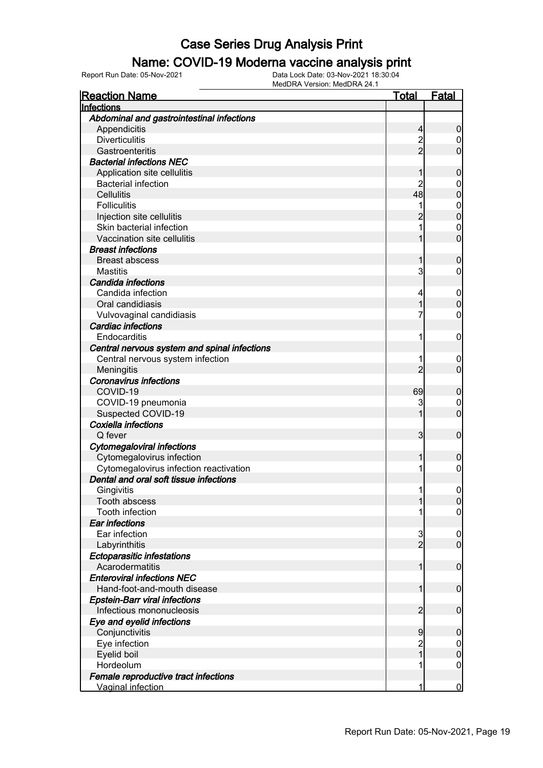# Case Series Drug Analysis Print

## Name: COVID-19 Moderna vaccine analysis print

Report Run Date: 05-Nov-2021    Data Lock Date: 03-Nov-2021 18:30:04
MedDRA Version: MedDRA 24.1

| Reaction Name | Total | Fatal |
|---|---|---|
| **Infections** | | |
| ***Abdominal and gastrointestinal infections*** | | |
| Appendicitis | 4 | 0 |
| Diverticulitis | 2 | 0 |
| Gastroenteritis | 2 | 0 |
| ***Bacterial infections NEC*** | | |
| Application site cellulitis | 1 | 0 |
| Bacterial infection | 2 | 0 |
| Cellulitis | 48 | 0 |
| Folliculitis | 1 | 0 |
| Injection site cellulitis | 2 | 0 |
| Skin bacterial infection | 1 | 0 |
| Vaccination site cellulitis | 1 | 0 |
| ***Breast infections*** | | |
| Breast abscess | 1 | 0 |
| Mastitis | 3 | 0 |
| ***Candida infections*** | | |
| Candida infection | 4 | 0 |
| Oral candidiasis | 1 | 0 |
| Vulvovaginal candidiasis | 7 | 0 |
| ***Cardiac infections*** | | |
| Endocarditis | 1 | 0 |
| ***Central nervous system and spinal infections*** | | |
| Central nervous system infection | 1 | 0 |
| Meningitis | 2 | 0 |
| ***Coronavirus infections*** | | |
| COVID-19 | 69 | 0 |
| COVID-19 pneumonia | 3 | 0 |
| Suspected COVID-19 | 1 | 0 |
| ***Coxiella infections*** | | |
| Q fever | 3 | 0 |
| ***Cytomegaloviral infections*** | | |
| Cytomegalovirus infection | 1 | 0 |
| Cytomegalovirus infection reactivation | 1 | 0 |
| ***Dental and oral soft tissue infections*** | | |
| Gingivitis | 1 | 0 |
| Tooth abscess | 1 | 0 |
| Tooth infection | 1 | 0 |
| ***Ear infections*** | | |
| Ear infection | 3 | 0 |
| Labyrinthitis | 2 | 0 |
| ***Ectoparasitic infestations*** | | |
| Acarodermatitis | 1 | 0 |
| ***Enteroviral infections NEC*** | | |
| Hand-foot-and-mouth disease | 1 | 0 |
| ***Epstein-Barr viral infections*** | | |
| Infectious mononucleosis | 2 | 0 |
| ***Eye and eyelid infections*** | | |
| Conjunctivitis | 9 | 0 |
| Eye infection | 2 | 0 |
| Eyelid boil | 1 | 0 |
| Hordeolum | 1 | 0 |
| ***Female reproductive tract infections*** | | |
| Vaginal infection | 1 | 0 |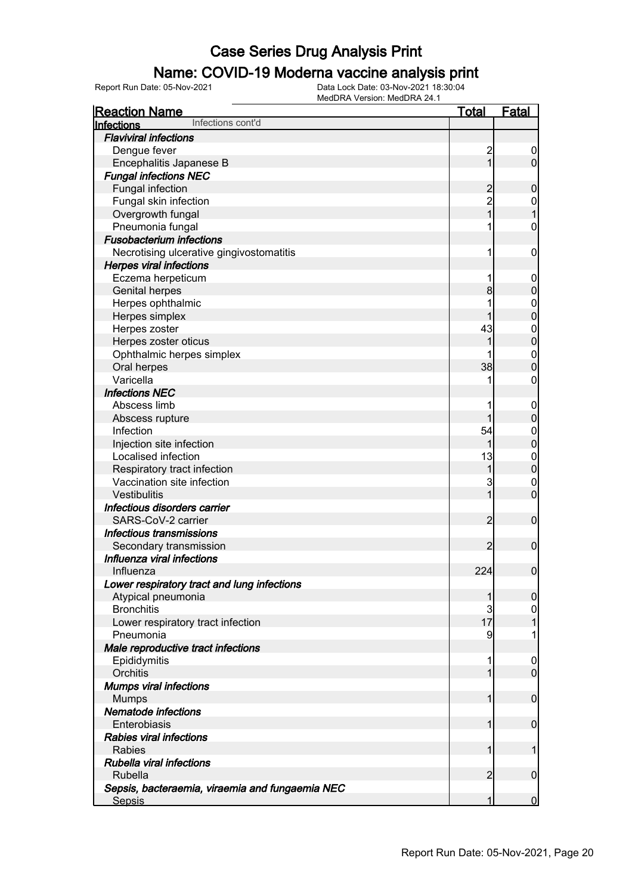# Case Series Drug Analysis Print

## Name: COVID-19 Moderna vaccine analysis print

Report Run Date: 05-Nov-2021  
Data Lock Date: 03-Nov-2021 18:30:04  
MedDRA Version: MedDRA 24.1

| Reaction Name | Total | Fatal |
|---|---|---|
| **Infections** Infections cont'd | | |
| ***Flaviviral infections*** | | |
| Dengue fever | 2 | 0 |
| Encephalitis Japanese B | 1 | 0 |
| ***Fungal infections NEC*** | | |
| Fungal infection | 2 | 0 |
| Fungal skin infection | 2 | 0 |
| Overgrowth fungal | 1 | 1 |
| Pneumonia fungal | 1 | 0 |
| ***Fusobacterium infections*** | | |
| Necrotising ulcerative gingivostomatitis | 1 | 0 |
| ***Herpes viral infections*** | | |
| Eczema herpeticum | 1 | 0 |
| Genital herpes | 8 | 0 |
| Herpes ophthalmic | 1 | 0 |
| Herpes simplex | 1 | 0 |
| Herpes zoster | 43 | 0 |
| Herpes zoster oticus | 1 | 0 |
| Ophthalmic herpes simplex | 1 | 0 |
| Oral herpes | 38 | 0 |
| Varicella | 1 | 0 |
| ***Infections NEC*** | | |
| Abscess limb | 1 | 0 |
| Abscess rupture | 1 | 0 |
| Infection | 54 | 0 |
| Injection site infection | 1 | 0 |
| Localised infection | 13 | 0 |
| Respiratory tract infection | 1 | 0 |
| Vaccination site infection | 3 | 0 |
| Vestibulitis | 1 | 0 |
| ***Infectious disorders carrier*** | | |
| SARS-CoV-2 carrier | 2 | 0 |
| ***Infectious transmissions*** | | |
| Secondary transmission | 2 | 0 |
| ***Influenza viral infections*** | | |
| Influenza | 224 | 0 |
| ***Lower respiratory tract and lung infections*** | | |
| Atypical pneumonia | 1 | 0 |
| Bronchitis | 3 | 0 |
| Lower respiratory tract infection | 17 | 1 |
| Pneumonia | 9 | 1 |
| ***Male reproductive tract infections*** | | |
| Epididymitis | 1 | 0 |
| Orchitis | 1 | 0 |
| ***Mumps viral infections*** | | |
| Mumps | 1 | 0 |
| ***Nematode infections*** | | |
| Enterobiasis | 1 | 0 |
| ***Rabies viral infections*** | | |
| Rabies | 1 | 1 |
| ***Rubella viral infections*** | | |
| Rubella | 2 | 0 |
| ***Sepsis, bacteraemia, viraemia and fungaemia NEC*** | | |
| Sepsis | 1 | 0 |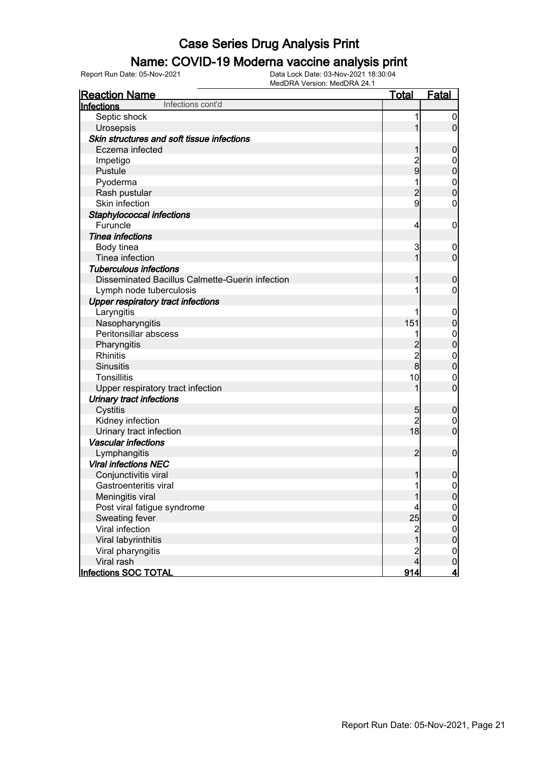# Case Series Drug Analysis Print

## Name: COVID-19 Moderna vaccine analysis print

Report Run Date: 05-Nov-2021    Data Lock Date: 03-Nov-2021 18:30:04
MedDRA Version: MedDRA 24.1

| Reaction Name | Total | Fatal |
|---|---|---|
| **Infections** Infections cont'd | | |
| Septic shock | 1 | 0 |
| Urosepsis | 1 | 0 |
| ***Skin structures and soft tissue infections*** | | |
| Eczema infected | 1 | 0 |
| Impetigo | 2 | 0 |
| Pustule | 9 | 0 |
| Pyoderma | 1 | 0 |
| Rash pustular | 2 | 0 |
| Skin infection | 9 | 0 |
| ***Staphylococcal infections*** | | |
| Furuncle | 4 | 0 |
| ***Tinea infections*** | | |
| Body tinea | 3 | 0 |
| Tinea infection | 1 | 0 |
| ***Tuberculous infections*** | | |
| Disseminated Bacillus Calmette-Guerin infection | 1 | 0 |
| Lymph node tuberculosis | 1 | 0 |
| ***Upper respiratory tract infections*** | | |
| Laryngitis | 1 | 0 |
| Nasopharyngitis | 151 | 0 |
| Peritonsillar abscess | 1 | 0 |
| Pharyngitis | 2 | 0 |
| Rhinitis | 2 | 0 |
| Sinusitis | 8 | 0 |
| Tonsillitis | 10 | 0 |
| Upper respiratory tract infection | 1 | 0 |
| ***Urinary tract infections*** | | |
| Cystitis | 5 | 0 |
| Kidney infection | 2 | 0 |
| Urinary tract infection | 18 | 0 |
| ***Vascular infections*** | | |
| Lymphangitis | 2 | 0 |
| ***Viral infections NEC*** | | |
| Conjunctivitis viral | 1 | 0 |
| Gastroenteritis viral | 1 | 0 |
| Meningitis viral | 1 | 0 |
| Post viral fatigue syndrome | 4 | 0 |
| Sweating fever | 25 | 0 |
| Viral infection | 2 | 0 |
| Viral labyrinthitis | 1 | 0 |
| Viral pharyngitis | 2 | 0 |
| Viral rash | 4 | 0 |
| **Infections SOC TOTAL** | **914** | **4** |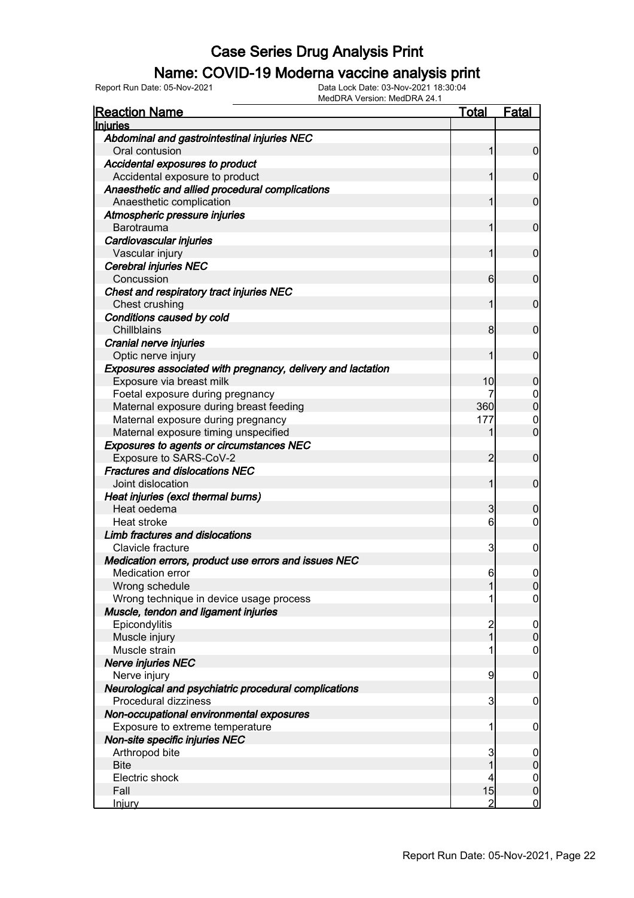# Case Series Drug Analysis Print

## Name: COVID-19 Moderna vaccine analysis print

Report Run Date: 05-Nov-2021  
Data Lock Date: 03-Nov-2021 18:30:04  
MedDRA Version: MedDRA 24.1

| Reaction Name | Total | Fatal |
|---|---|---|
| **Injuries** | | |
| ***Abdominal and gastrointestinal injuries NEC*** | | |
| Oral contusion | 1 | 0 |
| ***Accidental exposures to product*** | | |
| Accidental exposure to product | 1 | 0 |
| ***Anaesthetic and allied procedural complications*** | | |
| Anaesthetic complication | 1 | 0 |
| ***Atmospheric pressure injuries*** | | |
| Barotrauma | 1 | 0 |
| ***Cardiovascular injuries*** | | |
| Vascular injury | 1 | 0 |
| ***Cerebral injuries NEC*** | | |
| Concussion | 6 | 0 |
| ***Chest and respiratory tract injuries NEC*** | | |
| Chest crushing | 1 | 0 |
| ***Conditions caused by cold*** | | |
| Chillblains | 8 | 0 |
| ***Cranial nerve injuries*** | | |
| Optic nerve injury | 1 | 0 |
| ***Exposures associated with pregnancy, delivery and lactation*** | | |
| Exposure via breast milk | 10 | 0 |
| Foetal exposure during pregnancy | 7 | 0 |
| Maternal exposure during breast feeding | 360 | 0 |
| Maternal exposure during pregnancy | 177 | 0 |
| Maternal exposure timing unspecified | 1 | 0 |
| ***Exposures to agents or circumstances NEC*** | | |
| Exposure to SARS-CoV-2 | 2 | 0 |
| ***Fractures and dislocations NEC*** | | |
| Joint dislocation | 1 | 0 |
| ***Heat injuries (excl thermal burns)*** | | |
| Heat oedema | 3 | 0 |
| Heat stroke | 6 | 0 |
| ***Limb fractures and dislocations*** | | |
| Clavicle fracture | 3 | 0 |
| ***Medication errors, product use errors and issues NEC*** | | |
| Medication error | 6 | 0 |
| Wrong schedule | 1 | 0 |
| Wrong technique in device usage process | 1 | 0 |
| ***Muscle, tendon and ligament injuries*** | | |
| Epicondylitis | 2 | 0 |
| Muscle injury | 1 | 0 |
| Muscle strain | 1 | 0 |
| ***Nerve injuries NEC*** | | |
| Nerve injury | 9 | 0 |
| ***Neurological and psychiatric procedural complications*** | | |
| Procedural dizziness | 3 | 0 |
| ***Non-occupational environmental exposures*** | | |
| Exposure to extreme temperature | 1 | 0 |
| ***Non-site specific injuries NEC*** | | |
| Arthropod bite | 3 | 0 |
| Bite | 1 | 0 |
| Electric shock | 4 | 0 |
| Fall | 15 | 0 |
| Injury | 2 | 0 |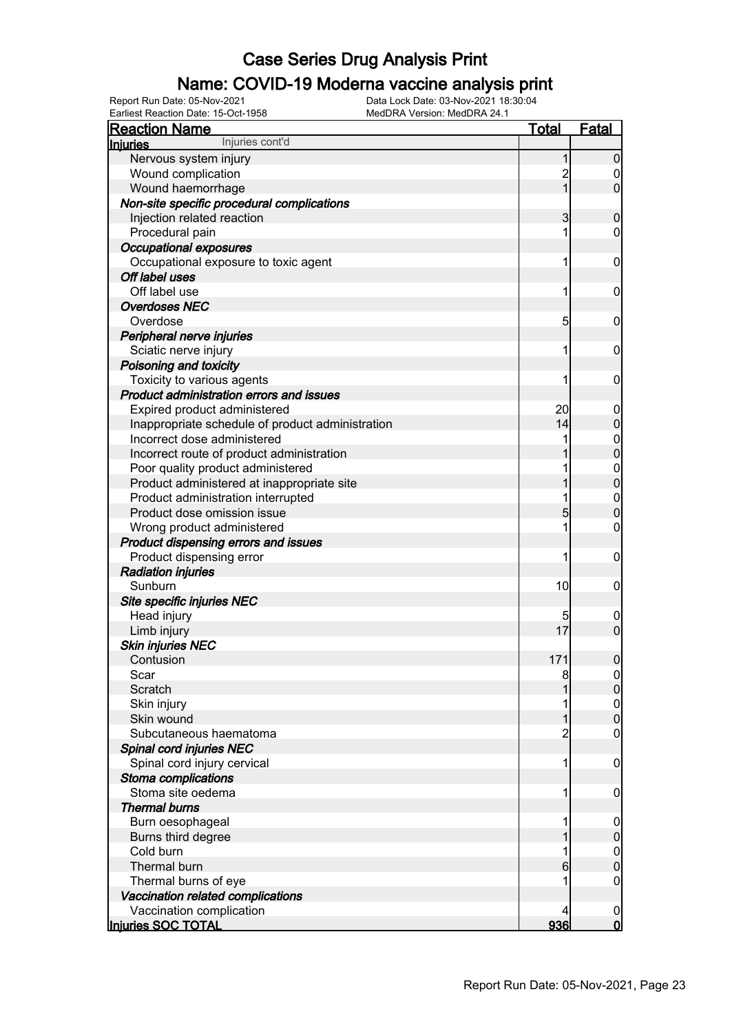# Case Series Drug Analysis Print

## Name: COVID-19 Moderna vaccine analysis print

Report Run Date: 05-Nov-2021 | Data Lock Date: 03-Nov-2021 18:30:04
Earliest Reaction Date: 15-Oct-1958 | MedDRA Version: MedDRA 24.1

| Reaction Name | Total | Fatal |
|---|---|---|
| **Injuries** Injuries cont'd | | |
| Nervous system injury | 1 | 0 |
| Wound complication | 2 | 0 |
| Wound haemorrhage | 1 | 0 |
| ***Non-site specific procedural complications*** | | |
| Injection related reaction | 3 | 0 |
| Procedural pain | 1 | 0 |
| ***Occupational exposures*** | | |
| Occupational exposure to toxic agent | 1 | 0 |
| ***Off label uses*** | | |
| Off label use | 1 | 0 |
| ***Overdoses NEC*** | | |
| Overdose | 5 | 0 |
| ***Peripheral nerve injuries*** | | |
| Sciatic nerve injury | 1 | 0 |
| ***Poisoning and toxicity*** | | |
| Toxicity to various agents | 1 | 0 |
| ***Product administration errors and issues*** | | |
| Expired product administered | 20 | 0 |
| Inappropriate schedule of product administration | 14 | 0 |
| Incorrect dose administered | 1 | 0 |
| Incorrect route of product administration | 1 | 0 |
| Poor quality product administered | 1 | 0 |
| Product administered at inappropriate site | 1 | 0 |
| Product administration interrupted | 1 | 0 |
| Product dose omission issue | 5 | 0 |
| Wrong product administered | 1 | 0 |
| ***Product dispensing errors and issues*** | | |
| Product dispensing error | 1 | 0 |
| ***Radiation injuries*** | | |
| Sunburn | 10 | 0 |
| ***Site specific injuries NEC*** | | |
| Head injury | 5 | 0 |
| Limb injury | 17 | 0 |
| ***Skin injuries NEC*** | | |
| Contusion | 171 | 0 |
| Scar | 8 | 0 |
| Scratch | 1 | 0 |
| Skin injury | 1 | 0 |
| Skin wound | 1 | 0 |
| Subcutaneous haematoma | 2 | 0 |
| ***Spinal cord injuries NEC*** | | |
| Spinal cord injury cervical | 1 | 0 |
| ***Stoma complications*** | | |
| Stoma site oedema | 1 | 0 |
| ***Thermal burns*** | | |
| Burn oesophageal | 1 | 0 |
| Burns third degree | 1 | 0 |
| Cold burn | 1 | 0 |
| Thermal burn | 6 | 0 |
| Thermal burns of eye | 1 | 0 |
| ***Vaccination related complications*** | | |
| Vaccination complication | 4 | 0 |
| **Injuries SOC TOTAL** | **936** | **0** |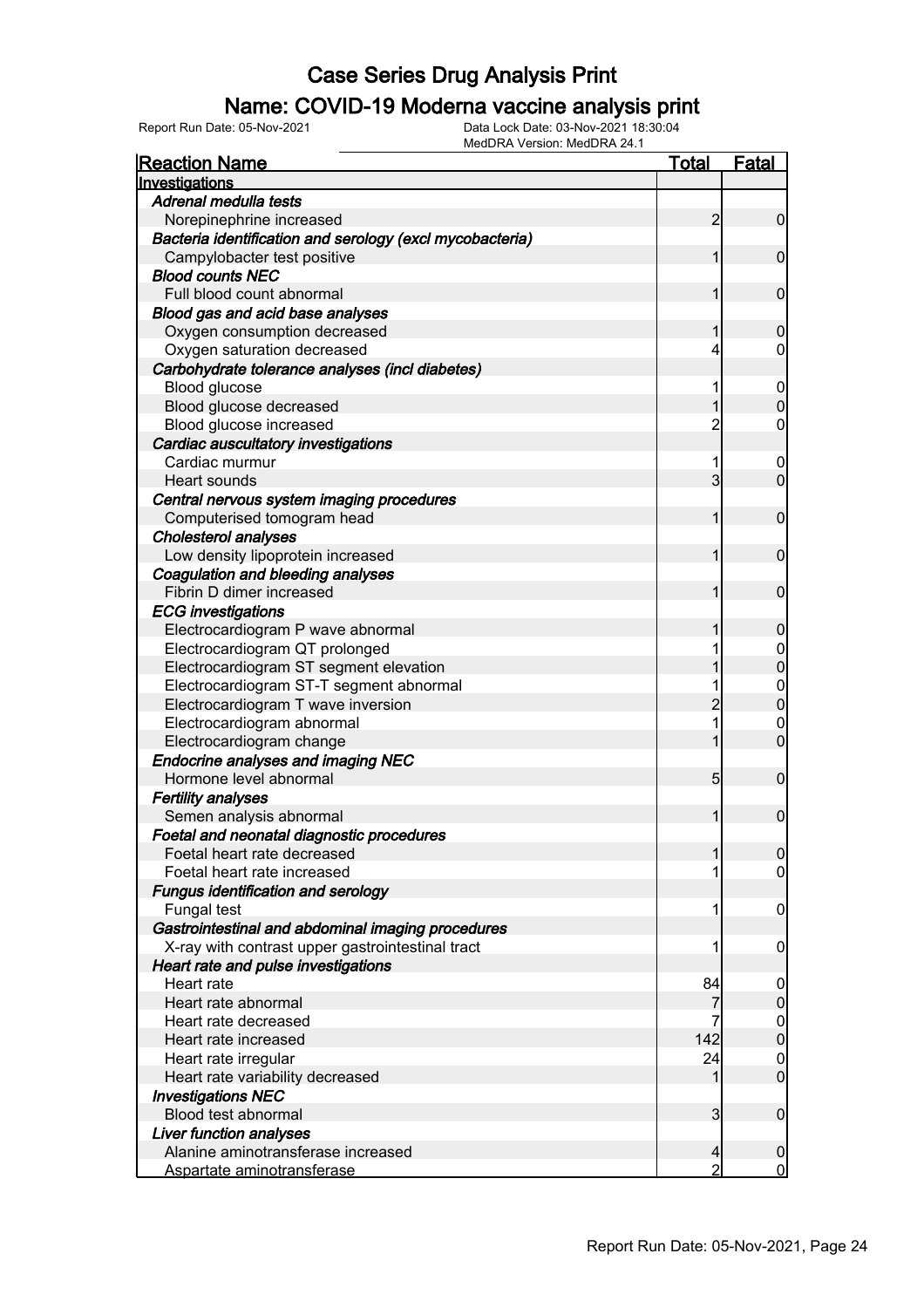# Case Series Drug Analysis Print

## Name: COVID-19 Moderna vaccine analysis print

Report Run Date: 05-Nov-2021
Data Lock Date: 03-Nov-2021 18:30:04
MedDRA Version: MedDRA 24.1

| Reaction Name | Total | Fatal |
|---|---|---|
| **Investigations** | | |
| ***Adrenal medulla tests*** | | |
| Norepinephrine increased | 2 | 0 |
| ***Bacteria identification and serology (excl mycobacteria)*** | | |
| Campylobacter test positive | 1 | 0 |
| ***Blood counts NEC*** | | |
| Full blood count abnormal | 1 | 0 |
| ***Blood gas and acid base analyses*** | | |
| Oxygen consumption decreased | 1 | 0 |
| Oxygen saturation decreased | 4 | 0 |
| ***Carbohydrate tolerance analyses (incl diabetes)*** | | |
| Blood glucose | 1 | 0 |
| Blood glucose decreased | 1 | 0 |
| Blood glucose increased | 2 | 0 |
| ***Cardiac auscultatory investigations*** | | |
| Cardiac murmur | 1 | 0 |
| Heart sounds | 3 | 0 |
| ***Central nervous system imaging procedures*** | | |
| Computerised tomogram head | 1 | 0 |
| ***Cholesterol analyses*** | | |
| Low density lipoprotein increased | 1 | 0 |
| ***Coagulation and bleeding analyses*** | | |
| Fibrin D dimer increased | 1 | 0 |
| ***ECG investigations*** | | |
| Electrocardiogram P wave abnormal | 1 | 0 |
| Electrocardiogram QT prolonged | 1 | 0 |
| Electrocardiogram ST segment elevation | 1 | 0 |
| Electrocardiogram ST-T segment abnormal | 1 | 0 |
| Electrocardiogram T wave inversion | 2 | 0 |
| Electrocardiogram abnormal | 1 | 0 |
| Electrocardiogram change | 1 | 0 |
| ***Endocrine analyses and imaging NEC*** | | |
| Hormone level abnormal | 5 | 0 |
| ***Fertility analyses*** | | |
| Semen analysis abnormal | 1 | 0 |
| ***Foetal and neonatal diagnostic procedures*** | | |
| Foetal heart rate decreased | 1 | 0 |
| Foetal heart rate increased | 1 | 0 |
| ***Fungus identification and serology*** | | |
| Fungal test | 1 | 0 |
| ***Gastrointestinal and abdominal imaging procedures*** | | |
| X-ray with contrast upper gastrointestinal tract | 1 | 0 |
| ***Heart rate and pulse investigations*** | | |
| Heart rate | 84 | 0 |
| Heart rate abnormal | 7 | 0 |
| Heart rate decreased | 7 | 0 |
| Heart rate increased | 142 | 0 |
| Heart rate irregular | 24 | 0 |
| Heart rate variability decreased | 1 | 0 |
| ***Investigations NEC*** | | |
| Blood test abnormal | 3 | 0 |
| ***Liver function analyses*** | | |
| Alanine aminotransferase increased | 4 | 0 |
| Aspartate aminotransferase | 2 | 0 |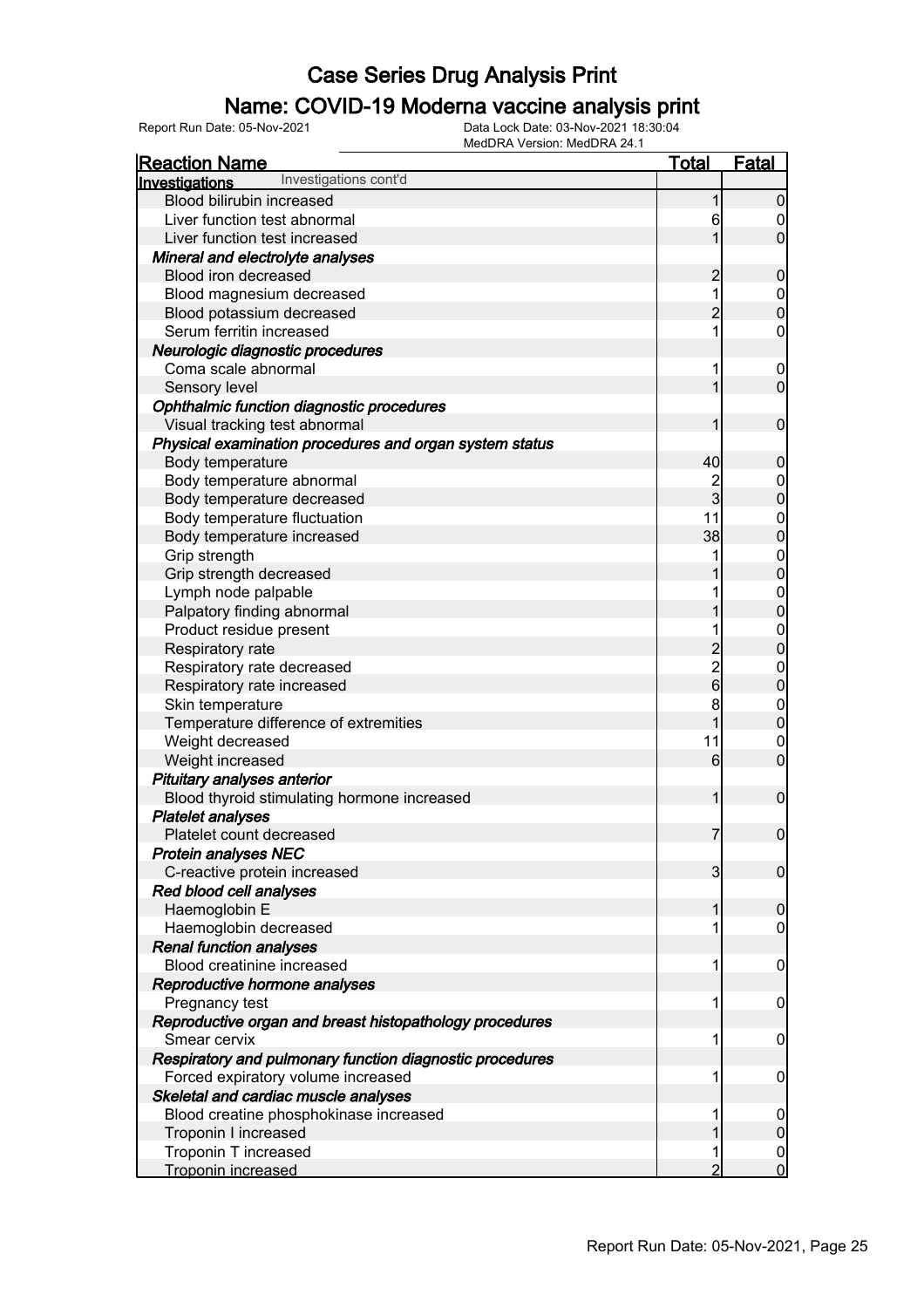# Case Series Drug Analysis Print

## Name: COVID-19 Moderna vaccine analysis print

Report Run Date: 05-Nov-2021
Data Lock Date: 03-Nov-2021 18:30:04
MedDRA Version: MedDRA 24.1

| Reaction Name | Total | Fatal |
|---|---|---|
| **Investigations** Investigations cont'd | | |
| Blood bilirubin increased | 1 | 0 |
| Liver function test abnormal | 6 | 0 |
| Liver function test increased | 1 | 0 |
| ***Mineral and electrolyte analyses*** | | |
| Blood iron decreased | 2 | 0 |
| Blood magnesium decreased | 1 | 0 |
| Blood potassium decreased | 2 | 0 |
| Serum ferritin increased | 1 | 0 |
| ***Neurologic diagnostic procedures*** | | |
| Coma scale abnormal | 1 | 0 |
| Sensory level | 1 | 0 |
| ***Ophthalmic function diagnostic procedures*** | | |
| Visual tracking test abnormal | 1 | 0 |
| ***Physical examination procedures and organ system status*** | | |
| Body temperature | 40 | 0 |
| Body temperature abnormal | 2 | 0 |
| Body temperature decreased | 3 | 0 |
| Body temperature fluctuation | 11 | 0 |
| Body temperature increased | 38 | 0 |
| Grip strength | 1 | 0 |
| Grip strength decreased | 1 | 0 |
| Lymph node palpable | 1 | 0 |
| Palpatory finding abnormal | 1 | 0 |
| Product residue present | 1 | 0 |
| Respiratory rate | 2 | 0 |
| Respiratory rate decreased | 2 | 0 |
| Respiratory rate increased | 6 | 0 |
| Skin temperature | 8 | 0 |
| Temperature difference of extremities | 1 | 0 |
| Weight decreased | 11 | 0 |
| Weight increased | 6 | 0 |
| ***Pituitary analyses anterior*** | | |
| Blood thyroid stimulating hormone increased | 1 | 0 |
| ***Platelet analyses*** | | |
| Platelet count decreased | 7 | 0 |
| ***Protein analyses NEC*** | | |
| C-reactive protein increased | 3 | 0 |
| ***Red blood cell analyses*** | | |
| Haemoglobin E | 1 | 0 |
| Haemoglobin decreased | 1 | 0 |
| ***Renal function analyses*** | | |
| Blood creatinine increased | 1 | 0 |
| ***Reproductive hormone analyses*** | | |
| Pregnancy test | 1 | 0 |
| ***Reproductive organ and breast histopathology procedures*** | | |
| Smear cervix | 1 | 0 |
| ***Respiratory and pulmonary function diagnostic procedures*** | | |
| Forced expiratory volume increased | 1 | 0 |
| ***Skeletal and cardiac muscle analyses*** | | |
| Blood creatine phosphokinase increased | 1 | 0 |
| Troponin I increased | 1 | 0 |
| Troponin T increased | 1 | 0 |
| Troponin increased | 2 | 0 |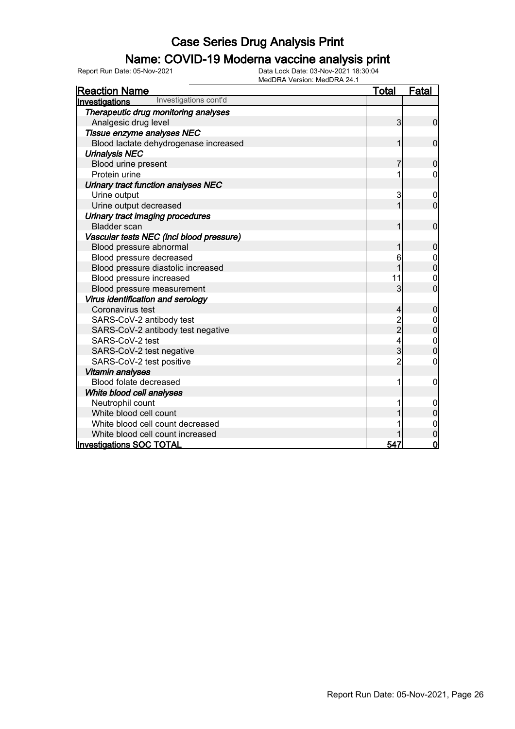# Case Series Drug Analysis Print

## Name: COVID-19 Moderna vaccine analysis print

Report Run Date: 05-Nov-2021    Data Lock Date: 03-Nov-2021 18:30:04
MedDRA Version: MedDRA 24.1

| Reaction Name | Total | Fatal |
|---|---|---|
| **Investigations** Investigations cont'd | | |
| ***Therapeutic drug monitoring analyses*** | | |
| Analgesic drug level | 3 | 0 |
| ***Tissue enzyme analyses NEC*** | | |
| Blood lactate dehydrogenase increased | 1 | 0 |
| ***Urinalysis NEC*** | | |
| Blood urine present | 7 | 0 |
| Protein urine | 1 | 0 |
| ***Urinary tract function analyses NEC*** | | |
| Urine output | 3 | 0 |
| Urine output decreased | 1 | 0 |
| ***Urinary tract imaging procedures*** | | |
| Bladder scan | 1 | 0 |
| ***Vascular tests NEC (incl blood pressure)*** | | |
| Blood pressure abnormal | 1 | 0 |
| Blood pressure decreased | 6 | 0 |
| Blood pressure diastolic increased | 1 | 0 |
| Blood pressure increased | 11 | 0 |
| Blood pressure measurement | 3 | 0 |
| ***Virus identification and serology*** | | |
| Coronavirus test | 4 | 0 |
| SARS-CoV-2 antibody test | 2 | 0 |
| SARS-CoV-2 antibody test negative | 2 | 0 |
| SARS-CoV-2 test | 4 | 0 |
| SARS-CoV-2 test negative | 3 | 0 |
| SARS-CoV-2 test positive | 2 | 0 |
| ***Vitamin analyses*** | | |
| Blood folate decreased | 1 | 0 |
| ***White blood cell analyses*** | | |
| Neutrophil count | 1 | 0 |
| White blood cell count | 1 | 0 |
| White blood cell count decreased | 1 | 0 |
| White blood cell count increased | 1 | 0 |
| **Investigations SOC TOTAL** | **547** | **0** |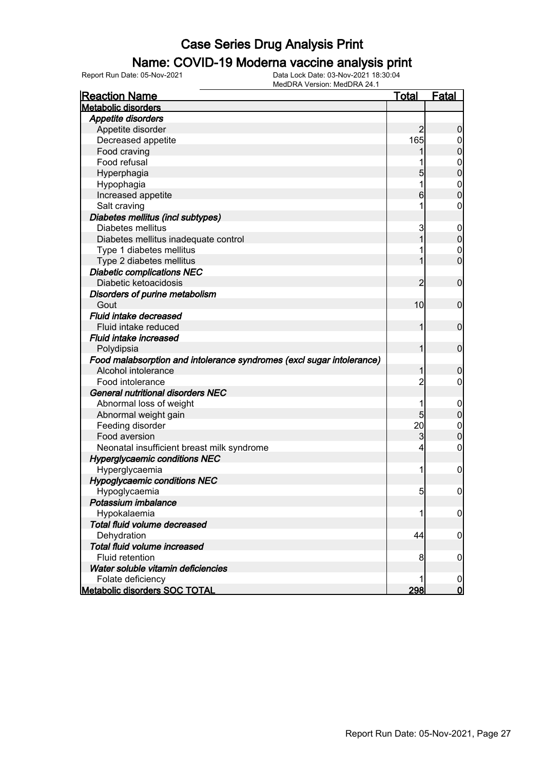# Case Series Drug Analysis Print

## Name: COVID-19 Moderna vaccine analysis print

Report Run Date: 05-Nov-2021

Data Lock Date: 03-Nov-2021 18:30:04
MedDRA Version: MedDRA 24.1

| Reaction Name | Total | Fatal |
|---|---|---|
| **Metabolic disorders** | | |
| ***Appetite disorders*** | | |
| Appetite disorder | 2 | 0 |
| Decreased appetite | 165 | 0 |
| Food craving | 1 | 0 |
| Food refusal | 1 | 0 |
| Hyperphagia | 5 | 0 |
| Hypophagia | 1 | 0 |
| Increased appetite | 6 | 0 |
| Salt craving | 1 | 0 |
| ***Diabetes mellitus (incl subtypes)*** | | |
| Diabetes mellitus | 3 | 0 |
| Diabetes mellitus inadequate control | 1 | 0 |
| Type 1 diabetes mellitus | 1 | 0 |
| Type 2 diabetes mellitus | 1 | 0 |
| ***Diabetic complications NEC*** | | |
| Diabetic ketoacidosis | 2 | 0 |
| ***Disorders of purine metabolism*** | | |
| Gout | 10 | 0 |
| ***Fluid intake decreased*** | | |
| Fluid intake reduced | 1 | 0 |
| ***Fluid intake increased*** | | |
| Polydipsia | 1 | 0 |
| ***Food malabsorption and intolerance syndromes (excl sugar intolerance)*** | | |
| Alcohol intolerance | 1 | 0 |
| Food intolerance | 2 | 0 |
| ***General nutritional disorders NEC*** | | |
| Abnormal loss of weight | 1 | 0 |
| Abnormal weight gain | 5 | 0 |
| Feeding disorder | 20 | 0 |
| Food aversion | 3 | 0 |
| Neonatal insufficient breast milk syndrome | 4 | 0 |
| ***Hyperglycaemic conditions NEC*** | | |
| Hyperglycaemia | 1 | 0 |
| ***Hypoglycaemic conditions NEC*** | | |
| Hypoglycaemia | 5 | 0 |
| ***Potassium imbalance*** | | |
| Hypokalaemia | 1 | 0 |
| ***Total fluid volume decreased*** | | |
| Dehydration | 44 | 0 |
| ***Total fluid volume increased*** | | |
| Fluid retention | 8 | 0 |
| ***Water soluble vitamin deficiencies*** | | |
| Folate deficiency | 1 | 0 |
| **Metabolic disorders SOC TOTAL** | **298** | **0** |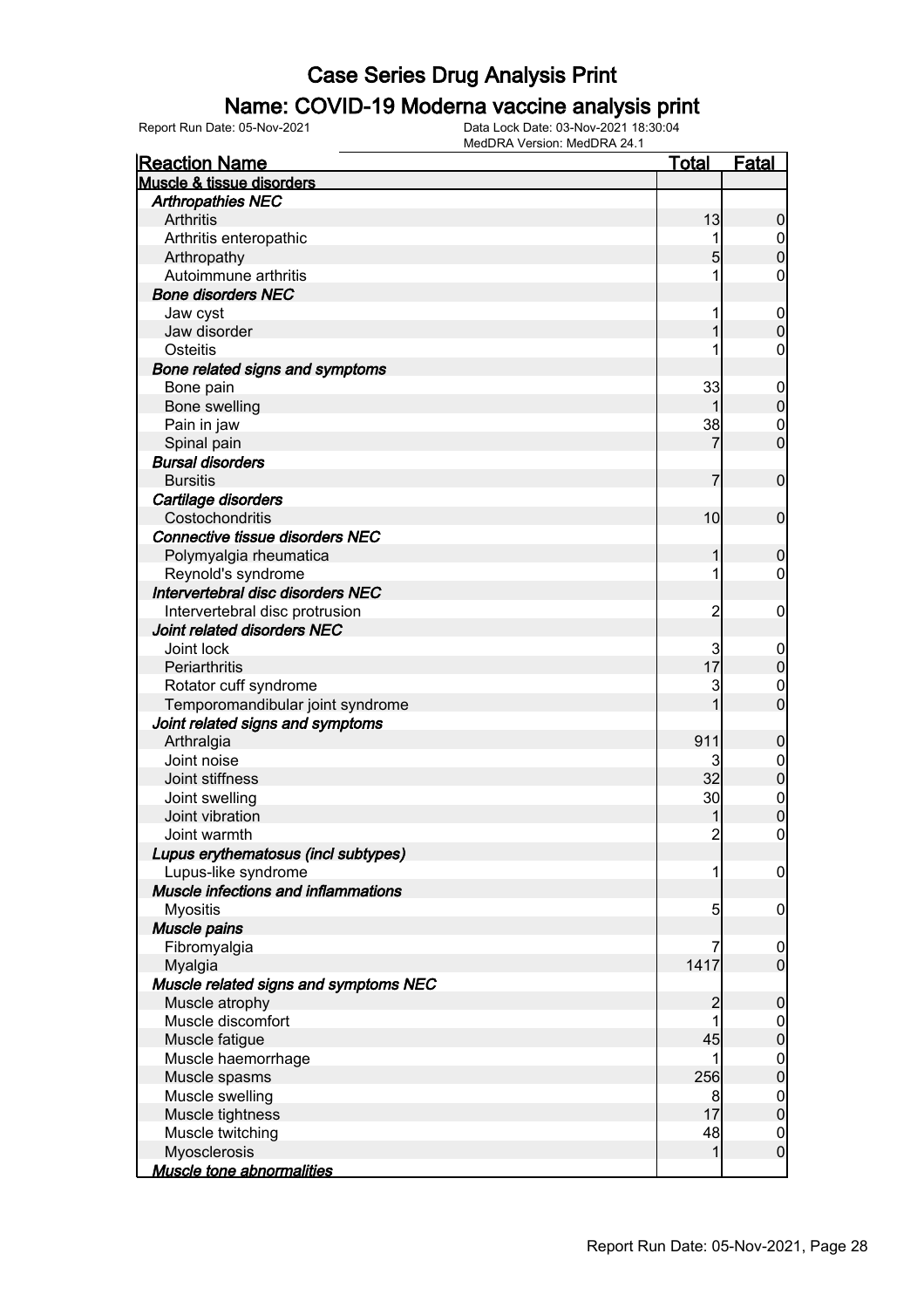# Case Series Drug Analysis Print

## Name: COVID-19 Moderna vaccine analysis print

Report Run Date: 05-Nov-2021  Data Lock Date: 03-Nov-2021 18:30:04  MedDRA Version: MedDRA 24.1

| Reaction Name | Total | Fatal |
|---|---|---|
| **Muscle & tissue disorders** | | |
| ***Arthropathies NEC*** | | |
| Arthritis | 13 | 0 |
| Arthritis enteropathic | 1 | 0 |
| Arthropathy | 5 | 0 |
| Autoimmune arthritis | 1 | 0 |
| ***Bone disorders NEC*** | | |
| Jaw cyst | 1 | 0 |
| Jaw disorder | 1 | 0 |
| Osteitis | 1 | 0 |
| ***Bone related signs and symptoms*** | | |
| Bone pain | 33 | 0 |
| Bone swelling | 1 | 0 |
| Pain in jaw | 38 | 0 |
| Spinal pain | 7 | 0 |
| ***Bursal disorders*** | | |
| Bursitis | 7 | 0 |
| ***Cartilage disorders*** | | |
| Costochondritis | 10 | 0 |
| ***Connective tissue disorders NEC*** | | |
| Polymyalgia rheumatica | 1 | 0 |
| Reynold's syndrome | 1 | 0 |
| ***Intervertebral disc disorders NEC*** | | |
| Intervertebral disc protrusion | 2 | 0 |
| ***Joint related disorders NEC*** | | |
| Joint lock | 3 | 0 |
| Periarthritis | 17 | 0 |
| Rotator cuff syndrome | 3 | 0 |
| Temporomandibular joint syndrome | 1 | 0 |
| ***Joint related signs and symptoms*** | | |
| Arthralgia | 911 | 0 |
| Joint noise | 3 | 0 |
| Joint stiffness | 32 | 0 |
| Joint swelling | 30 | 0 |
| Joint vibration | 1 | 0 |
| Joint warmth | 2 | 0 |
| ***Lupus erythematosus (incl subtypes)*** | | |
| Lupus-like syndrome | 1 | 0 |
| ***Muscle infections and inflammations*** | | |
| Myositis | 5 | 0 |
| ***Muscle pains*** | | |
| Fibromyalgia | 7 | 0 |
| Myalgia | 1417 | 0 |
| ***Muscle related signs and symptoms NEC*** | | |
| Muscle atrophy | 2 | 0 |
| Muscle discomfort | 1 | 0 |
| Muscle fatigue | 45 | 0 |
| Muscle haemorrhage | 1 | 0 |
| Muscle spasms | 256 | 0 |
| Muscle swelling | 8 | 0 |
| Muscle tightness | 17 | 0 |
| Muscle twitching | 48 | 0 |
| Myosclerosis | 1 | 0 |
| ***Muscle tone abnormalities*** | | |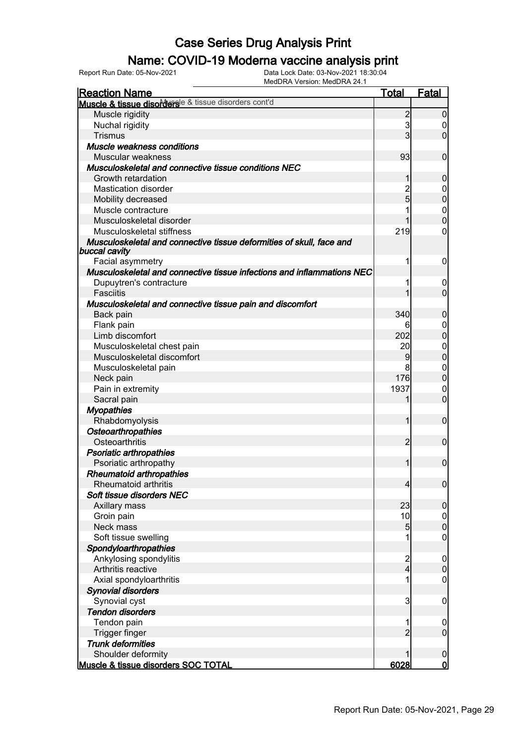# Case Series Drug Analysis Print

## Name: COVID-19 Moderna vaccine analysis print

Report Run Date: 05-Nov-2021 | Data Lock Date: 03-Nov-2021 18:30:04 | MedDRA Version: MedDRA 24.1

| Reaction Name | Total | Fatal |
|---|---|---|
| **Muscle & tissue disorders** Muscle & tissue disorders cont'd | | |
| Muscle rigidity | 2 | 0 |
| Nuchal rigidity | 3 | 0 |
| Trismus | 3 | 0 |
| ***Muscle weakness conditions*** | | |
| Muscular weakness | 93 | 0 |
| ***Musculoskeletal and connective tissue conditions NEC*** | | |
| Growth retardation | 1 | 0 |
| Mastication disorder | 2 | 0 |
| Mobility decreased | 5 | 0 |
| Muscle contracture | 1 | 0 |
| Musculoskeletal disorder | 1 | 0 |
| Musculoskeletal stiffness | 219 | 0 |
| ***Musculoskeletal and connective tissue deformities of skull, face and buccal cavity*** | | |
| Facial asymmetry | 1 | 0 |
| ***Musculoskeletal and connective tissue infections and inflammations NEC*** | | |
| Dupuytren's contracture | 1 | 0 |
| Fasciitis | 1 | 0 |
| ***Musculoskeletal and connective tissue pain and discomfort*** | | |
| Back pain | 340 | 0 |
| Flank pain | 6 | 0 |
| Limb discomfort | 202 | 0 |
| Musculoskeletal chest pain | 20 | 0 |
| Musculoskeletal discomfort | 9 | 0 |
| Musculoskeletal pain | 8 | 0 |
| Neck pain | 176 | 0 |
| Pain in extremity | 1937 | 0 |
| Sacral pain | 1 | 0 |
| ***Myopathies*** | | |
| Rhabdomyolysis | 1 | 0 |
| ***Osteoarthropathies*** | | |
| Osteoarthritis | 2 | 0 |
| ***Psoriatic arthropathies*** | | |
| Psoriatic arthropathy | 1 | 0 |
| ***Rheumatoid arthropathies*** | | |
| Rheumatoid arthritis | 4 | 0 |
| ***Soft tissue disorders NEC*** | | |
| Axillary mass | 23 | 0 |
| Groin pain | 10 | 0 |
| Neck mass | 5 | 0 |
| Soft tissue swelling | 1 | 0 |
| ***Spondyloarthropathies*** | | |
| Ankylosing spondylitis | 2 | 0 |
| Arthritis reactive | 4 | 0 |
| Axial spondyloarthritis | 1 | 0 |
| ***Synovial disorders*** | | |
| Synovial cyst | 3 | 0 |
| ***Tendon disorders*** | | |
| Tendon pain | 1 | 0 |
| Trigger finger | 2 | 0 |
| ***Trunk deformities*** | | |
| Shoulder deformity | 1 | 0 |
| **Muscle & tissue disorders SOC TOTAL** | **6028** | **0** |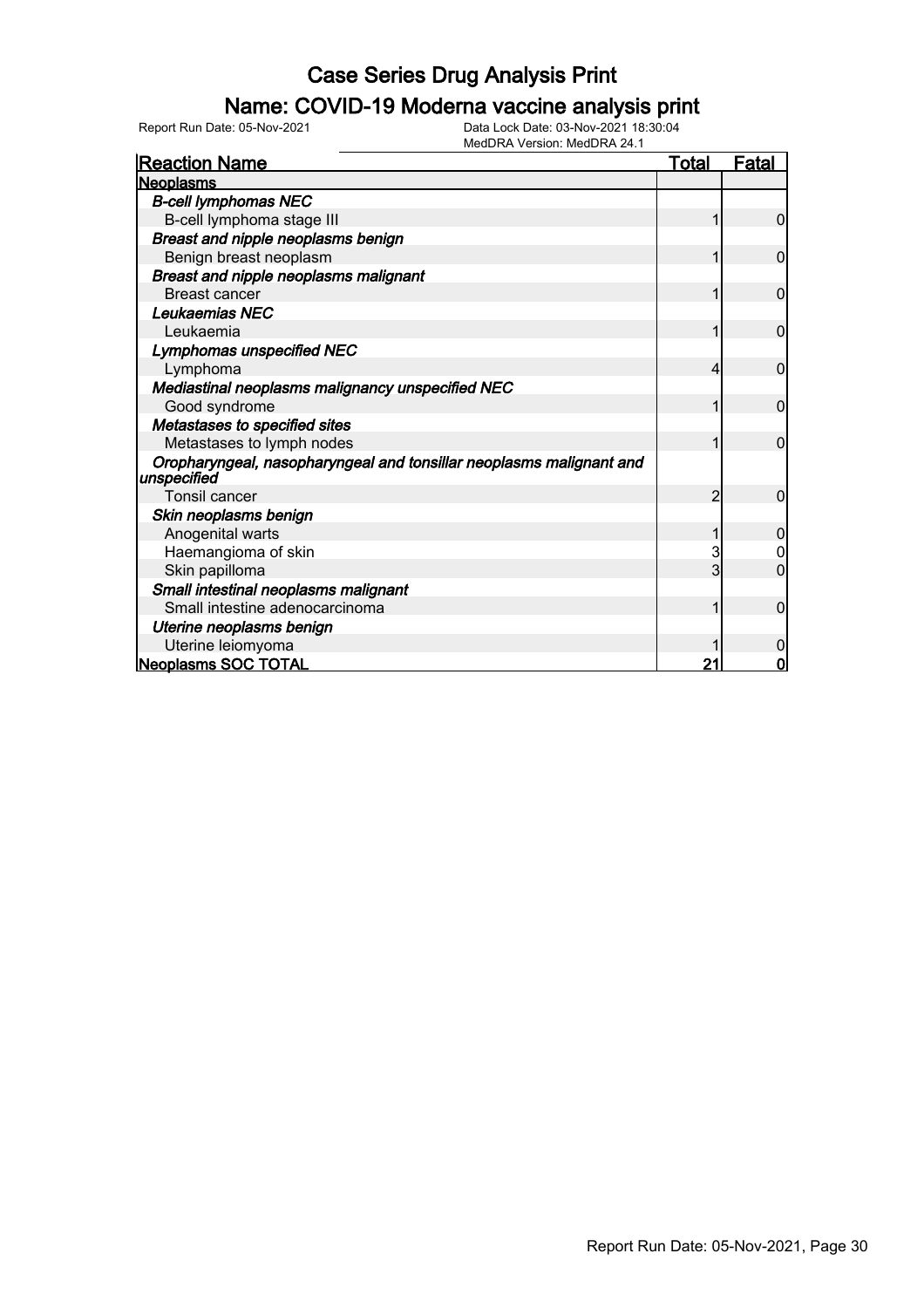# Case Series Drug Analysis Print

## Name: COVID-19 Moderna vaccine analysis print

Report Run Date: 05-Nov-2021

Data Lock Date: 03-Nov-2021 18:30:04

MedDRA Version: MedDRA 24.1

| Reaction Name | Total | Fatal |
|---|---|---|
| **Neoplasms** | | |
| ***B-cell lymphomas NEC*** | | |
| B-cell lymphoma stage III | 1 | 0 |
| ***Breast and nipple neoplasms benign*** | | |
| Benign breast neoplasm | 1 | 0 |
| ***Breast and nipple neoplasms malignant*** | | |
| Breast cancer | 1 | 0 |
| ***Leukaemias NEC*** | | |
| Leukaemia | 1 | 0 |
| ***Lymphomas unspecified NEC*** | | |
| Lymphoma | 4 | 0 |
| ***Mediastinal neoplasms malignancy unspecified NEC*** | | |
| Good syndrome | 1 | 0 |
| ***Metastases to specified sites*** | | |
| Metastases to lymph nodes | 1 | 0 |
| ***Oropharyngeal, nasopharyngeal and tonsillar neoplasms malignant and unspecified*** | | |
| Tonsil cancer | 2 | 0 |
| ***Skin neoplasms benign*** | | |
| Anogenital warts | 1 | 0 |
| Haemangioma of skin | 3 | 0 |
| Skin papilloma | 3 | 0 |
| ***Small intestinal neoplasms malignant*** | | |
| Small intestine adenocarcinoma | 1 | 0 |
| ***Uterine neoplasms benign*** | | |
| Uterine leiomyoma | 1 | 0 |
| **Neoplasms SOC TOTAL** | **21** | **0** |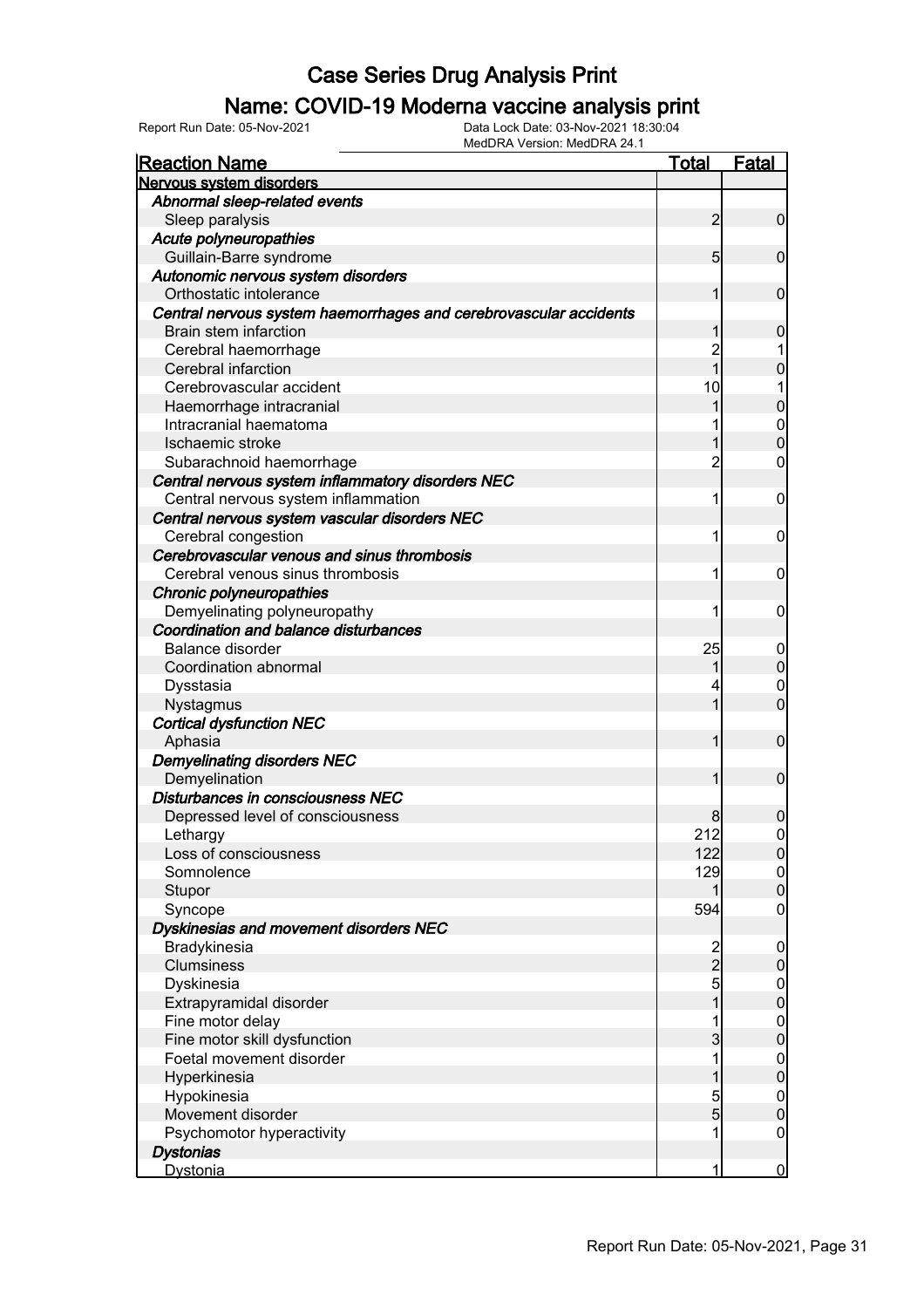# Case Series Drug Analysis Print

## Name: COVID-19 Moderna vaccine analysis print

Report Run Date: 05-Nov-2021

Data Lock Date: 03-Nov-2021 18:30:04

MedDRA Version: MedDRA 24.1

| Reaction Name | Total | Fatal |
|---|---|---|
| **Nervous system disorders** | | |
| *Abnormal sleep-related events* | | |
| Sleep paralysis | 2 | 0 |
| *Acute polyneuropathies* | | |
| Guillain-Barre syndrome | 5 | 0 |
| *Autonomic nervous system disorders* | | |
| Orthostatic intolerance | 1 | 0 |
| *Central nervous system haemorrhages and cerebrovascular accidents* | | |
| Brain stem infarction | 1 | 0 |
| Cerebral haemorrhage | 2 | 1 |
| Cerebral infarction | 1 | 0 |
| Cerebrovascular accident | 10 | 1 |
| Haemorrhage intracranial | 1 | 0 |
| Intracranial haematoma | 1 | 0 |
| Ischaemic stroke | 1 | 0 |
| Subarachnoid haemorrhage | 2 | 0 |
| *Central nervous system inflammatory disorders NEC* | | |
| Central nervous system inflammation | 1 | 0 |
| *Central nervous system vascular disorders NEC* | | |
| Cerebral congestion | 1 | 0 |
| *Cerebrovascular venous and sinus thrombosis* | | |
| Cerebral venous sinus thrombosis | 1 | 0 |
| *Chronic polyneuropathies* | | |
| Demyelinating polyneuropathy | 1 | 0 |
| *Coordination and balance disturbances* | | |
| Balance disorder | 25 | 0 |
| Coordination abnormal | 1 | 0 |
| Dysstasia | 4 | 0 |
| Nystagmus | 1 | 0 |
| *Cortical dysfunction NEC* | | |
| Aphasia | 1 | 0 |
| *Demyelinating disorders NEC* | | |
| Demyelination | 1 | 0 |
| *Disturbances in consciousness NEC* | | |
| Depressed level of consciousness | 8 | 0 |
| Lethargy | 212 | 0 |
| Loss of consciousness | 122 | 0 |
| Somnolence | 129 | 0 |
| Stupor | 1 | 0 |
| Syncope | 594 | 0 |
| *Dyskinesias and movement disorders NEC* | | |
| Bradykinesia | 2 | 0 |
| Clumsiness | 2 | 0 |
| Dyskinesia | 5 | 0 |
| Extrapyramidal disorder | 1 | 0 |
| Fine motor delay | 1 | 0 |
| Fine motor skill dysfunction | 3 | 0 |
| Foetal movement disorder | 1 | 0 |
| Hyperkinesia | 1 | 0 |
| Hypokinesia | 5 | 0 |
| Movement disorder | 5 | 0 |
| Psychomotor hyperactivity | 1 | 0 |
| *Dystonias* | | |
| Dystonia | 1 | 0 |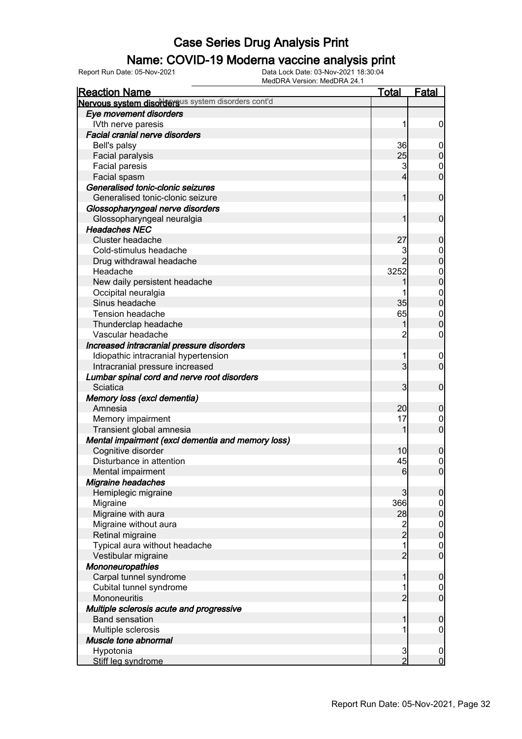# Case Series Drug Analysis Print

## Name: COVID-19 Moderna vaccine analysis print

Report Run Date: 05-Nov-2021    Data Lock Date: 03-Nov-2021 18:30:04
MedDRA Version: MedDRA 24.1

| Reaction Name | Total | Fatal |
|---|---|---|
| **Nervous system disorders** Nervous system disorders cont'd | | |
| ***Eye movement disorders*** | | |
| IVth nerve paresis | 1 | 0 |
| ***Facial cranial nerve disorders*** | | |
| Bell's palsy | 36 | 0 |
| Facial paralysis | 25 | 0 |
| Facial paresis | 3 | 0 |
| Facial spasm | 4 | 0 |
| ***Generalised tonic-clonic seizures*** | | |
| Generalised tonic-clonic seizure | 1 | 0 |
| ***Glossopharyngeal nerve disorders*** | | |
| Glossopharyngeal neuralgia | 1 | 0 |
| ***Headaches NEC*** | | |
| Cluster headache | 27 | 0 |
| Cold-stimulus headache | 3 | 0 |
| Drug withdrawal headache | 2 | 0 |
| Headache | 3252 | 0 |
| New daily persistent headache | 1 | 0 |
| Occipital neuralgia | 1 | 0 |
| Sinus headache | 35 | 0 |
| Tension headache | 65 | 0 |
| Thunderclap headache | 1 | 0 |
| Vascular headache | 2 | 0 |
| ***Increased intracranial pressure disorders*** | | |
| Idiopathic intracranial hypertension | 1 | 0 |
| Intracranial pressure increased | 3 | 0 |
| ***Lumbar spinal cord and nerve root disorders*** | | |
| Sciatica | 3 | 0 |
| ***Memory loss (excl dementia)*** | | |
| Amnesia | 20 | 0 |
| Memory impairment | 17 | 0 |
| Transient global amnesia | 1 | 0 |
| ***Mental impairment (excl dementia and memory loss)*** | | |
| Cognitive disorder | 10 | 0 |
| Disturbance in attention | 45 | 0 |
| Mental impairment | 6 | 0 |
| ***Migraine headaches*** | | |
| Hemiplegic migraine | 3 | 0 |
| Migraine | 366 | 0 |
| Migraine with aura | 28 | 0 |
| Migraine without aura | 2 | 0 |
| Retinal migraine | 2 | 0 |
| Typical aura without headache | 1 | 0 |
| Vestibular migraine | 2 | 0 |
| ***Mononeuropathies*** | | |
| Carpal tunnel syndrome | 1 | 0 |
| Cubital tunnel syndrome | 1 | 0 |
| Mononeuritis | 2 | 0 |
| ***Multiple sclerosis acute and progressive*** | | |
| Band sensation | 1 | 0 |
| Multiple sclerosis | 1 | 0 |
| ***Muscle tone abnormal*** | | |
| Hypotonia | 3 | 0 |
| Stiff leg syndrome | 2 | 0 |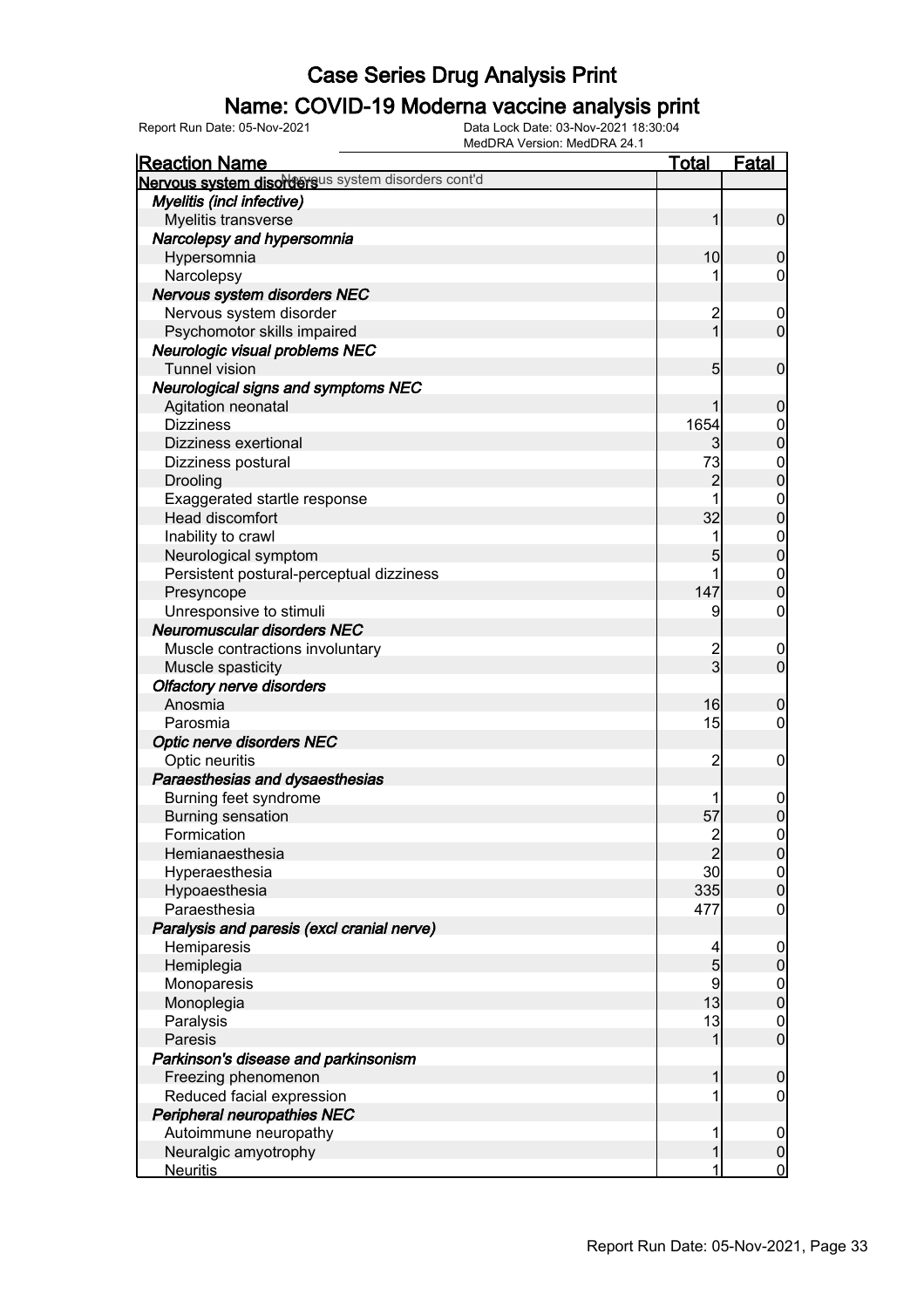# Case Series Drug Analysis Print

## Name: COVID-19 Moderna vaccine analysis print

Report Run Date: 05-Nov-2021    Data Lock Date: 03-Nov-2021 18:30:04
MedDRA Version: MedDRA 24.1

| Reaction Name | Total | Fatal |
|---|---|---|
| **Nervous system disorders** Nervous system disorders cont'd | | |
| ***Myelitis (incl infective)*** | | |
| Myelitis transverse | 1 | 0 |
| ***Narcolepsy and hypersomnia*** | | |
| Hypersomnia | 10 | 0 |
| Narcolepsy | 1 | 0 |
| ***Nervous system disorders NEC*** | | |
| Nervous system disorder | 2 | 0 |
| Psychomotor skills impaired | 1 | 0 |
| ***Neurologic visual problems NEC*** | | |
| Tunnel vision | 5 | 0 |
| ***Neurological signs and symptoms NEC*** | | |
| Agitation neonatal | 1 | 0 |
| Dizziness | 1654 | 0 |
| Dizziness exertional | 3 | 0 |
| Dizziness postural | 73 | 0 |
| Drooling | 2 | 0 |
| Exaggerated startle response | 1 | 0 |
| Head discomfort | 32 | 0 |
| Inability to crawl | 1 | 0 |
| Neurological symptom | 5 | 0 |
| Persistent postural-perceptual dizziness | 1 | 0 |
| Presyncope | 147 | 0 |
| Unresponsive to stimuli | 9 | 0 |
| ***Neuromuscular disorders NEC*** | | |
| Muscle contractions involuntary | 2 | 0 |
| Muscle spasticity | 3 | 0 |
| ***Olfactory nerve disorders*** | | |
| Anosmia | 16 | 0 |
| Parosmia | 15 | 0 |
| ***Optic nerve disorders NEC*** | | |
| Optic neuritis | 2 | 0 |
| ***Paraesthesias and dysaesthesias*** | | |
| Burning feet syndrome | 1 | 0 |
| Burning sensation | 57 | 0 |
| Formication | 2 | 0 |
| Hemianaesthesia | 2 | 0 |
| Hyperaesthesia | 30 | 0 |
| Hypoaesthesia | 335 | 0 |
| Paraesthesia | 477 | 0 |
| ***Paralysis and paresis (excl cranial nerve)*** | | |
| Hemiparesis | 4 | 0 |
| Hemiplegia | 5 | 0 |
| Monoparesis | 9 | 0 |
| Monoplegia | 13 | 0 |
| Paralysis | 13 | 0 |
| Paresis | 1 | 0 |
| ***Parkinson's disease and parkinsonism*** | | |
| Freezing phenomenon | 1 | 0 |
| Reduced facial expression | 1 | 0 |
| ***Peripheral neuropathies NEC*** | | |
| Autoimmune neuropathy | 1 | 0 |
| Neuralgic amyotrophy | 1 | 0 |
| Neuritis | 1 | 0 |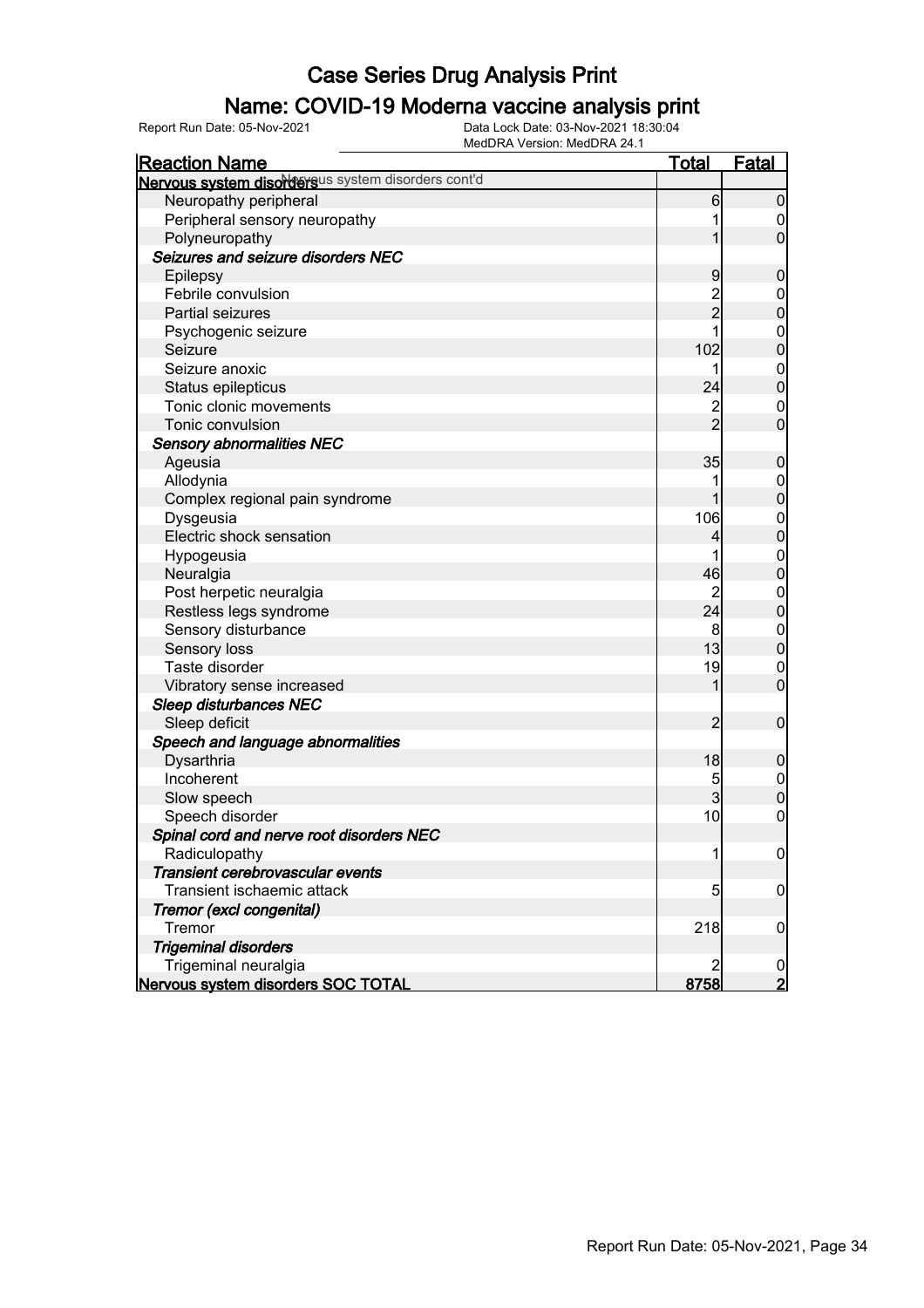# Case Series Drug Analysis Print

## Name: COVID-19 Moderna vaccine analysis print

Report Run Date: 05-Nov-2021

Data Lock Date: 03-Nov-2021 18:30:04

MedDRA Version: MedDRA 24.1

| Reaction Name | Total | Fatal |
|---|---|---|
| **Nervous system disorders** Nervous system disorders cont'd | | |
| Neuropathy peripheral | 6 | 0 |
| Peripheral sensory neuropathy | 1 | 0 |
| Polyneuropathy | 1 | 0 |
| ***Seizures and seizure disorders NEC*** | | |
| Epilepsy | 9 | 0 |
| Febrile convulsion | 2 | 0 |
| Partial seizures | 2 | 0 |
| Psychogenic seizure | 1 | 0 |
| Seizure | 102 | 0 |
| Seizure anoxic | 1 | 0 |
| Status epilepticus | 24 | 0 |
| Tonic clonic movements | 2 | 0 |
| Tonic convulsion | 2 | 0 |
| ***Sensory abnormalities NEC*** | | |
| Ageusia | 35 | 0 |
| Allodynia | 1 | 0 |
| Complex regional pain syndrome | 1 | 0 |
| Dysgeusia | 106 | 0 |
| Electric shock sensation | 4 | 0 |
| Hypogeusia | 1 | 0 |
| Neuralgia | 46 | 0 |
| Post herpetic neuralgia | 2 | 0 |
| Restless legs syndrome | 24 | 0 |
| Sensory disturbance | 8 | 0 |
| Sensory loss | 13 | 0 |
| Taste disorder | 19 | 0 |
| Vibratory sense increased | 1 | 0 |
| ***Sleep disturbances NEC*** | | |
| Sleep deficit | 2 | 0 |
| ***Speech and language abnormalities*** | | |
| Dysarthria | 18 | 0 |
| Incoherent | 5 | 0 |
| Slow speech | 3 | 0 |
| Speech disorder | 10 | 0 |
| ***Spinal cord and nerve root disorders NEC*** | | |
| Radiculopathy | 1 | 0 |
| ***Transient cerebrovascular events*** | | |
| Transient ischaemic attack | 5 | 0 |
| ***Tremor (excl congenital)*** | | |
| Tremor | 218 | 0 |
| ***Trigeminal disorders*** | | |
| Trigeminal neuralgia | 2 | 0 |
| **Nervous system disorders SOC TOTAL** | **8758** | **2** |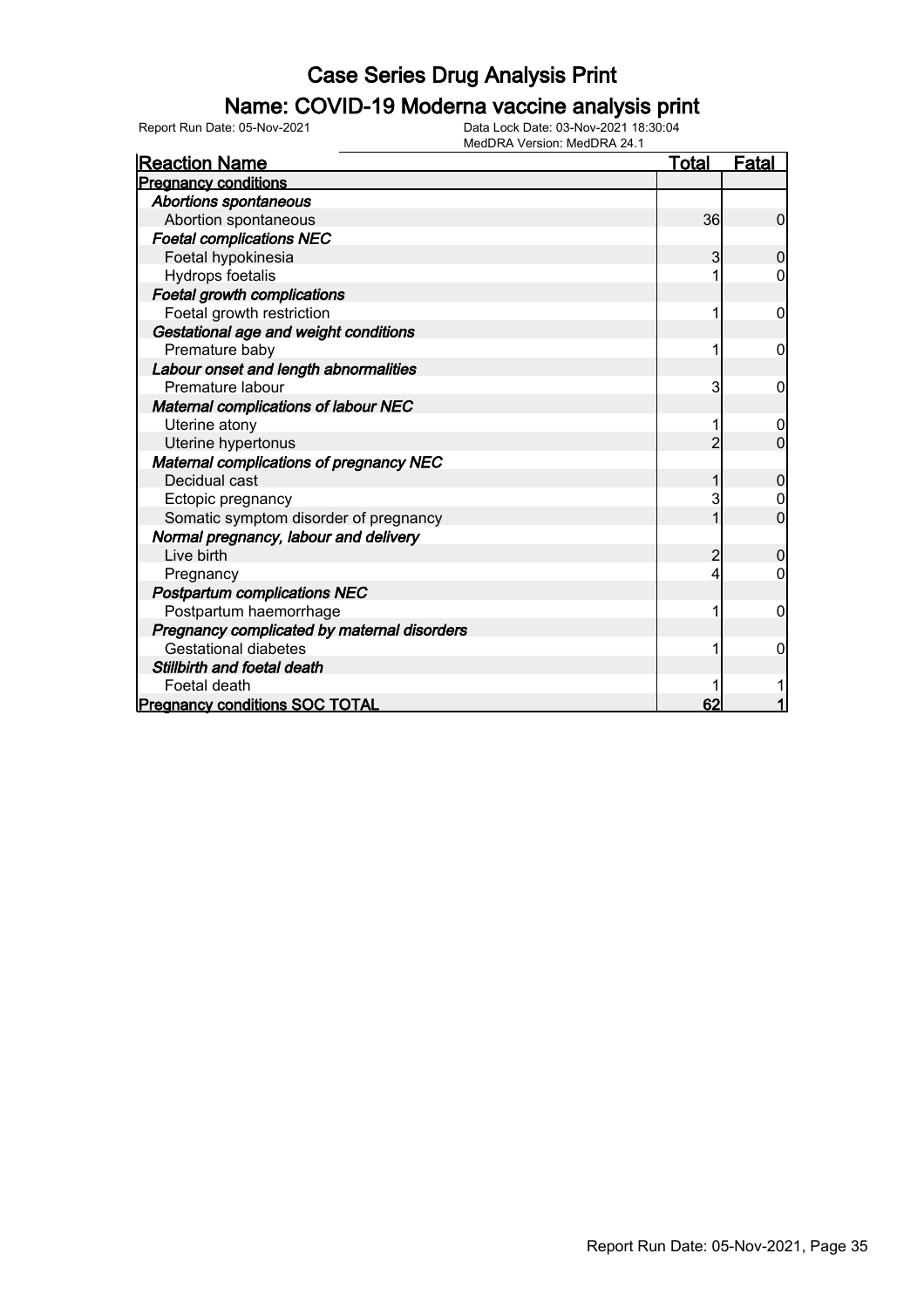# Case Series Drug Analysis Print

## Name: COVID-19 Moderna vaccine analysis print

Report Run Date: 05-Nov-2021    Data Lock Date: 03-Nov-2021 18:30:04
MedDRA Version: MedDRA 24.1

| Reaction Name | Total | Fatal |
|---|---|---|
| **Pregnancy conditions** | | |
| ***Abortions spontaneous*** | | |
| Abortion spontaneous | 36 | 0 |
| ***Foetal complications NEC*** | | |
| Foetal hypokinesia | 3 | 0 |
| Hydrops foetalis | 1 | 0 |
| ***Foetal growth complications*** | | |
| Foetal growth restriction | 1 | 0 |
| ***Gestational age and weight conditions*** | | |
| Premature baby | 1 | 0 |
| ***Labour onset and length abnormalities*** | | |
| Premature labour | 3 | 0 |
| ***Maternal complications of labour NEC*** | | |
| Uterine atony | 1 | 0 |
| Uterine hypertonus | 2 | 0 |
| ***Maternal complications of pregnancy NEC*** | | |
| Decidual cast | 1 | 0 |
| Ectopic pregnancy | 3 | 0 |
| Somatic symptom disorder of pregnancy | 1 | 0 |
| ***Normal pregnancy, labour and delivery*** | | |
| Live birth | 2 | 0 |
| Pregnancy | 4 | 0 |
| ***Postpartum complications NEC*** | | |
| Postpartum haemorrhage | 1 | 0 |
| ***Pregnancy complicated by maternal disorders*** | | |
| Gestational diabetes | 1 | 0 |
| ***Stillbirth and foetal death*** | | |
| Foetal death | 1 | 1 |
| **Pregnancy conditions SOC TOTAL** | **62** | **1** |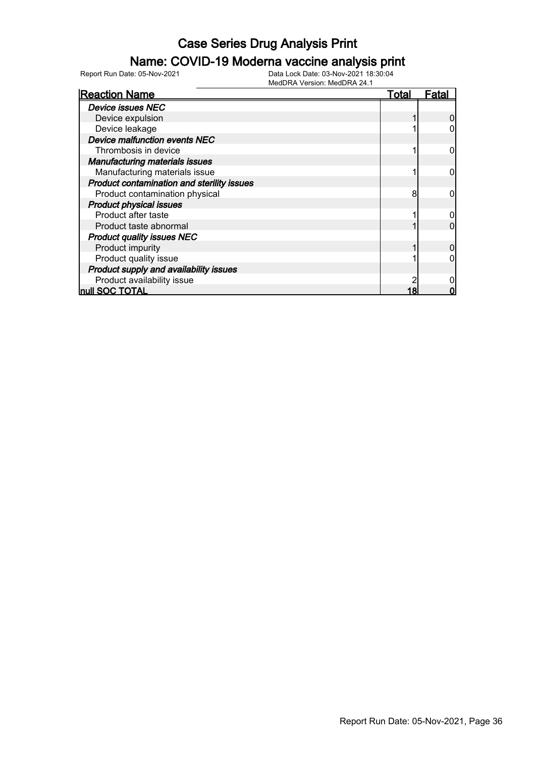# Case Series Drug Analysis Print

## Name: COVID-19 Moderna vaccine analysis print

Report Run Date: 05-Nov-2021 Data Lock Date: 03-Nov-2021 18:30:04
MedDRA Version: MedDRA 24.1

| Reaction Name | Total | Fatal |
|---|---|---|
| ***Device issues NEC*** | | |
| Device expulsion | 1 | 0 |
| Device leakage | 1 | 0 |
| ***Device malfunction events NEC*** | | |
| Thrombosis in device | 1 | 0 |
| ***Manufacturing materials issues*** | | |
| Manufacturing materials issue | 1 | 0 |
| ***Product contamination and sterility issues*** | | |
| Product contamination physical | 8 | 0 |
| ***Product physical issues*** | | |
| Product after taste | 1 | 0 |
| Product taste abnormal | 1 | 0 |
| ***Product quality issues NEC*** | | |
| Product impurity | 1 | 0 |
| Product quality issue | 1 | 0 |
| ***Product supply and availability issues*** | | |
| Product availability issue | 2 | 0 |
| **null SOC TOTAL** | **18** | **0** |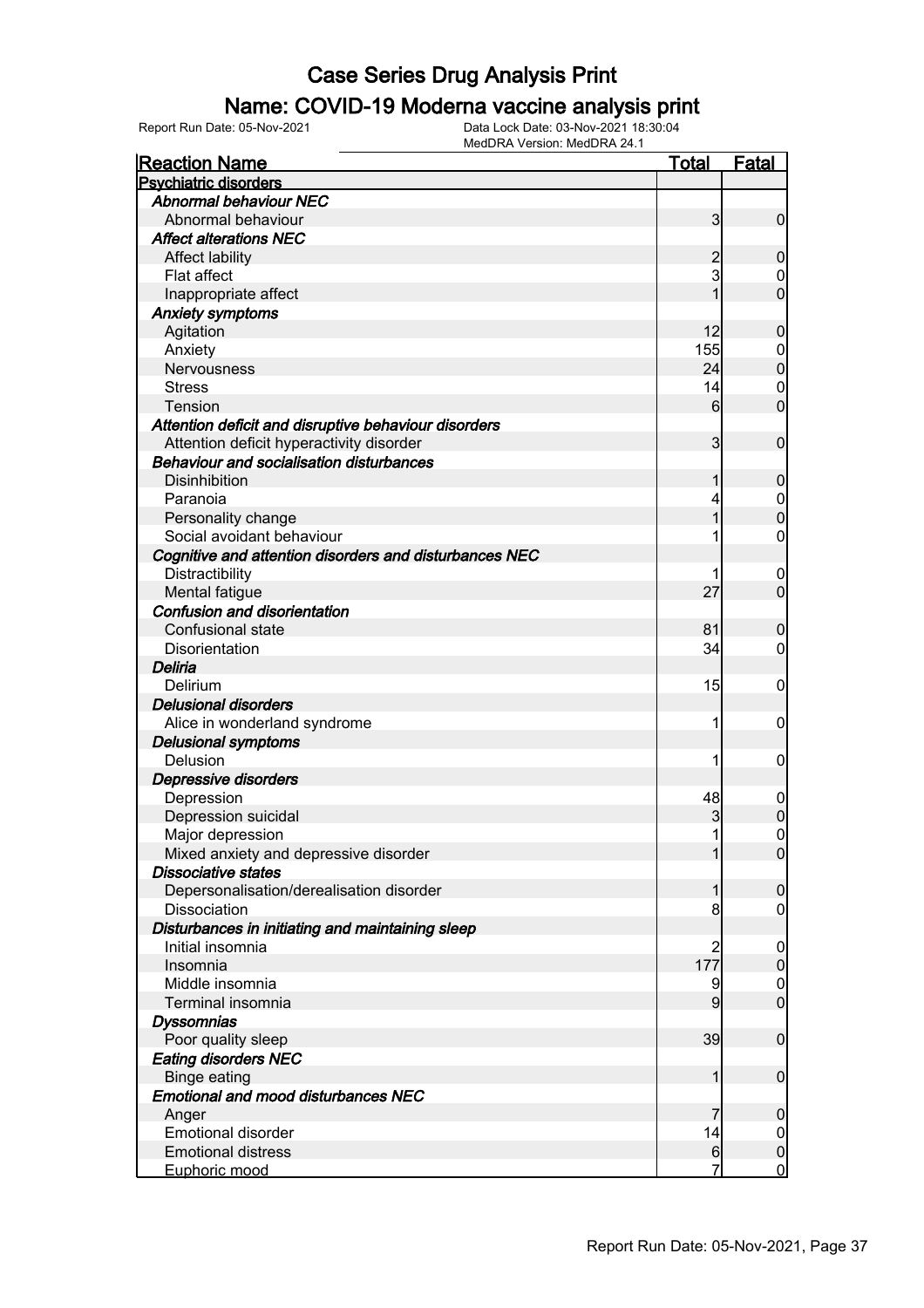# Case Series Drug Analysis Print

## Name: COVID-19 Moderna vaccine analysis print

Report Run Date: 05-Nov-2021    Data Lock Date: 03-Nov-2021 18:30:04
MedDRA Version: MedDRA 24.1

| Reaction Name | Total | Fatal |
|---|---|---|
| **Psychiatric disorders** | | |
| ***Abnormal behaviour NEC*** | | |
| Abnormal behaviour | 3 | 0 |
| ***Affect alterations NEC*** | | |
| Affect lability | 2 | 0 |
| Flat affect | 3 | 0 |
| Inappropriate affect | 1 | 0 |
| ***Anxiety symptoms*** | | |
| Agitation | 12 | 0 |
| Anxiety | 155 | 0 |
| Nervousness | 24 | 0 |
| Stress | 14 | 0 |
| Tension | 6 | 0 |
| ***Attention deficit and disruptive behaviour disorders*** | | |
| Attention deficit hyperactivity disorder | 3 | 0 |
| ***Behaviour and socialisation disturbances*** | | |
| Disinhibition | 1 | 0 |
| Paranoia | 4 | 0 |
| Personality change | 1 | 0 |
| Social avoidant behaviour | 1 | 0 |
| ***Cognitive and attention disorders and disturbances NEC*** | | |
| Distractibility | 1 | 0 |
| Mental fatigue | 27 | 0 |
| ***Confusion and disorientation*** | | |
| Confusional state | 81 | 0 |
| Disorientation | 34 | 0 |
| ***Deliria*** | | |
| Delirium | 15 | 0 |
| ***Delusional disorders*** | | |
| Alice in wonderland syndrome | 1 | 0 |
| ***Delusional symptoms*** | | |
| Delusion | 1 | 0 |
| ***Depressive disorders*** | | |
| Depression | 48 | 0 |
| Depression suicidal | 3 | 0 |
| Major depression | 1 | 0 |
| Mixed anxiety and depressive disorder | 1 | 0 |
| ***Dissociative states*** | | |
| Depersonalisation/derealisation disorder | 1 | 0 |
| Dissociation | 8 | 0 |
| ***Disturbances in initiating and maintaining sleep*** | | |
| Initial insomnia | 2 | 0 |
| Insomnia | 177 | 0 |
| Middle insomnia | 9 | 0 |
| Terminal insomnia | 9 | 0 |
| ***Dyssomnias*** | | |
| Poor quality sleep | 39 | 0 |
| ***Eating disorders NEC*** | | |
| Binge eating | 1 | 0 |
| ***Emotional and mood disturbances NEC*** | | |
| Anger | 7 | 0 |
| Emotional disorder | 14 | 0 |
| Emotional distress | 6 | 0 |
| Euphoric mood | 7 | 0 |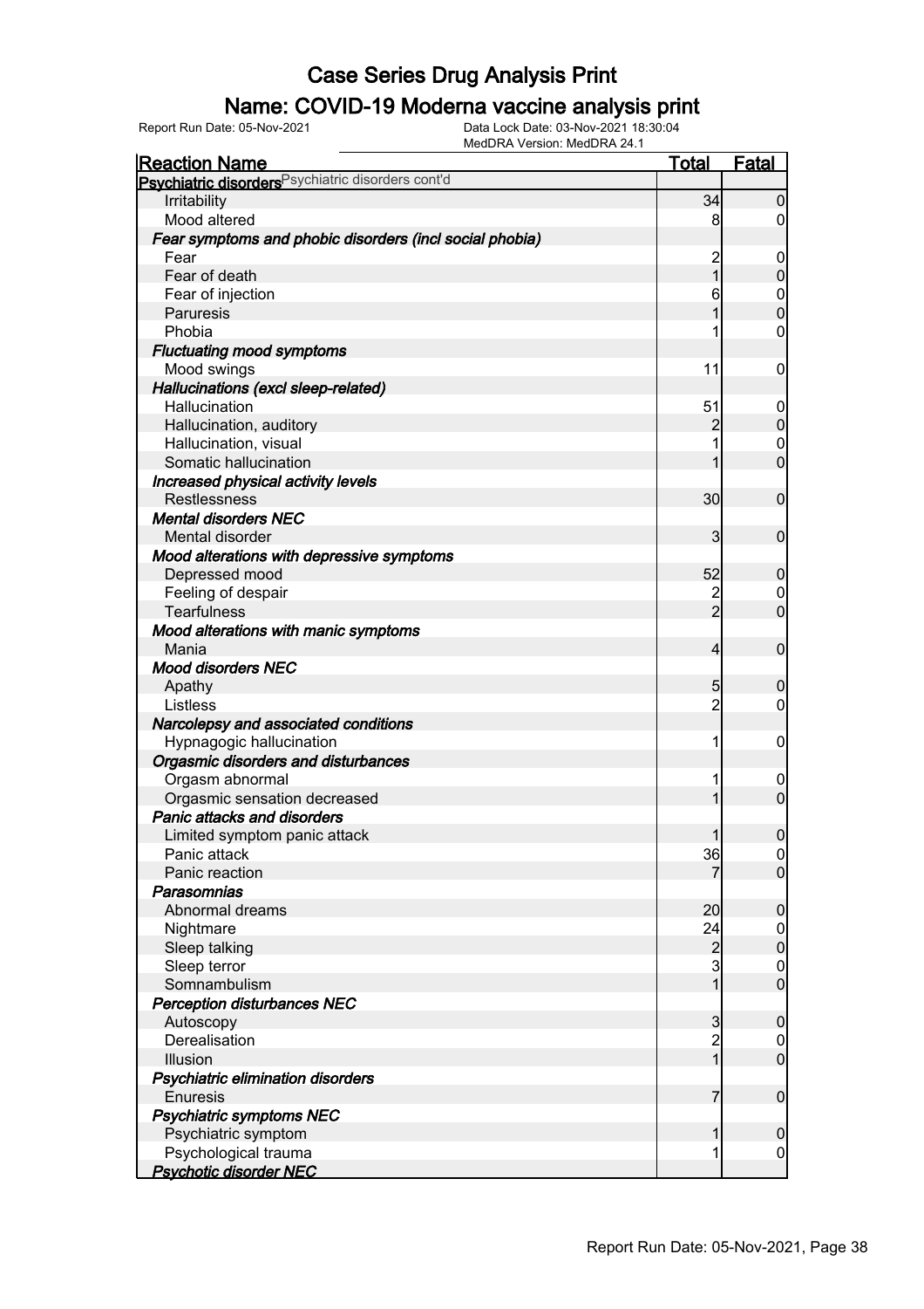# Case Series Drug Analysis Print

## Name: COVID-19 Moderna vaccine analysis print

Report Run Date: 05-Nov-2021    Data Lock Date: 03-Nov-2021 18:30:04
MedDRA Version: MedDRA 24.1

| Reaction Name | Total | Fatal |
| --- | --- | --- |
| **Psychiatric disorders** Psychiatric disorders cont'd | | |
| Irritability | 34 | 0 |
| Mood altered | 8 | 0 |
| ***Fear symptoms and phobic disorders (incl social phobia)*** | | |
| Fear | 2 | 0 |
| Fear of death | 1 | 0 |
| Fear of injection | 6 | 0 |
| Paruresis | 1 | 0 |
| Phobia | 1 | 0 |
| ***Fluctuating mood symptoms*** | | |
| Mood swings | 11 | 0 |
| ***Hallucinations (excl sleep-related)*** | | |
| Hallucination | 51 | 0 |
| Hallucination, auditory | 2 | 0 |
| Hallucination, visual | 1 | 0 |
| Somatic hallucination | 1 | 0 |
| ***Increased physical activity levels*** | | |
| Restlessness | 30 | 0 |
| ***Mental disorders NEC*** | | |
| Mental disorder | 3 | 0 |
| ***Mood alterations with depressive symptoms*** | | |
| Depressed mood | 52 | 0 |
| Feeling of despair | 2 | 0 |
| Tearfulness | 2 | 0 |
| ***Mood alterations with manic symptoms*** | | |
| Mania | 4 | 0 |
| ***Mood disorders NEC*** | | |
| Apathy | 5 | 0 |
| Listless | 2 | 0 |
| ***Narcolepsy and associated conditions*** | | |
| Hypnagogic hallucination | 1 | 0 |
| ***Orgasmic disorders and disturbances*** | | |
| Orgasm abnormal | 1 | 0 |
| Orgasmic sensation decreased | 1 | 0 |
| ***Panic attacks and disorders*** | | |
| Limited symptom panic attack | 1 | 0 |
| Panic attack | 36 | 0 |
| Panic reaction | 7 | 0 |
| ***Parasomnias*** | | |
| Abnormal dreams | 20 | 0 |
| Nightmare | 24 | 0 |
| Sleep talking | 2 | 0 |
| Sleep terror | 3 | 0 |
| Somnambulism | 1 | 0 |
| ***Perception disturbances NEC*** | | |
| Autoscopy | 3 | 0 |
| Derealisation | 2 | 0 |
| Illusion | 1 | 0 |
| ***Psychiatric elimination disorders*** | | |
| Enuresis | 7 | 0 |
| ***Psychiatric symptoms NEC*** | | |
| Psychiatric symptom | 1 | 0 |
| Psychological trauma | 1 | 0 |
| ***Psychotic disorder NEC*** | | |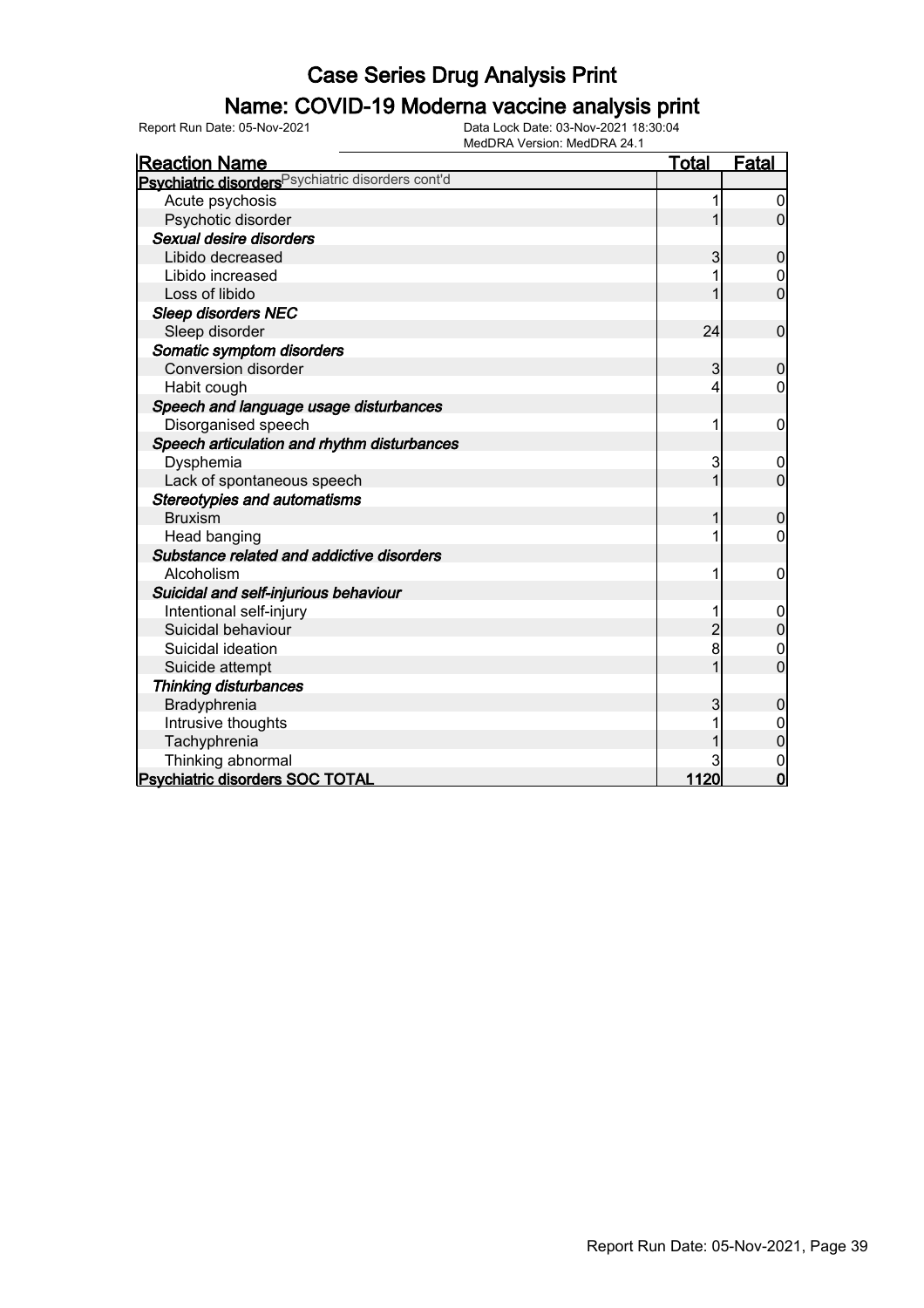# Case Series Drug Analysis Print

## Name: COVID-19 Moderna vaccine analysis print

Report Run Date: 05-Nov-2021

Data Lock Date: 03-Nov-2021 18:30:04

MedDRA Version: MedDRA 24.1

| Reaction Name | Total | Fatal |
|---|---|---|
| **Psychiatric disorders** Psychiatric disorders cont'd | | |
| Acute psychosis | 1 | 0 |
| Psychotic disorder | 1 | 0 |
| ***Sexual desire disorders*** | | |
| Libido decreased | 3 | 0 |
| Libido increased | 1 | 0 |
| Loss of libido | 1 | 0 |
| ***Sleep disorders NEC*** | | |
| Sleep disorder | 24 | 0 |
| ***Somatic symptom disorders*** | | |
| Conversion disorder | 3 | 0 |
| Habit cough | 4 | 0 |
| ***Speech and language usage disturbances*** | | |
| Disorganised speech | 1 | 0 |
| ***Speech articulation and rhythm disturbances*** | | |
| Dysphemia | 3 | 0 |
| Lack of spontaneous speech | 1 | 0 |
| ***Stereotypies and automatisms*** | | |
| Bruxism | 1 | 0 |
| Head banging | 1 | 0 |
| ***Substance related and addictive disorders*** | | |
| Alcoholism | 1 | 0 |
| ***Suicidal and self-injurious behaviour*** | | |
| Intentional self-injury | 1 | 0 |
| Suicidal behaviour | 2 | 0 |
| Suicidal ideation | 8 | 0 |
| Suicide attempt | 1 | 0 |
| ***Thinking disturbances*** | | |
| Bradyphrenia | 3 | 0 |
| Intrusive thoughts | 1 | 0 |
| Tachyphrenia | 1 | 0 |
| Thinking abnormal | 3 | 0 |
| **Psychiatric disorders SOC TOTAL** | **1120** | **0** |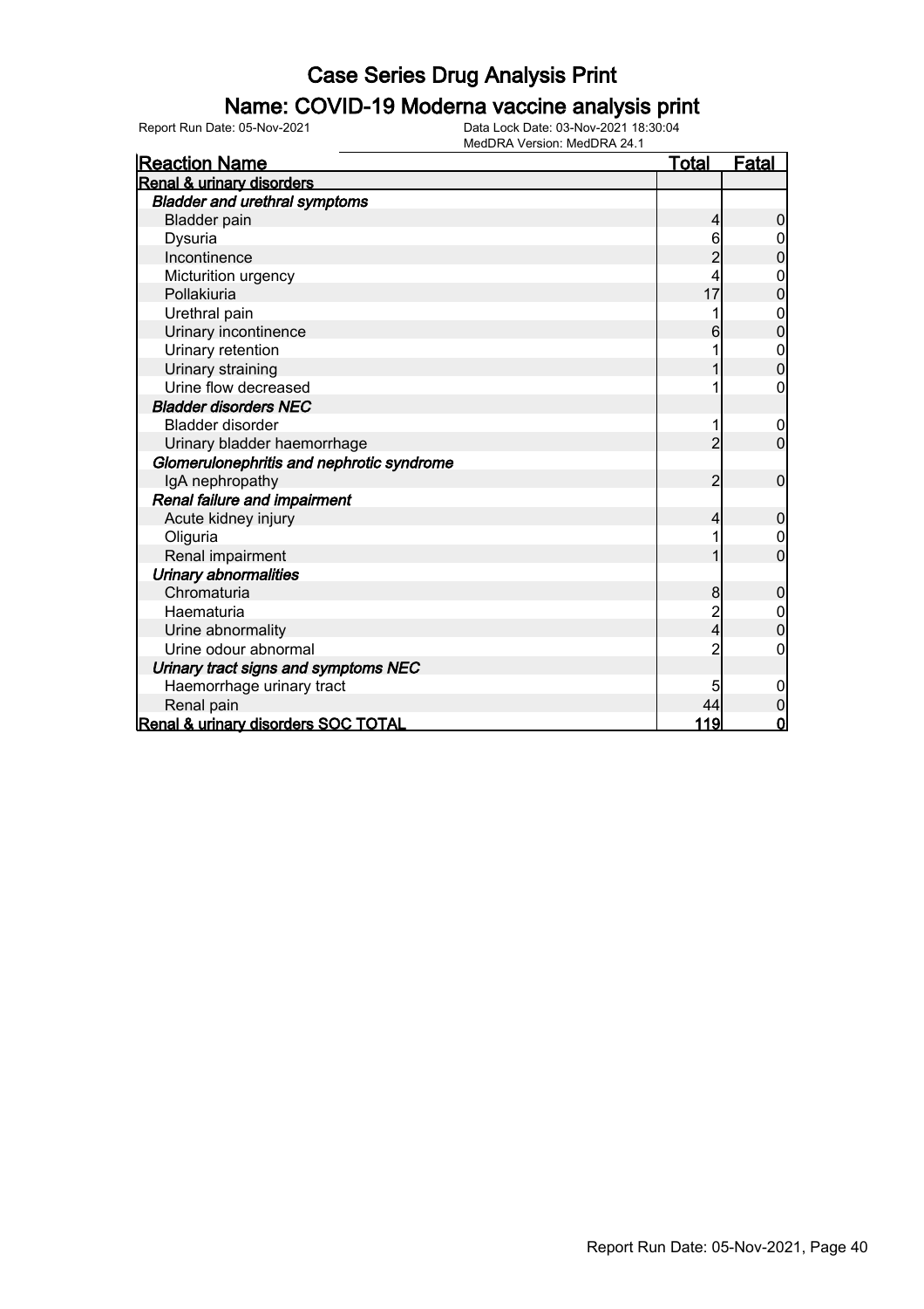# Case Series Drug Analysis Print

## Name: COVID-19 Moderna vaccine analysis print

Report Run Date: 05-Nov-2021

Data Lock Date: 03-Nov-2021 18:30:04

MedDRA Version: MedDRA 24.1

| Reaction Name | Total | Fatal |
|---|---|---|
| **Renal & urinary disorders** | | |
| ***Bladder and urethral symptoms*** | | |
| Bladder pain | 4 | 0 |
| Dysuria | 6 | 0 |
| Incontinence | 2 | 0 |
| Micturition urgency | 4 | 0 |
| Pollakiuria | 17 | 0 |
| Urethral pain | 1 | 0 |
| Urinary incontinence | 6 | 0 |
| Urinary retention | 1 | 0 |
| Urinary straining | 1 | 0 |
| Urine flow decreased | 1 | 0 |
| ***Bladder disorders NEC*** | | |
| Bladder disorder | 1 | 0 |
| Urinary bladder haemorrhage | 2 | 0 |
| ***Glomerulonephritis and nephrotic syndrome*** | | |
| IgA nephropathy | 2 | 0 |
| ***Renal failure and impairment*** | | |
| Acute kidney injury | 4 | 0 |
| Oliguria | 1 | 0 |
| Renal impairment | 1 | 0 |
| ***Urinary abnormalities*** | | |
| Chromaturia | 8 | 0 |
| Haematuria | 2 | 0 |
| Urine abnormality | 4 | 0 |
| Urine odour abnormal | 2 | 0 |
| ***Urinary tract signs and symptoms NEC*** | | |
| Haemorrhage urinary tract | 5 | 0 |
| Renal pain | 44 | 0 |
| **Renal & urinary disorders SOC TOTAL** | **119** | **0** |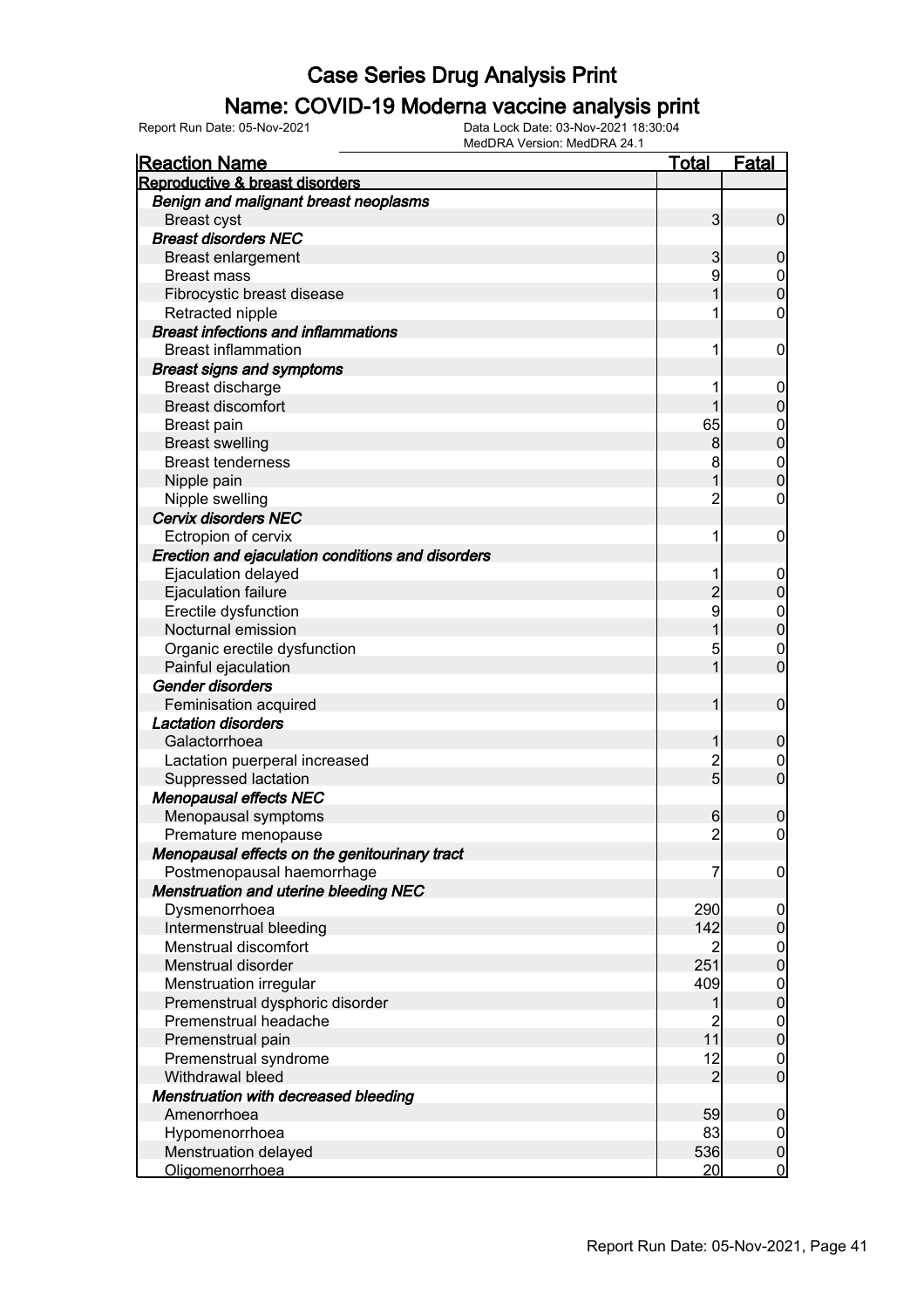# Case Series Drug Analysis Print

## Name: COVID-19 Moderna vaccine analysis print

Report Run Date: 05-Nov-2021 | Data Lock Date: 03-Nov-2021 18:30:04 | MedDRA Version: MedDRA 24.1

| Reaction Name | Total | Fatal |
|---|---|---|
| **Reproductive & breast disorders** | | |
| ***Benign and malignant breast neoplasms*** | | |
| Breast cyst | 3 | 0 |
| ***Breast disorders NEC*** | | |
| Breast enlargement | 3 | 0 |
| Breast mass | 9 | 0 |
| Fibrocystic breast disease | 1 | 0 |
| Retracted nipple | 1 | 0 |
| ***Breast infections and inflammations*** | | |
| Breast inflammation | 1 | 0 |
| ***Breast signs and symptoms*** | | |
| Breast discharge | 1 | 0 |
| Breast discomfort | 1 | 0 |
| Breast pain | 65 | 0 |
| Breast swelling | 8 | 0 |
| Breast tenderness | 8 | 0 |
| Nipple pain | 1 | 0 |
| Nipple swelling | 2 | 0 |
| ***Cervix disorders NEC*** | | |
| Ectropion of cervix | 1 | 0 |
| ***Erection and ejaculation conditions and disorders*** | | |
| Ejaculation delayed | 1 | 0 |
| Ejaculation failure | 2 | 0 |
| Erectile dysfunction | 9 | 0 |
| Nocturnal emission | 1 | 0 |
| Organic erectile dysfunction | 5 | 0 |
| Painful ejaculation | 1 | 0 |
| ***Gender disorders*** | | |
| Feminisation acquired | 1 | 0 |
| ***Lactation disorders*** | | |
| Galactorrhoea | 1 | 0 |
| Lactation puerperal increased | 2 | 0 |
| Suppressed lactation | 5 | 0 |
| ***Menopausal effects NEC*** | | |
| Menopausal symptoms | 6 | 0 |
| Premature menopause | 2 | 0 |
| ***Menopausal effects on the genitourinary tract*** | | |
| Postmenopausal haemorrhage | 7 | 0 |
| ***Menstruation and uterine bleeding NEC*** | | |
| Dysmenorrhoea | 290 | 0 |
| Intermenstrual bleeding | 142 | 0 |
| Menstrual discomfort | 2 | 0 |
| Menstrual disorder | 251 | 0 |
| Menstruation irregular | 409 | 0 |
| Premenstrual dysphoric disorder | 1 | 0 |
| Premenstrual headache | 2 | 0 |
| Premenstrual pain | 11 | 0 |
| Premenstrual syndrome | 12 | 0 |
| Withdrawal bleed | 2 | 0 |
| ***Menstruation with decreased bleeding*** | | |
| Amenorrhoea | 59 | 0 |
| Hypomenorrhoea | 83 | 0 |
| Menstruation delayed | 536 | 0 |
| Oligomenorrhoea | 20 | 0 |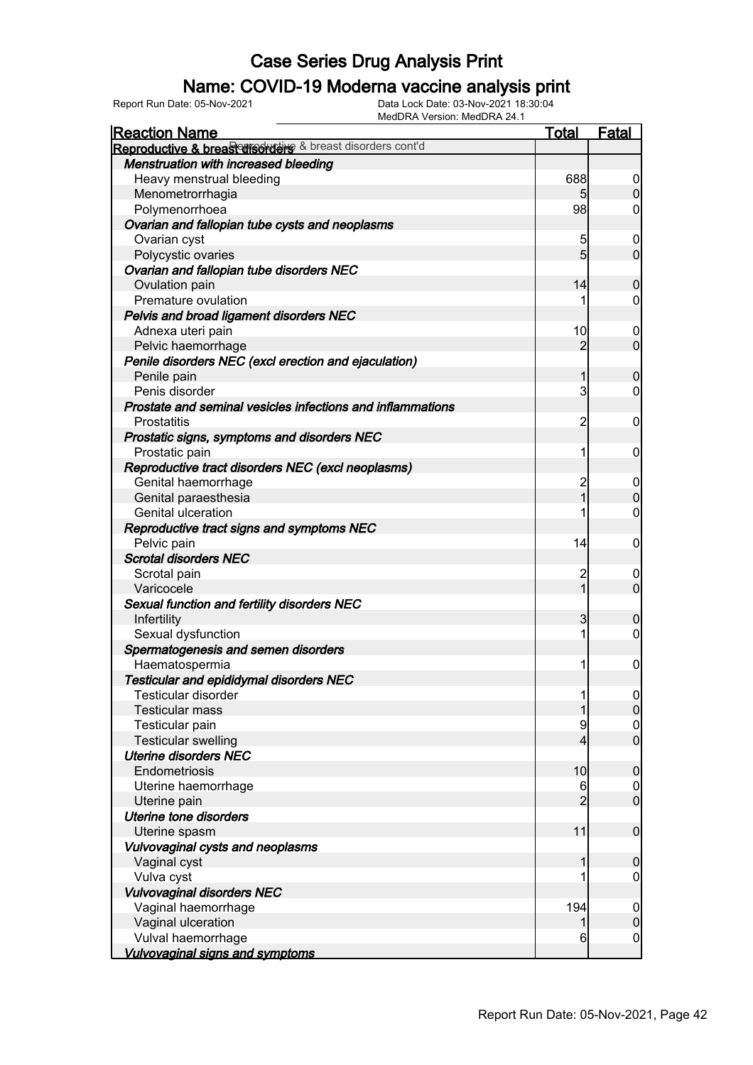# Case Series Drug Analysis Print

## Name: COVID-19 Moderna vaccine analysis print

Report Run Date: 05-Nov-2021
Data Lock Date: 03-Nov-2021 18:30:04
MedDRA Version: MedDRA 24.1

| Reaction Name | Total | Fatal |
|---|---|---|
| ***Reproductive & breast disorders*** Reproductive & breast disorders cont'd | | |
| ***Menstruation with increased bleeding*** | | |
| Heavy menstrual bleeding | 688 | 0 |
| Menometrorrhagia | 5 | 0 |
| Polymenorrhoea | 98 | 0 |
| ***Ovarian and fallopian tube cysts and neoplasms*** | | |
| Ovarian cyst | 5 | 0 |
| Polycystic ovaries | 5 | 0 |
| ***Ovarian and fallopian tube disorders NEC*** | | |
| Ovulation pain | 14 | 0 |
| Premature ovulation | 1 | 0 |
| ***Pelvis and broad ligament disorders NEC*** | | |
| Adnexa uteri pain | 10 | 0 |
| Pelvic haemorrhage | 2 | 0 |
| ***Penile disorders NEC (excl erection and ejaculation)*** | | |
| Penile pain | 1 | 0 |
| Penis disorder | 3 | 0 |
| ***Prostate and seminal vesicles infections and inflammations*** | | |
| Prostatitis | 2 | 0 |
| ***Prostatic signs, symptoms and disorders NEC*** | | |
| Prostatic pain | 1 | 0 |
| ***Reproductive tract disorders NEC (excl neoplasms)*** | | |
| Genital haemorrhage | 2 | 0 |
| Genital paraesthesia | 1 | 0 |
| Genital ulceration | 1 | 0 |
| ***Reproductive tract signs and symptoms NEC*** | | |
| Pelvic pain | 14 | 0 |
| ***Scrotal disorders NEC*** | | |
| Scrotal pain | 2 | 0 |
| Varicocele | 1 | 0 |
| ***Sexual function and fertility disorders NEC*** | | |
| Infertility | 3 | 0 |
| Sexual dysfunction | 1 | 0 |
| ***Spermatogenesis and semen disorders*** | | |
| Haematospermia | 1 | 0 |
| ***Testicular and epididymal disorders NEC*** | | |
| Testicular disorder | 1 | 0 |
| Testicular mass | 1 | 0 |
| Testicular pain | 9 | 0 |
| Testicular swelling | 4 | 0 |
| ***Uterine disorders NEC*** | | |
| Endometriosis | 10 | 0 |
| Uterine haemorrhage | 6 | 0 |
| Uterine pain | 2 | 0 |
| ***Uterine tone disorders*** | | |
| Uterine spasm | 11 | 0 |
| ***Vulvovaginal cysts and neoplasms*** | | |
| Vaginal cyst | 1 | 0 |
| Vulva cyst | 1 | 0 |
| ***Vulvovaginal disorders NEC*** | | |
| Vaginal haemorrhage | 194 | 0 |
| Vaginal ulceration | 1 | 0 |
| Vulval haemorrhage | 6 | 0 |
| ***Vulvovaginal signs and symptoms*** | | |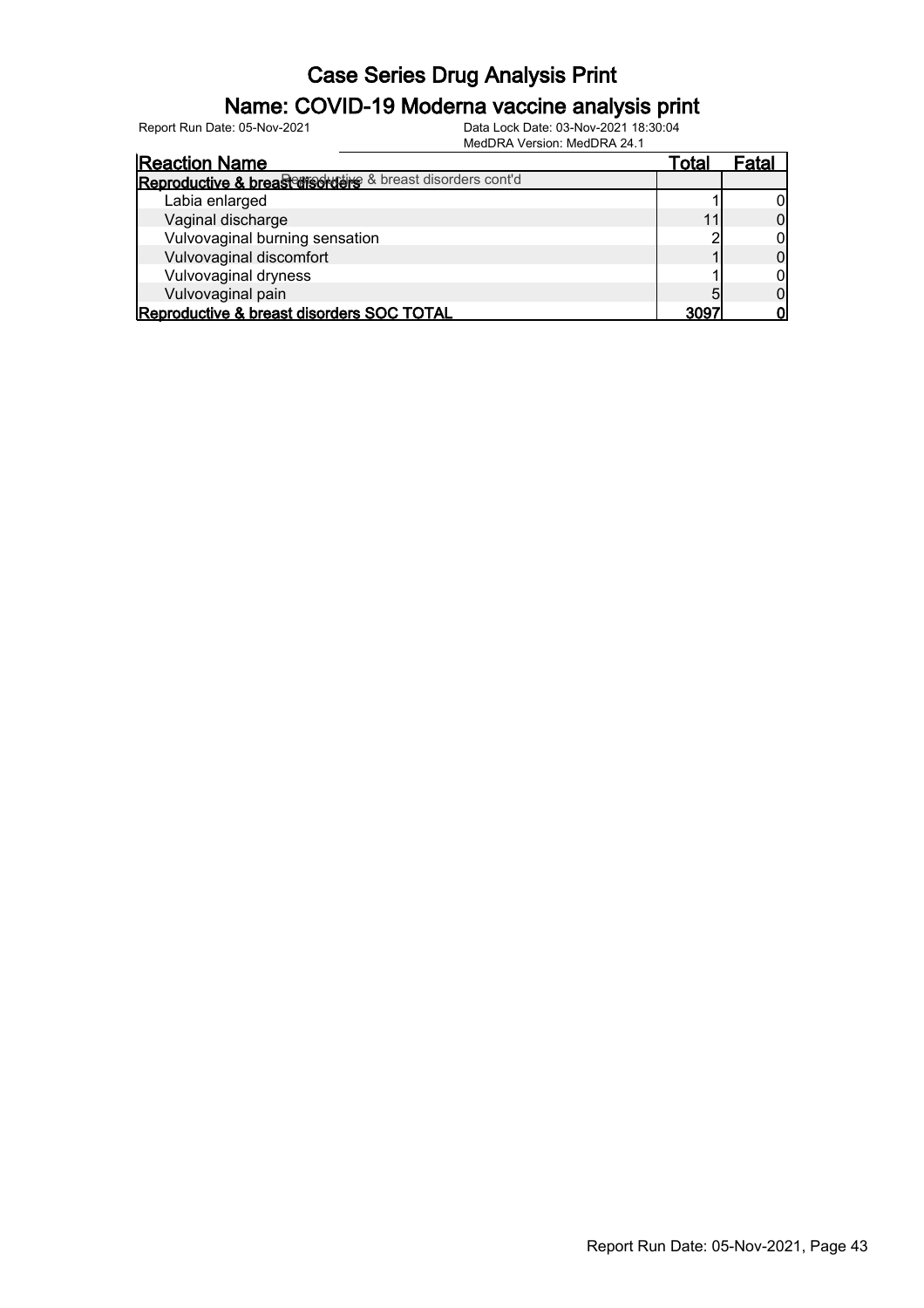# Case Series Drug Analysis Print

## Name: COVID-19 Moderna vaccine analysis print

Report Run Date: 05-Nov-2021

Data Lock Date: 03-Nov-2021 18:30:04

MedDRA Version: MedDRA 24.1

| Reaction Name | Total | Fatal |
|---|---|---|
| **Reproductive & breast disorders** Reproductive & breast disorders cont'd | | |
| Labia enlarged | 1 | 0 |
| Vaginal discharge | 11 | 0 |
| Vulvovaginal burning sensation | 2 | 0 |
| Vulvovaginal discomfort | 1 | 0 |
| Vulvovaginal dryness | 1 | 0 |
| Vulvovaginal pain | 5 | 0 |
| **Reproductive & breast disorders SOC TOTAL** | **3097** | **0** |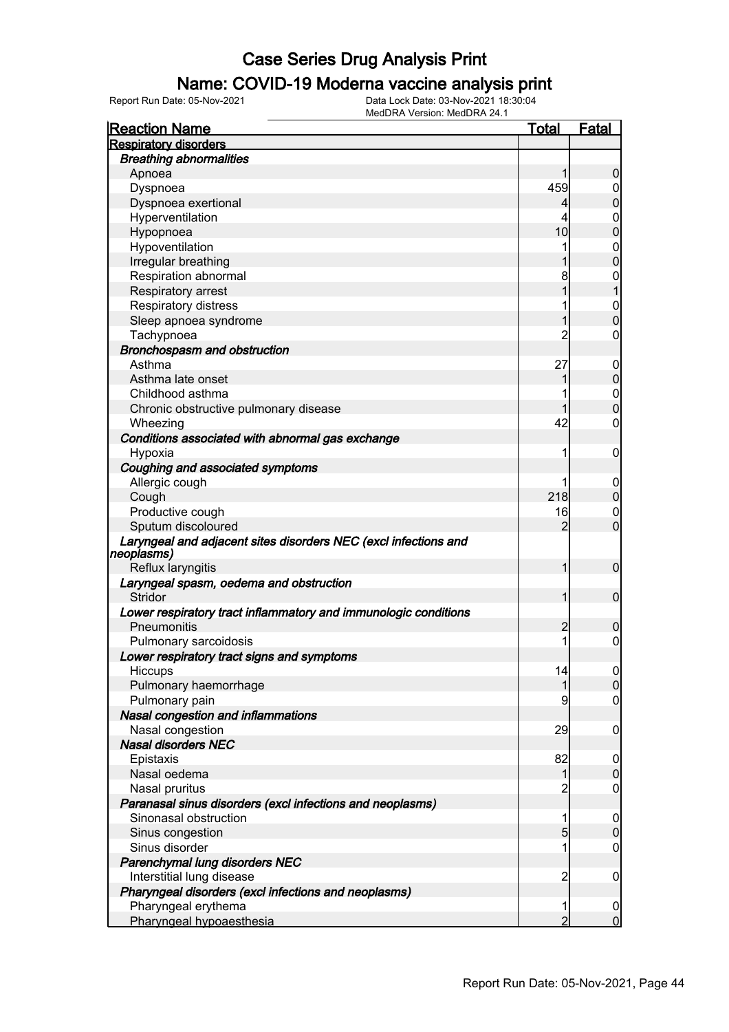# Case Series Drug Analysis Print

## Name: COVID-19 Moderna vaccine analysis print

Report Run Date: 05-Nov-2021

Data Lock Date: 03-Nov-2021 18:30:04

MedDRA Version: MedDRA 24.1

| Reaction Name | Total | Fatal |
|---|---|---|
| **Respiratory disorders** | | |
| ***Breathing abnormalities*** | | |
| Apnoea | 1 | 0 |
| Dyspnoea | 459 | 0 |
| Dyspnoea exertional | 4 | 0 |
| Hyperventilation | 4 | 0 |
| Hypopnoea | 10 | 0 |
| Hypoventilation | 1 | 0 |
| Irregular breathing | 1 | 0 |
| Respiration abnormal | 8 | 0 |
| Respiratory arrest | 1 | 1 |
| Respiratory distress | 1 | 0 |
| Sleep apnoea syndrome | 1 | 0 |
| Tachypnoea | 2 | 0 |
| ***Bronchospasm and obstruction*** | | |
| Asthma | 27 | 0 |
| Asthma late onset | 1 | 0 |
| Childhood asthma | 1 | 0 |
| Chronic obstructive pulmonary disease | 1 | 0 |
| Wheezing | 42 | 0 |
| ***Conditions associated with abnormal gas exchange*** | | |
| Hypoxia | 1 | 0 |
| ***Coughing and associated symptoms*** | | |
| Allergic cough | 1 | 0 |
| Cough | 218 | 0 |
| Productive cough | 16 | 0 |
| Sputum discoloured | 2 | 0 |
| ***Laryngeal and adjacent sites disorders NEC (excl infections and neoplasms)*** | | |
| Reflux laryngitis | 1 | 0 |
| ***Laryngeal spasm, oedema and obstruction*** | | |
| Stridor | 1 | 0 |
| ***Lower respiratory tract inflammatory and immunologic conditions*** | | |
| Pneumonitis | 2 | 0 |
| Pulmonary sarcoidosis | 1 | 0 |
| ***Lower respiratory tract signs and symptoms*** | | |
| Hiccups | 14 | 0 |
| Pulmonary haemorrhage | 1 | 0 |
| Pulmonary pain | 9 | 0 |
| ***Nasal congestion and inflammations*** | | |
| Nasal congestion | 29 | 0 |
| ***Nasal disorders NEC*** | | |
| Epistaxis | 82 | 0 |
| Nasal oedema | 1 | 0 |
| Nasal pruritus | 2 | 0 |
| ***Paranasal sinus disorders (excl infections and neoplasms)*** | | |
| Sinonasal obstruction | 1 | 0 |
| Sinus congestion | 5 | 0 |
| Sinus disorder | 1 | 0 |
| ***Parenchymal lung disorders NEC*** | | |
| Interstitial lung disease | 2 | 0 |
| ***Pharyngeal disorders (excl infections and neoplasms)*** | | |
| Pharyngeal erythema | 1 | 0 |
| Pharyngeal hypoaesthesia | 2 | 0 |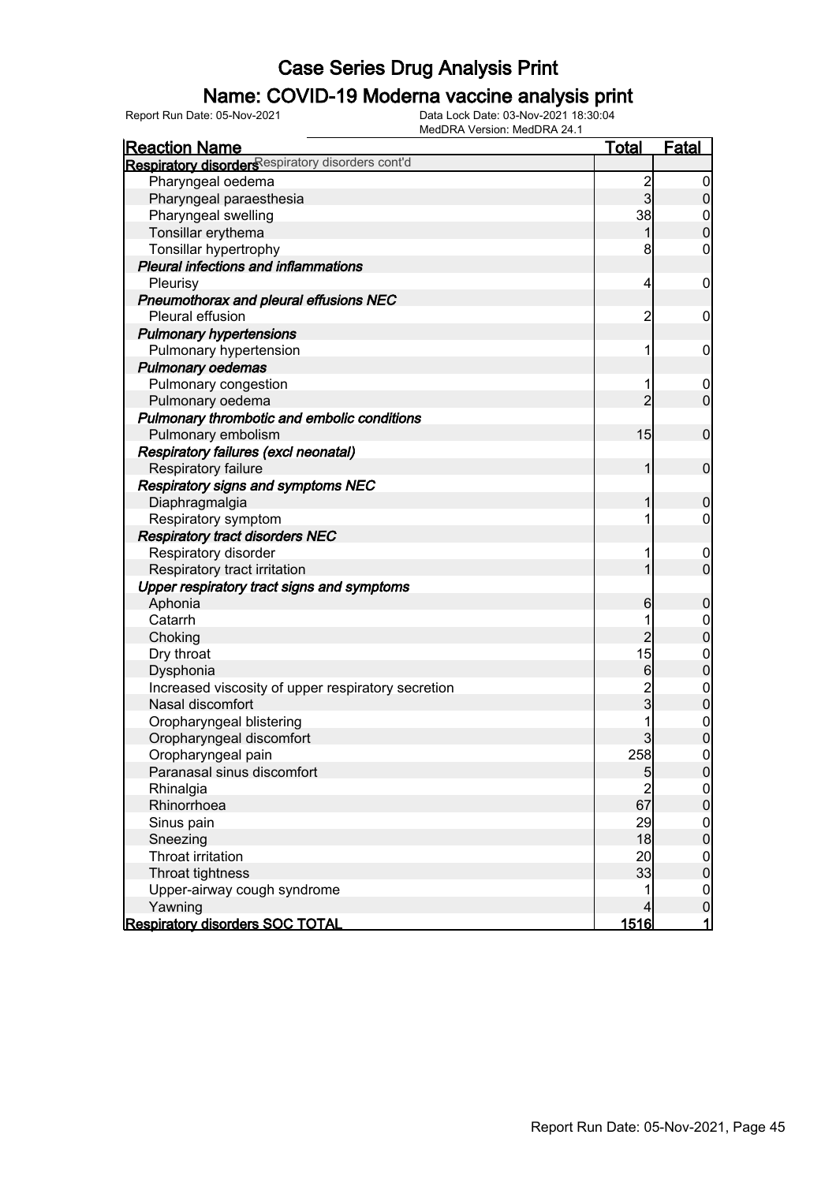# Case Series Drug Analysis Print

## Name: COVID-19 Moderna vaccine analysis print

Report Run Date: 05-Nov-2021

Data Lock Date: 03-Nov-2021 18:30:04

MedDRA Version: MedDRA 24.1

| Reaction Name | Total | Fatal |
|---|---|---|
| **Respiratory disorders** Respiratory disorders cont'd | | |
| Pharyngeal oedema | 2 | 0 |
| Pharyngeal paraesthesia | 3 | 0 |
| Pharyngeal swelling | 38 | 0 |
| Tonsillar erythema | 1 | 0 |
| Tonsillar hypertrophy | 8 | 0 |
| ***Pleural infections and inflammations*** | | |
| Pleurisy | 4 | 0 |
| ***Pneumothorax and pleural effusions NEC*** | | |
| Pleural effusion | 2 | 0 |
| ***Pulmonary hypertensions*** | | |
| Pulmonary hypertension | 1 | 0 |
| ***Pulmonary oedemas*** | | |
| Pulmonary congestion | 1 | 0 |
| Pulmonary oedema | 2 | 0 |
| ***Pulmonary thrombotic and embolic conditions*** | | |
| Pulmonary embolism | 15 | 0 |
| ***Respiratory failures (excl neonatal)*** | | |
| Respiratory failure | 1 | 0 |
| ***Respiratory signs and symptoms NEC*** | | |
| Diaphragmalgia | 1 | 0 |
| Respiratory symptom | 1 | 0 |
| ***Respiratory tract disorders NEC*** | | |
| Respiratory disorder | 1 | 0 |
| Respiratory tract irritation | 1 | 0 |
| ***Upper respiratory tract signs and symptoms*** | | |
| Aphonia | 6 | 0 |
| Catarrh | 1 | 0 |
| Choking | 2 | 0 |
| Dry throat | 15 | 0 |
| Dysphonia | 6 | 0 |
| Increased viscosity of upper respiratory secretion | 2 | 0 |
| Nasal discomfort | 3 | 0 |
| Oropharyngeal blistering | 1 | 0 |
| Oropharyngeal discomfort | 3 | 0 |
| Oropharyngeal pain | 258 | 0 |
| Paranasal sinus discomfort | 5 | 0 |
| Rhinalgia | 2 | 0 |
| Rhinorrhoea | 67 | 0 |
| Sinus pain | 29 | 0 |
| Sneezing | 18 | 0 |
| Throat irritation | 20 | 0 |
| Throat tightness | 33 | 0 |
| Upper-airway cough syndrome | 1 | 0 |
| Yawning | 4 | 0 |
| **Respiratory disorders SOC TOTAL** | **1516** | **1** |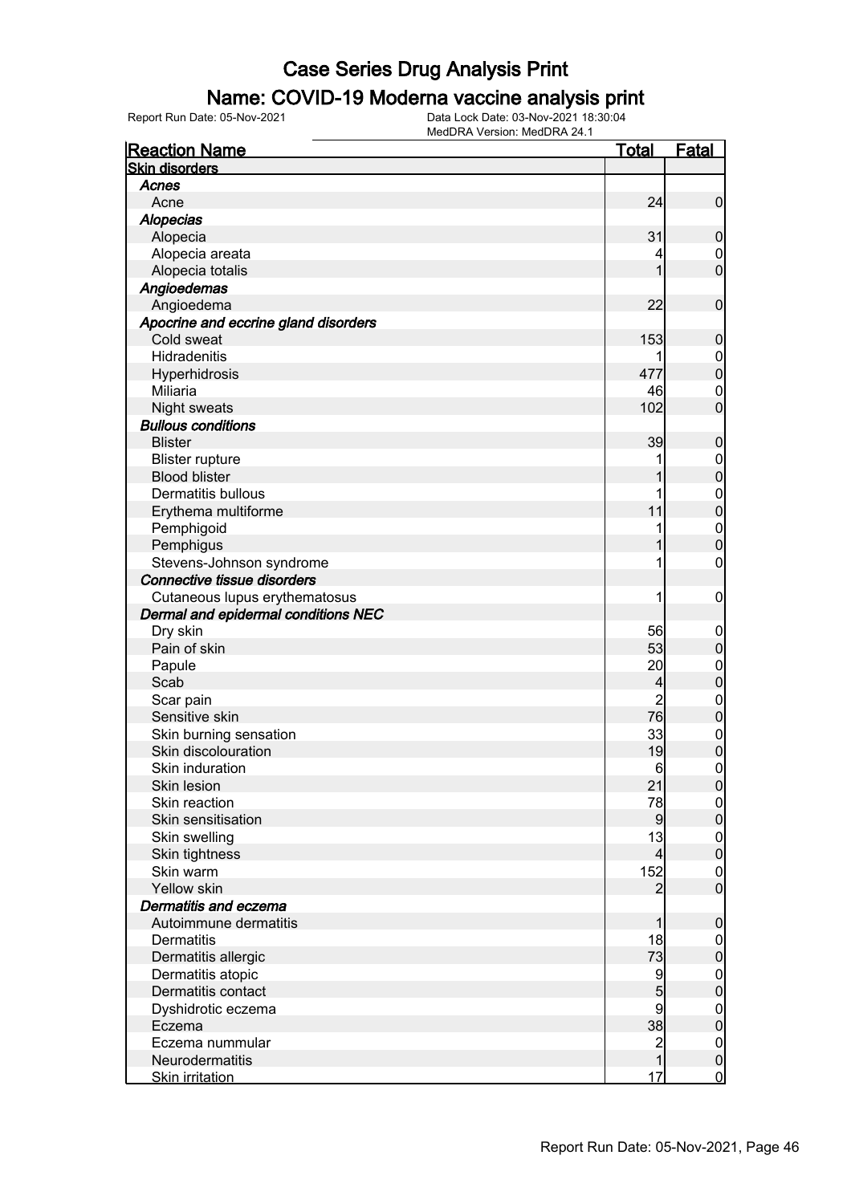# Case Series Drug Analysis Print

## Name: COVID-19 Moderna vaccine analysis print

Report Run Date: 05-Nov-2021 | Data Lock Date: 03-Nov-2021 18:30:04 | MedDRA Version: MedDRA 24.1

| Reaction Name | Total | Fatal |
|---|---|---|
| **Skin disorders** | | |
| *Acnes* | | |
| Acne | 24 | 0 |
| *Alopecias* | | |
| Alopecia | 31 | 0 |
| Alopecia areata | 4 | 0 |
| Alopecia totalis | 1 | 0 |
| *Angioedemas* | | |
| Angioedema | 22 | 0 |
| *Apocrine and eccrine gland disorders* | | |
| Cold sweat | 153 | 0 |
| Hidradenitis | 1 | 0 |
| Hyperhidrosis | 477 | 0 |
| Miliaria | 46 | 0 |
| Night sweats | 102 | 0 |
| *Bullous conditions* | | |
| Blister | 39 | 0 |
| Blister rupture | 1 | 0 |
| Blood blister | 1 | 0 |
| Dermatitis bullous | 1 | 0 |
| Erythema multiforme | 11 | 0 |
| Pemphigoid | 1 | 0 |
| Pemphigus | 1 | 0 |
| Stevens-Johnson syndrome | 1 | 0 |
| *Connective tissue disorders* | | |
| Cutaneous lupus erythematosus | 1 | 0 |
| *Dermal and epidermal conditions NEC* | | |
| Dry skin | 56 | 0 |
| Pain of skin | 53 | 0 |
| Papule | 20 | 0 |
| Scab | 4 | 0 |
| Scar pain | 2 | 0 |
| Sensitive skin | 76 | 0 |
| Skin burning sensation | 33 | 0 |
| Skin discolouration | 19 | 0 |
| Skin induration | 6 | 0 |
| Skin lesion | 21 | 0 |
| Skin reaction | 78 | 0 |
| Skin sensitisation | 9 | 0 |
| Skin swelling | 13 | 0 |
| Skin tightness | 4 | 0 |
| Skin warm | 152 | 0 |
| Yellow skin | 2 | 0 |
| *Dermatitis and eczema* | | |
| Autoimmune dermatitis | 1 | 0 |
| Dermatitis | 18 | 0 |
| Dermatitis allergic | 73 | 0 |
| Dermatitis atopic | 9 | 0 |
| Dermatitis contact | 5 | 0 |
| Dyshidrotic eczema | 9 | 0 |
| Eczema | 38 | 0 |
| Eczema nummular | 2 | 0 |
| Neurodermatitis | 1 | 0 |
| Skin irritation | 17 | 0 |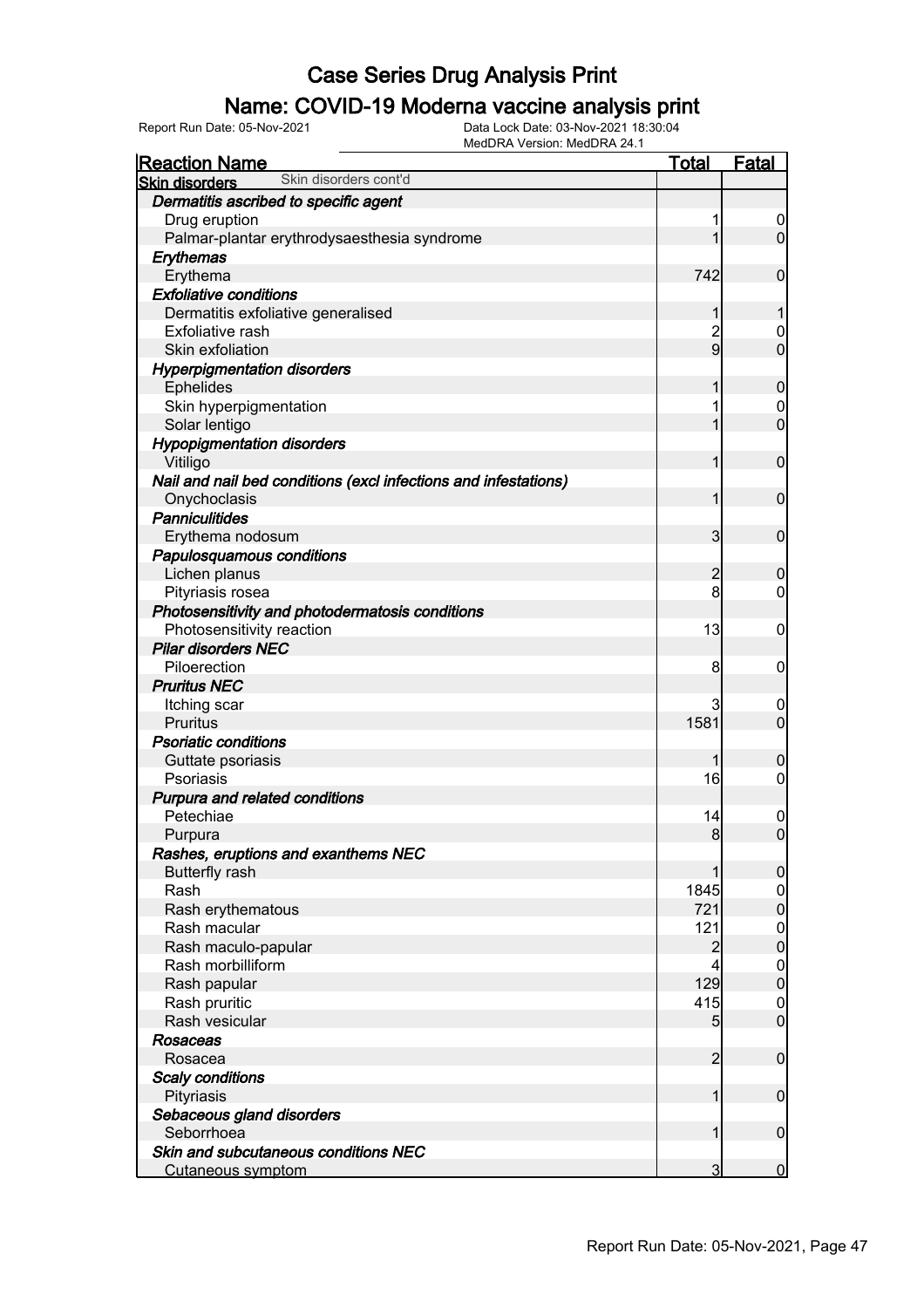# Case Series Drug Analysis Print

## Name: COVID-19 Moderna vaccine analysis print

Report Run Date: 05-Nov-2021    Data Lock Date: 03-Nov-2021 18:30:04
MedDRA Version: MedDRA 24.1

| Reaction Name | Total | Fatal |
|---|---|---|
| **Skin disorders** Skin disorders cont'd | | |
| ***Dermatitis ascribed to specific agent*** | | |
| Drug eruption | 1 | 0 |
| Palmar-plantar erythrodysaesthesia syndrome | 1 | 0 |
| ***Erythemas*** | | |
| Erythema | 742 | 0 |
| ***Exfoliative conditions*** | | |
| Dermatitis exfoliative generalised | 1 | 1 |
| Exfoliative rash | 2 | 0 |
| Skin exfoliation | 9 | 0 |
| ***Hyperpigmentation disorders*** | | |
| Ephelides | 1 | 0 |
| Skin hyperpigmentation | 1 | 0 |
| Solar lentigo | 1 | 0 |
| ***Hypopigmentation disorders*** | | |
| Vitiligo | 1 | 0 |
| ***Nail and nail bed conditions (excl infections and infestations)*** | | |
| Onychoclasis | 1 | 0 |
| ***Panniculitides*** | | |
| Erythema nodosum | 3 | 0 |
| ***Papulosquamous conditions*** | | |
| Lichen planus | 2 | 0 |
| Pityriasis rosea | 8 | 0 |
| ***Photosensitivity and photodermatosis conditions*** | | |
| Photosensitivity reaction | 13 | 0 |
| ***Pilar disorders NEC*** | | |
| Piloerection | 8 | 0 |
| ***Pruritus NEC*** | | |
| Itching scar | 3 | 0 |
| Pruritus | 1581 | 0 |
| ***Psoriatic conditions*** | | |
| Guttate psoriasis | 1 | 0 |
| Psoriasis | 16 | 0 |
| ***Purpura and related conditions*** | | |
| Petechiae | 14 | 0 |
| Purpura | 8 | 0 |
| ***Rashes, eruptions and exanthems NEC*** | | |
| Butterfly rash | 1 | 0 |
| Rash | 1845 | 0 |
| Rash erythematous | 721 | 0 |
| Rash macular | 121 | 0 |
| Rash maculo-papular | 2 | 0 |
| Rash morbilliform | 4 | 0 |
| Rash papular | 129 | 0 |
| Rash pruritic | 415 | 0 |
| Rash vesicular | 5 | 0 |
| ***Rosaceas*** | | |
| Rosacea | 2 | 0 |
| ***Scaly conditions*** | | |
| Pityriasis | 1 | 0 |
| ***Sebaceous gland disorders*** | | |
| Seborrhoea | 1 | 0 |
| ***Skin and subcutaneous conditions NEC*** | | |
| Cutaneous symptom | 3 | 0 |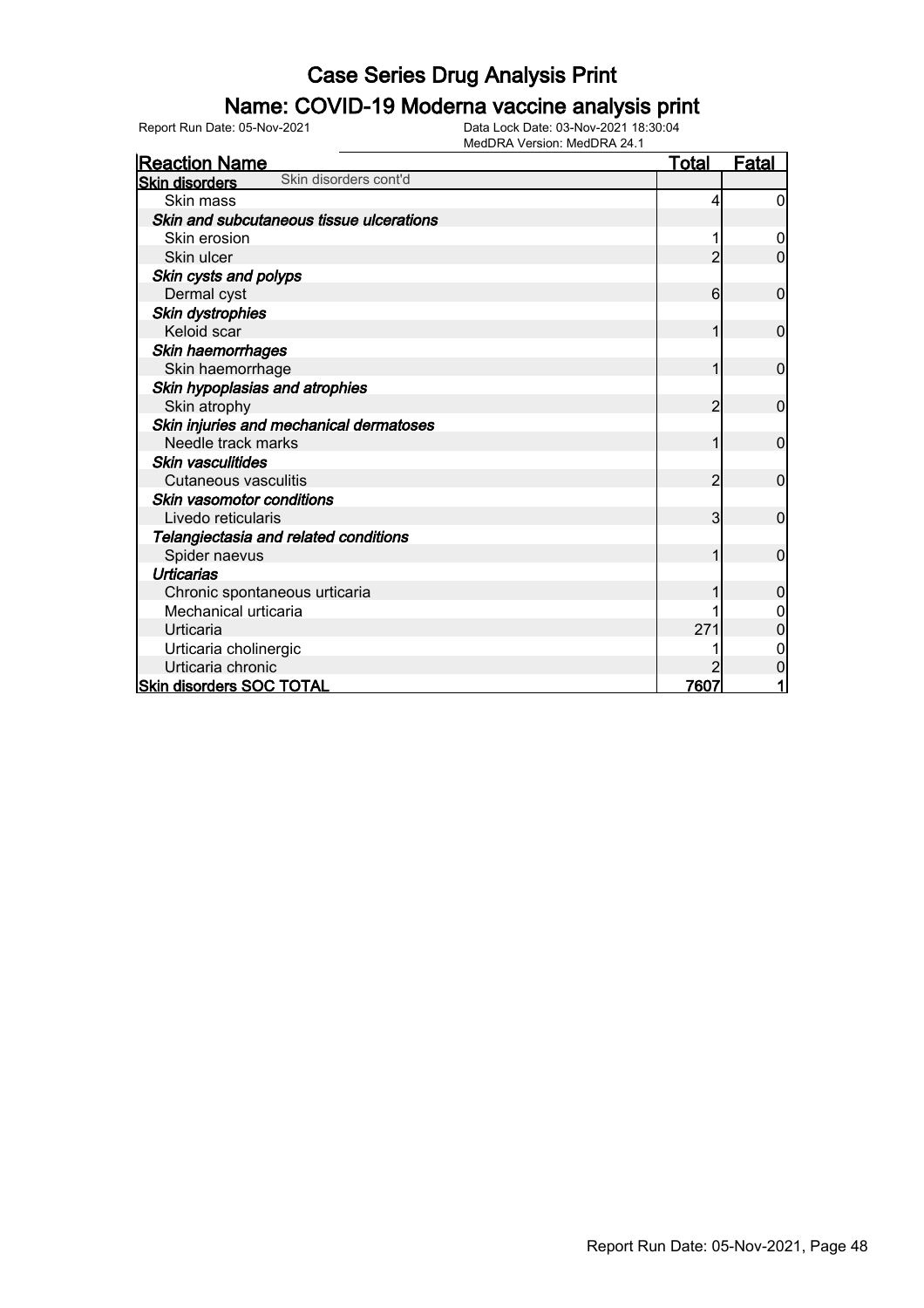# Case Series Drug Analysis Print

## Name: COVID-19 Moderna vaccine analysis print

Report Run Date: 05-Nov-2021

Data Lock Date: 03-Nov-2021 18:30:04

MedDRA Version: MedDRA 24.1

| Reaction Name | Total | Fatal |
|---|---|---|
| **Skin disorders** Skin disorders cont'd | | |
| Skin mass | 4 | 0 |
| ***Skin and subcutaneous tissue ulcerations*** | | |
| Skin erosion | 1 | 0 |
| Skin ulcer | 2 | 0 |
| ***Skin cysts and polyps*** | | |
| Dermal cyst | 6 | 0 |
| ***Skin dystrophies*** | | |
| Keloid scar | 1 | 0 |
| ***Skin haemorrhages*** | | |
| Skin haemorrhage | 1 | 0 |
| ***Skin hypoplasias and atrophies*** | | |
| Skin atrophy | 2 | 0 |
| ***Skin injuries and mechanical dermatoses*** | | |
| Needle track marks | 1 | 0 |
| ***Skin vasculitides*** | | |
| Cutaneous vasculitis | 2 | 0 |
| ***Skin vasomotor conditions*** | | |
| Livedo reticularis | 3 | 0 |
| ***Telangiectasia and related conditions*** | | |
| Spider naevus | 1 | 0 |
| ***Urticarias*** | | |
| Chronic spontaneous urticaria | 1 | 0 |
| Mechanical urticaria | 1 | 0 |
| Urticaria | 271 | 0 |
| Urticaria cholinergic | 1 | 0 |
| Urticaria chronic | 2 | 0 |
| **Skin disorders SOC TOTAL** | **7607** | **1** |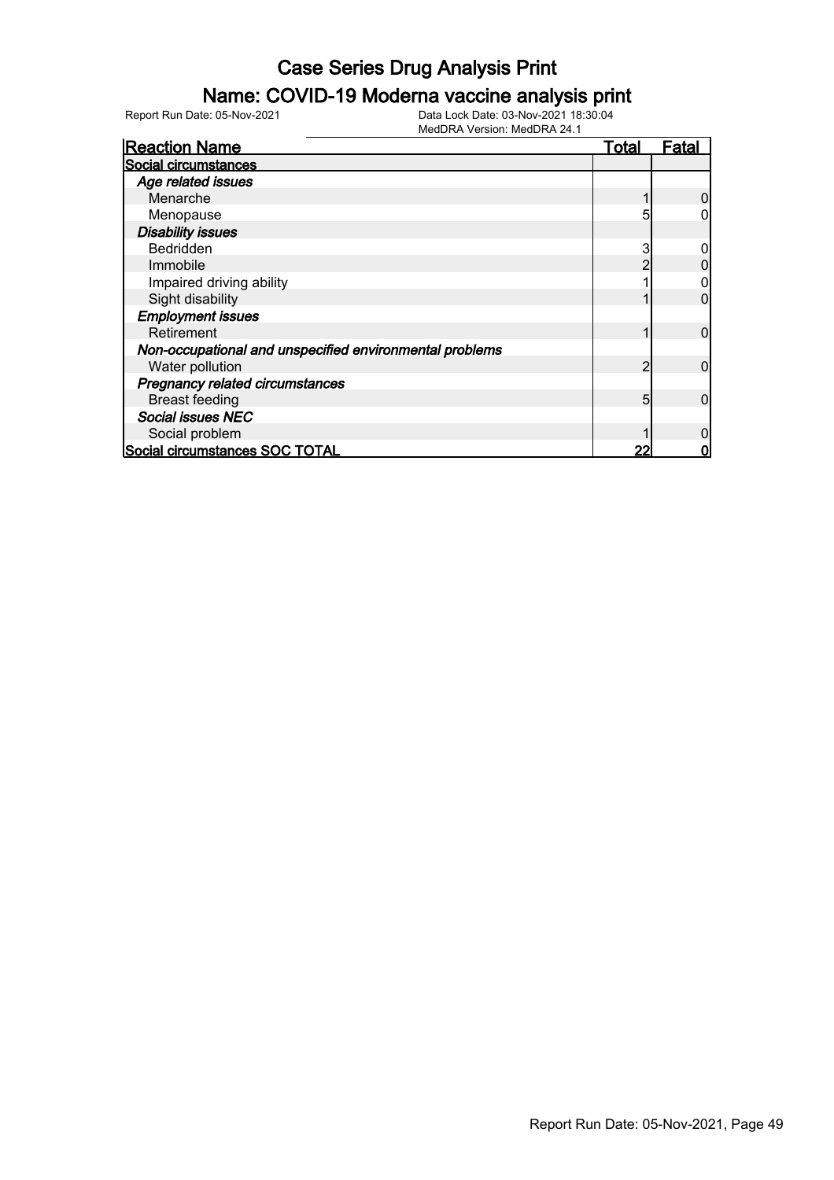# Case Series Drug Analysis Print

## Name: COVID-19 Moderna vaccine analysis print

Report Run Date: 05-Nov-2021    Data Lock Date: 03-Nov-2021 18:30:04
MedDRA Version: MedDRA 24.1

| Reaction Name | Total | Fatal |
|---|---|---|
| **Social circumstances** | | |
| *Age related issues* | | |
| Menarche | 1 | 0 |
| Menopause | 5 | 0 |
| *Disability issues* | | |
| Bedridden | 3 | 0 |
| Immobile | 2 | 0 |
| Impaired driving ability | 1 | 0 |
| Sight disability | 1 | 0 |
| *Employment issues* | | |
| Retirement | 1 | 0 |
| *Non-occupational and unspecified environmental problems* | | |
| Water pollution | 2 | 0 |
| *Pregnancy related circumstances* | | |
| Breast feeding | 5 | 0 |
| *Social issues NEC* | | |
| Social problem | 1 | 0 |
| **Social circumstances SOC TOTAL** | **22** | **0** |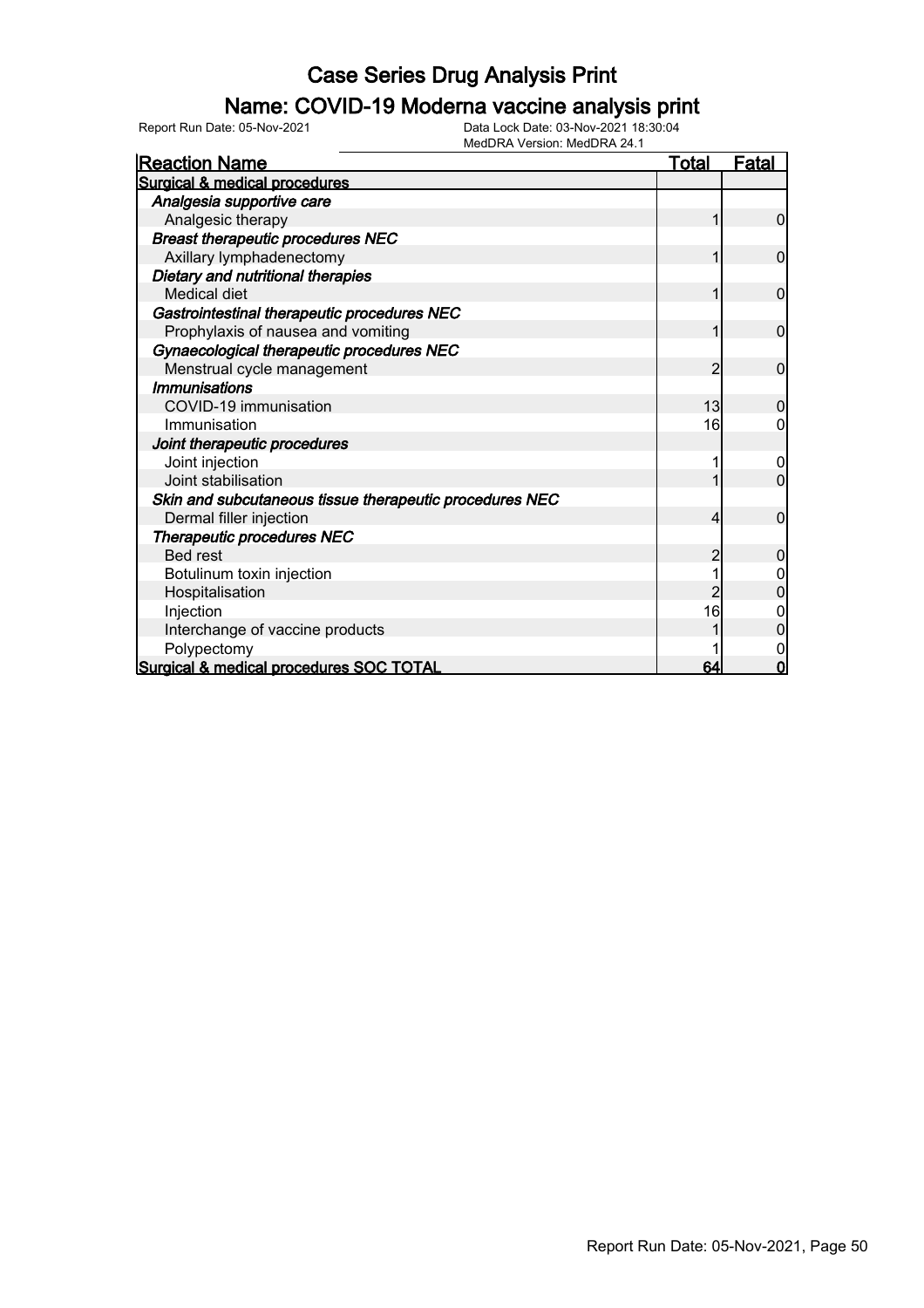# Case Series Drug Analysis Print

## Name: COVID-19 Moderna vaccine analysis print

Report Run Date: 05-Nov-2021
Data Lock Date: 03-Nov-2021 18:30:04
MedDRA Version: MedDRA 24.1

| Reaction Name | Total | Fatal |
|---|---|---|
| **Surgical & medical procedures** | | |
| ***Analgesia supportive care*** | | |
| Analgesic therapy | 1 | 0 |
| ***Breast therapeutic procedures NEC*** | | |
| Axillary lymphadenectomy | 1 | 0 |
| ***Dietary and nutritional therapies*** | | |
| Medical diet | 1 | 0 |
| ***Gastrointestinal therapeutic procedures NEC*** | | |
| Prophylaxis of nausea and vomiting | 1 | 0 |
| ***Gynaecological therapeutic procedures NEC*** | | |
| Menstrual cycle management | 2 | 0 |
| ***Immunisations*** | | |
| COVID-19 immunisation | 13 | 0 |
| Immunisation | 16 | 0 |
| ***Joint therapeutic procedures*** | | |
| Joint injection | 1 | 0 |
| Joint stabilisation | 1 | 0 |
| ***Skin and subcutaneous tissue therapeutic procedures NEC*** | | |
| Dermal filler injection | 4 | 0 |
| ***Therapeutic procedures NEC*** | | |
| Bed rest | 2 | 0 |
| Botulinum toxin injection | 1 | 0 |
| Hospitalisation | 2 | 0 |
| Injection | 16 | 0 |
| Interchange of vaccine products | 1 | 0 |
| Polypectomy | 1 | 0 |
| **Surgical & medical procedures SOC TOTAL** | **64** | **0** |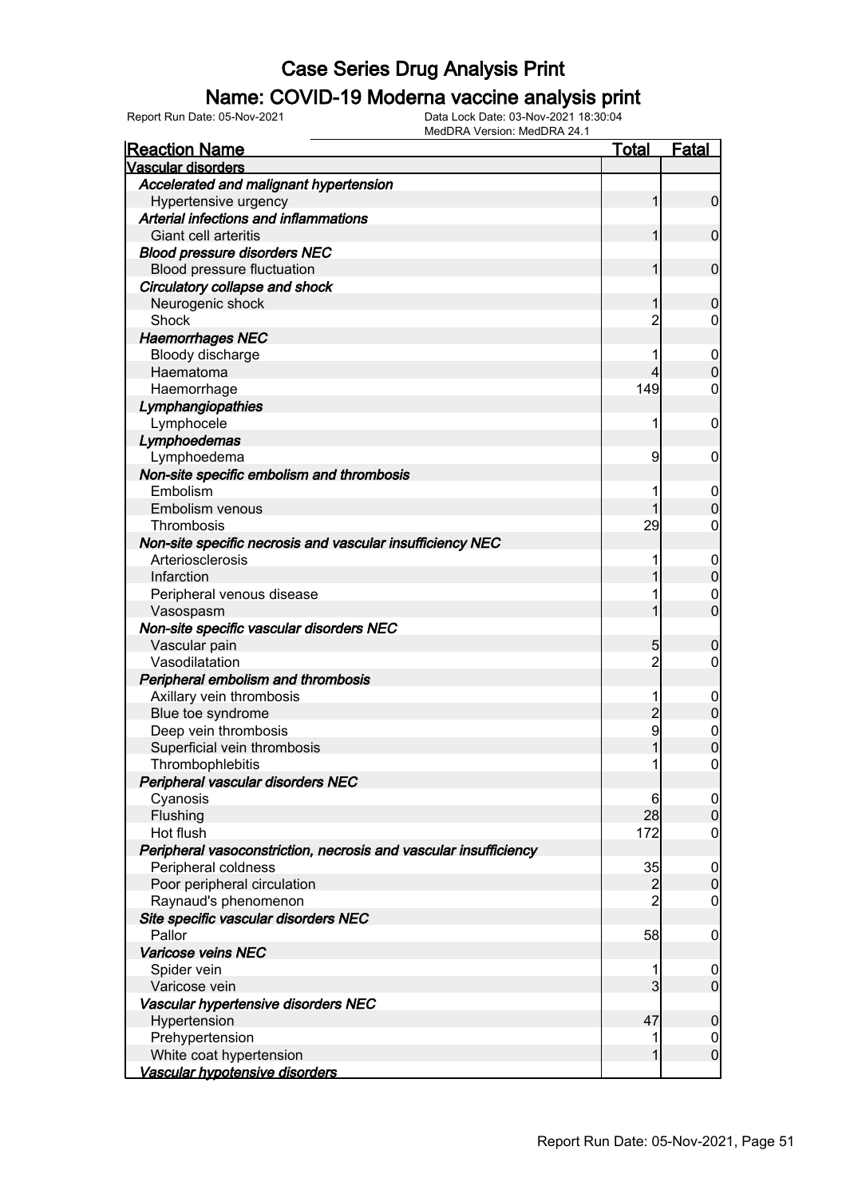# Case Series Drug Analysis Print

## Name: COVID-19 Moderna vaccine analysis print

Report Run Date: 05-Nov-2021
Data Lock Date: 03-Nov-2021 18:30:04
MedDRA Version: MedDRA 24.1

| Reaction Name | Total | Fatal |
|---|---|---|
| **Vascular disorders** | | |
| ***Accelerated and malignant hypertension*** | | |
| Hypertensive urgency | 1 | 0 |
| ***Arterial infections and inflammations*** | | |
| Giant cell arteritis | 1 | 0 |
| ***Blood pressure disorders NEC*** | | |
| Blood pressure fluctuation | 1 | 0 |
| ***Circulatory collapse and shock*** | | |
| Neurogenic shock | 1 | 0 |
| Shock | 2 | 0 |
| ***Haemorrhages NEC*** | | |
| Bloody discharge | 1 | 0 |
| Haematoma | 4 | 0 |
| Haemorrhage | 149 | 0 |
| ***Lymphangiopathies*** | | |
| Lymphocele | 1 | 0 |
| ***Lymphoedemas*** | | |
| Lymphoedema | 9 | 0 |
| ***Non-site specific embolism and thrombosis*** | | |
| Embolism | 1 | 0 |
| Embolism venous | 1 | 0 |
| Thrombosis | 29 | 0 |
| ***Non-site specific necrosis and vascular insufficiency NEC*** | | |
| Arteriosclerosis | 1 | 0 |
| Infarction | 1 | 0 |
| Peripheral venous disease | 1 | 0 |
| Vasospasm | 1 | 0 |
| ***Non-site specific vascular disorders NEC*** | | |
| Vascular pain | 5 | 0 |
| Vasodilatation | 2 | 0 |
| ***Peripheral embolism and thrombosis*** | | |
| Axillary vein thrombosis | 1 | 0 |
| Blue toe syndrome | 2 | 0 |
| Deep vein thrombosis | 9 | 0 |
| Superficial vein thrombosis | 1 | 0 |
| Thrombophlebitis | 1 | 0 |
| ***Peripheral vascular disorders NEC*** | | |
| Cyanosis | 6 | 0 |
| Flushing | 28 | 0 |
| Hot flush | 172 | 0 |
| ***Peripheral vasoconstriction, necrosis and vascular insufficiency*** | | |
| Peripheral coldness | 35 | 0 |
| Poor peripheral circulation | 2 | 0 |
| Raynaud's phenomenon | 2 | 0 |
| ***Site specific vascular disorders NEC*** | | |
| Pallor | 58 | 0 |
| ***Varicose veins NEC*** | | |
| Spider vein | 1 | 0 |
| Varicose vein | 3 | 0 |
| ***Vascular hypertensive disorders NEC*** | | |
| Hypertension | 47 | 0 |
| Prehypertension | 1 | 0 |
| White coat hypertension | 1 | 0 |
| ***Vascular hypotensive disorders*** | | |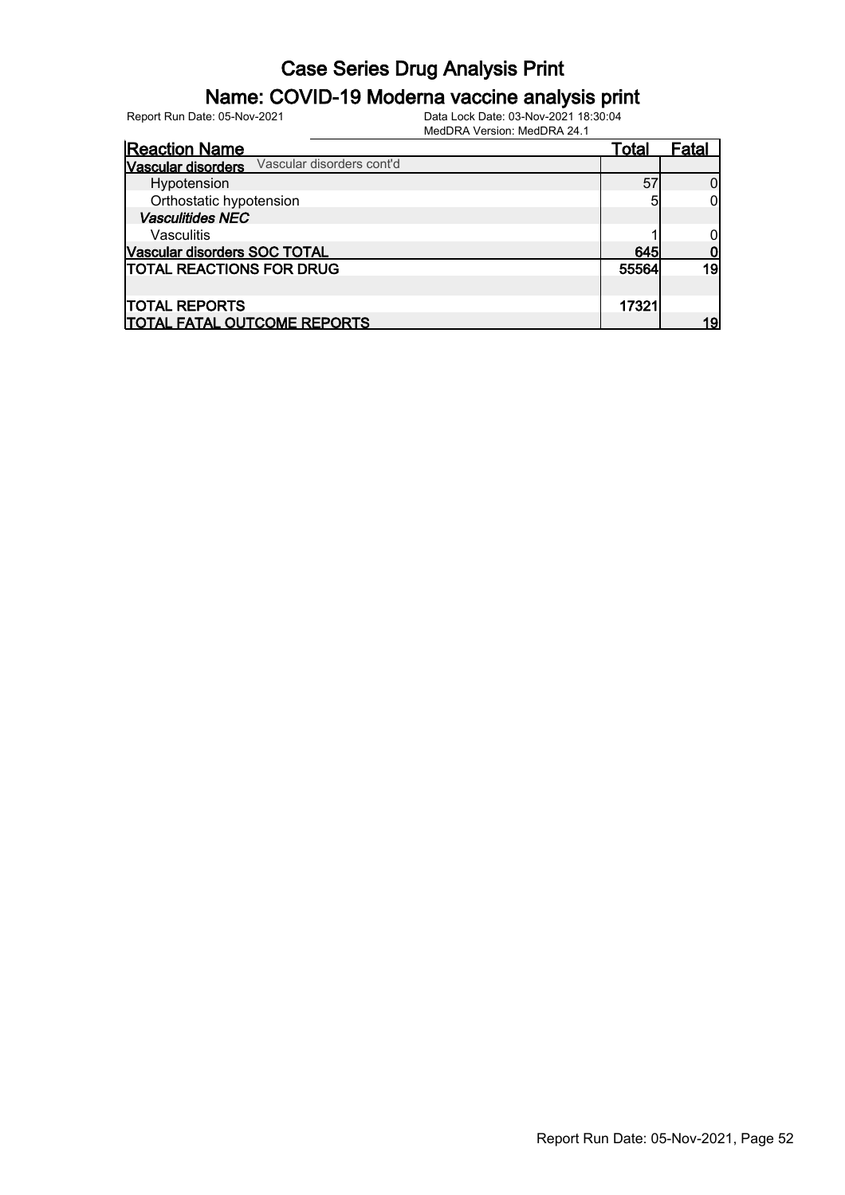# Case Series Drug Analysis Print

## Name: COVID-19 Moderna vaccine analysis print

Report Run Date: 05-Nov-2021

Data Lock Date: 03-Nov-2021 18:30:04

MedDRA Version: MedDRA 24.1

| Reaction Name | Total | Fatal |
|---|---|---|
| **Vascular disorders** Vascular disorders cont'd | | |
| Hypotension | 57 | 0 |
| Orthostatic hypotension | 5 | 0 |
| ***Vasculitides NEC*** | | |
| Vasculitis | 1 | 0 |
| **Vascular disorders SOC TOTAL** | **645** | **0** |
| **TOTAL REACTIONS FOR DRUG** | **55564** | **19** |
| | | |
| **TOTAL REPORTS** | **17321** | |
| **TOTAL FATAL OUTCOME REPORTS** | | **19** |